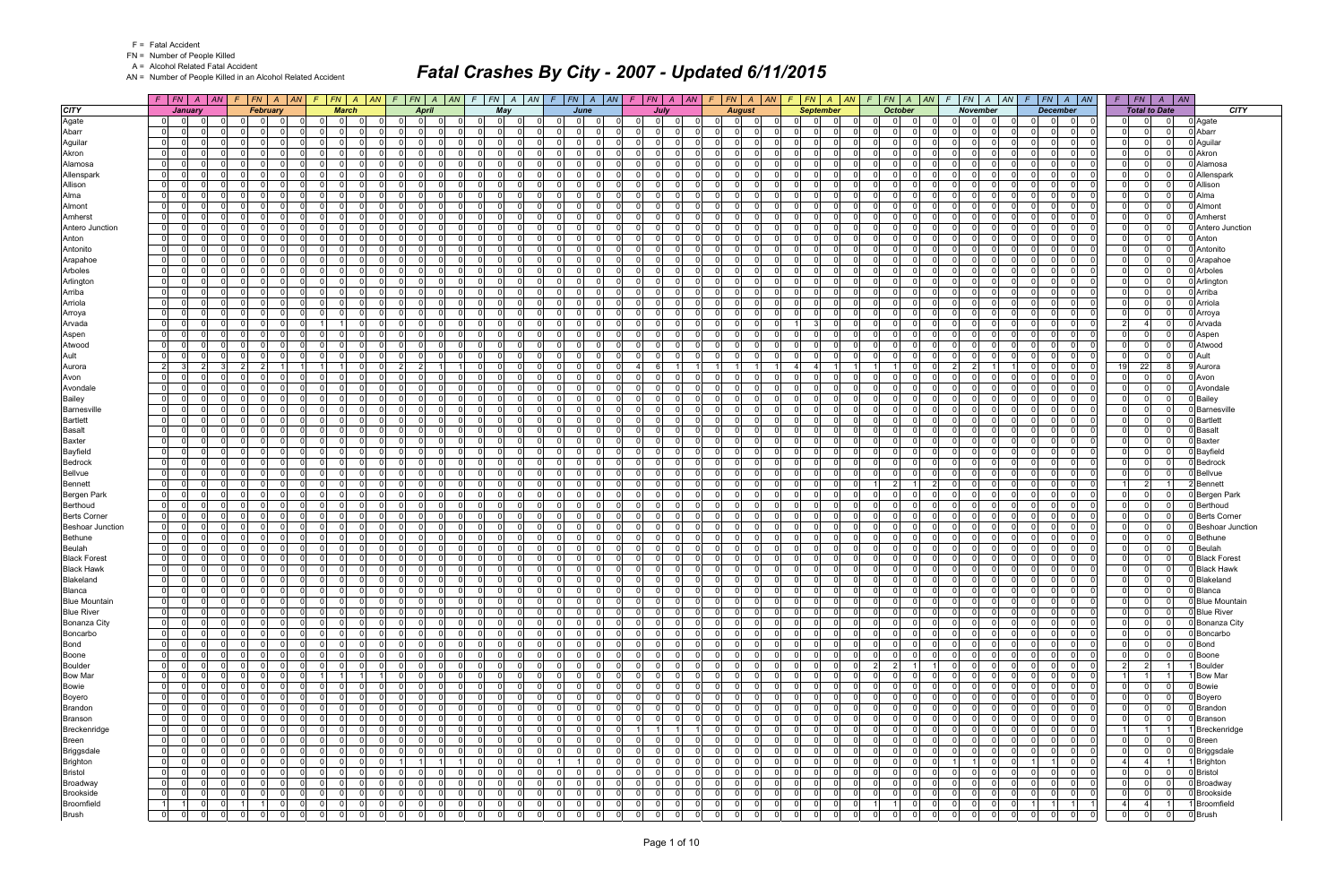F = Fatal Accident
FN = Number of People Killed
A = Alcohol Related Fatal Accident
AN = Number of People Killed in an Alcohol Related Accident

# Fatal Crashes By City - 2007 - Updated 6/11/2015

| CITY | January | | | | February | | | | March | | | | April | | | | May | | | | June | | | | July | | | | August | | | | September | | | | October | | | | November | | | | December | | | | Total to Date | | | | CITY |
|---|---|---|---|---|---|---|---|---|---|---|---|---|---|---|---|---|---|---|---|---|---|---|---|---|---|---|---|---|---|---|---|---|---|---|---|---|---|---|---|---|---|---|---|---|---|---|---|---|---|---|---|---|---|
| | F | FN | A | AN | F | FN | A | AN | F | FN | A | AN | F | FN | A | AN | F | FN | A | AN | F | FN | A | AN | F | FN | A | AN | F | FN | A | AN | F | FN | A | AN | F | FN | A | AN | F | FN | A | AN | F | FN | A | AN | F | FN | A | AN | |
| Agate | 0 | 0 | 0 | 0 | 0 | 0 | 0 | 0 | 0 | 0 | 0 | 0 | 0 | 0 | 0 | 0 | 0 | 0 | 0 | 0 | 0 | 0 | 0 | 0 | 0 | 0 | 0 | 0 | 0 | 0 | 0 | 0 | 0 | 0 | 0 | 0 | 0 | 0 | 0 | 0 | 0 | 0 | 0 | 0 | 0 | 0 | 0 | 0 | 0 | 0 | 0 | 0 | Agate |
| Abarr | 0 | 0 | 0 | 0 | 0 | 0 | 0 | 0 | 0 | 0 | 0 | 0 | 0 | 0 | 0 | 0 | 0 | 0 | 0 | 0 | 0 | 0 | 0 | 0 | 0 | 0 | 0 | 0 | 0 | 0 | 0 | 0 | 0 | 0 | 0 | 0 | 0 | 0 | 0 | 0 | 0 | 0 | 0 | 0 | 0 | 0 | 0 | 0 | 0 | 0 | 0 | 0 | Abarr |
| Aguilar | 0 | 0 | 0 | 0 | 0 | 0 | 0 | 0 | 0 | 0 | 0 | 0 | 0 | 0 | 0 | 0 | 0 | 0 | 0 | 0 | 0 | 0 | 0 | 0 | 0 | 0 | 0 | 0 | 0 | 0 | 0 | 0 | 0 | 0 | 0 | 0 | 0 | 0 | 0 | 0 | 0 | 0 | 0 | 0 | 0 | 0 | 0 | 0 | 0 | 0 | 0 | 0 | Aguilar |
| Akron | 0 | 0 | 0 | 0 | 0 | 0 | 0 | 0 | 0 | 0 | 0 | 0 | 0 | 0 | 0 | 0 | 0 | 0 | 0 | 0 | 0 | 0 | 0 | 0 | 0 | 0 | 0 | 0 | 0 | 0 | 0 | 0 | 0 | 0 | 0 | 0 | 0 | 0 | 0 | 0 | 0 | 0 | 0 | 0 | 0 | 0 | 0 | 0 | 0 | 0 | 0 | 0 | Akron |
| Alamosa | 0 | 0 | 0 | 0 | 0 | 0 | 0 | 0 | 0 | 0 | 0 | 0 | 0 | 0 | 0 | 0 | 0 | 0 | 0 | 0 | 0 | 0 | 0 | 0 | 0 | 0 | 0 | 0 | 0 | 0 | 0 | 0 | 0 | 0 | 0 | 0 | 0 | 0 | 0 | 0 | 0 | 0 | 0 | 0 | 0 | 0 | 0 | 0 | 0 | 0 | 0 | 0 | Alamosa |
| Allenspark | 0 | 0 | 0 | 0 | 0 | 0 | 0 | 0 | 0 | 0 | 0 | 0 | 0 | 0 | 0 | 0 | 0 | 0 | 0 | 0 | 0 | 0 | 0 | 0 | 0 | 0 | 0 | 0 | 0 | 0 | 0 | 0 | 0 | 0 | 0 | 0 | 0 | 0 | 0 | 0 | 0 | 0 | 0 | 0 | 0 | 0 | 0 | 0 | 0 | 0 | 0 | 0 | Allenspark |
| Allison | 0 | 0 | 0 | 0 | 0 | 0 | 0 | 0 | 0 | 0 | 0 | 0 | 0 | 0 | 0 | 0 | 0 | 0 | 0 | 0 | 0 | 0 | 0 | 0 | 0 | 0 | 0 | 0 | 0 | 0 | 0 | 0 | 0 | 0 | 0 | 0 | 0 | 0 | 0 | 0 | 0 | 0 | 0 | 0 | 0 | 0 | 0 | 0 | 0 | 0 | 0 | 0 | Allison |
| Alma | 0 | 0 | 0 | 0 | 0 | 0 | 0 | 0 | 0 | 0 | 0 | 0 | 0 | 0 | 0 | 0 | 0 | 0 | 0 | 0 | 0 | 0 | 0 | 0 | 0 | 0 | 0 | 0 | 0 | 0 | 0 | 0 | 0 | 0 | 0 | 0 | 0 | 0 | 0 | 0 | 0 | 0 | 0 | 0 | 0 | 0 | 0 | 0 | 0 | 0 | 0 | 0 | Alma |
| Almont | 0 | 0 | 0 | 0 | 0 | 0 | 0 | 0 | 0 | 0 | 0 | 0 | 0 | 0 | 0 | 0 | 0 | 0 | 0 | 0 | 0 | 0 | 0 | 0 | 0 | 0 | 0 | 0 | 0 | 0 | 0 | 0 | 0 | 0 | 0 | 0 | 0 | 0 | 0 | 0 | 0 | 0 | 0 | 0 | 0 | 0 | 0 | 0 | 0 | 0 | 0 | 0 | Almont |
| Amherst | 0 | 0 | 0 | 0 | 0 | 0 | 0 | 0 | 0 | 0 | 0 | 0 | 0 | 0 | 0 | 0 | 0 | 0 | 0 | 0 | 0 | 0 | 0 | 0 | 0 | 0 | 0 | 0 | 0 | 0 | 0 | 0 | 0 | 0 | 0 | 0 | 0 | 0 | 0 | 0 | 0 | 0 | 0 | 0 | 0 | 0 | 0 | 0 | 0 | 0 | 0 | 0 | Amherst |
| Antero Junction | 0 | 0 | 0 | 0 | 0 | 0 | 0 | 0 | 0 | 0 | 0 | 0 | 0 | 0 | 0 | 0 | 0 | 0 | 0 | 0 | 0 | 0 | 0 | 0 | 0 | 0 | 0 | 0 | 0 | 0 | 0 | 0 | 0 | 0 | 0 | 0 | 0 | 0 | 0 | 0 | 0 | 0 | 0 | 0 | 0 | 0 | 0 | 0 | 0 | 0 | 0 | 0 | Antero Junction |
| Anton | 0 | 0 | 0 | 0 | 0 | 0 | 0 | 0 | 0 | 0 | 0 | 0 | 0 | 0 | 0 | 0 | 0 | 0 | 0 | 0 | 0 | 0 | 0 | 0 | 0 | 0 | 0 | 0 | 0 | 0 | 0 | 0 | 0 | 0 | 0 | 0 | 0 | 0 | 0 | 0 | 0 | 0 | 0 | 0 | 0 | 0 | 0 | 0 | 0 | 0 | 0 | 0 | Anton |
| Antonito | 0 | 0 | 0 | 0 | 0 | 0 | 0 | 0 | 0 | 0 | 0 | 0 | 0 | 0 | 0 | 0 | 0 | 0 | 0 | 0 | 0 | 0 | 0 | 0 | 0 | 0 | 0 | 0 | 0 | 0 | 0 | 0 | 0 | 0 | 0 | 0 | 0 | 0 | 0 | 0 | 0 | 0 | 0 | 0 | 0 | 0 | 0 | 0 | 0 | 0 | 0 | 0 | Antonito |
| Arapahoe | 0 | 0 | 0 | 0 | 0 | 0 | 0 | 0 | 0 | 0 | 0 | 0 | 0 | 0 | 0 | 0 | 0 | 0 | 0 | 0 | 0 | 0 | 0 | 0 | 0 | 0 | 0 | 0 | 0 | 0 | 0 | 0 | 0 | 0 | 0 | 0 | 0 | 0 | 0 | 0 | 0 | 0 | 0 | 0 | 0 | 0 | 0 | 0 | 0 | 0 | 0 | 0 | Arapahoe |
| Arboles | 0 | 0 | 0 | 0 | 0 | 0 | 0 | 0 | 0 | 0 | 0 | 0 | 0 | 0 | 0 | 0 | 0 | 0 | 0 | 0 | 0 | 0 | 0 | 0 | 0 | 0 | 0 | 0 | 0 | 0 | 0 | 0 | 0 | 0 | 0 | 0 | 0 | 0 | 0 | 0 | 0 | 0 | 0 | 0 | 0 | 0 | 0 | 0 | 0 | 0 | 0 | 0 | Arboles |
| Arlington | 0 | 0 | 0 | 0 | 0 | 0 | 0 | 0 | 0 | 0 | 0 | 0 | 0 | 0 | 0 | 0 | 0 | 0 | 0 | 0 | 0 | 0 | 0 | 0 | 0 | 0 | 0 | 0 | 0 | 0 | 0 | 0 | 0 | 0 | 0 | 0 | 0 | 0 | 0 | 0 | 0 | 0 | 0 | 0 | 0 | 0 | 0 | 0 | 0 | 0 | 0 | 0 | Arlington |
| Arriba | 0 | 0 | 0 | 0 | 0 | 0 | 0 | 0 | 0 | 0 | 0 | 0 | 0 | 0 | 0 | 0 | 0 | 0 | 0 | 0 | 0 | 0 | 0 | 0 | 0 | 0 | 0 | 0 | 0 | 0 | 0 | 0 | 0 | 0 | 0 | 0 | 0 | 0 | 0 | 0 | 0 | 0 | 0 | 0 | 0 | 0 | 0 | 0 | 0 | 0 | 0 | 0 | Arriba |
| Arriola | 0 | 0 | 0 | 0 | 0 | 0 | 0 | 0 | 0 | 0 | 0 | 0 | 0 | 0 | 0 | 0 | 0 | 0 | 0 | 0 | 0 | 0 | 0 | 0 | 0 | 0 | 0 | 0 | 0 | 0 | 0 | 0 | 0 | 0 | 0 | 0 | 0 | 0 | 0 | 0 | 0 | 0 | 0 | 0 | 0 | 0 | 0 | 0 | 0 | 0 | 0 | 0 | Arriola |
| Arroya | 0 | 0 | 0 | 0 | 0 | 0 | 0 | 0 | 0 | 0 | 0 | 0 | 0 | 0 | 0 | 0 | 0 | 0 | 0 | 0 | 0 | 0 | 0 | 0 | 0 | 0 | 0 | 0 | 0 | 0 | 0 | 0 | 0 | 0 | 0 | 0 | 0 | 0 | 0 | 0 | 0 | 0 | 0 | 0 | 0 | 0 | 0 | 0 | 0 | 0 | 0 | 0 | Arroya |
| Arvada | 0 | 0 | 0 | 0 | 0 | 0 | 0 | 0 | 1 | 1 | 0 | 0 | 0 | 0 | 0 | 0 | 0 | 0 | 0 | 0 | 0 | 0 | 0 | 0 | 0 | 0 | 0 | 0 | 0 | 0 | 0 | 0 | 1 | 3 | 0 | 0 | 0 | 0 | 0 | 0 | 0 | 0 | 0 | 0 | 0 | 0 | 0 | 0 | 2 | 4 | 0 | 0 | Arvada |
| Aspen | 0 | 0 | 0 | 0 | 0 | 0 | 0 | 0 | 0 | 0 | 0 | 0 | 0 | 0 | 0 | 0 | 0 | 0 | 0 | 0 | 0 | 0 | 0 | 0 | 0 | 0 | 0 | 0 | 0 | 0 | 0 | 0 | 0 | 0 | 0 | 0 | 0 | 0 | 0 | 0 | 0 | 0 | 0 | 0 | 0 | 0 | 0 | 0 | 0 | 0 | 0 | 0 | Aspen |
| Atwood | 0 | 0 | 0 | 0 | 0 | 0 | 0 | 0 | 0 | 0 | 0 | 0 | 0 | 0 | 0 | 0 | 0 | 0 | 0 | 0 | 0 | 0 | 0 | 0 | 0 | 0 | 0 | 0 | 0 | 0 | 0 | 0 | 0 | 0 | 0 | 0 | 0 | 0 | 0 | 0 | 0 | 0 | 0 | 0 | 0 | 0 | 0 | 0 | 0 | 0 | 0 | 0 | Atwood |
| Ault | 0 | 0 | 0 | 0 | 0 | 0 | 0 | 0 | 0 | 0 | 0 | 0 | 0 | 0 | 0 | 0 | 0 | 0 | 0 | 0 | 0 | 0 | 0 | 0 | 0 | 0 | 0 | 0 | 0 | 0 | 0 | 0 | 0 | 0 | 0 | 0 | 0 | 0 | 0 | 0 | 0 | 0 | 0 | 0 | 0 | 0 | 0 | 0 | 0 | 0 | 0 | 0 | Ault |
| Aurora | 2 | 3 | 2 | 3 | 2 | 2 | 1 | 1 | 1 | 1 | 0 | 0 | 2 | 2 | 1 | 1 | 0 | 0 | 0 | 0 | 0 | 0 | 0 | 0 | 4 | 6 | 1 | 1 | 1 | 1 | 1 | 1 | 4 | 4 | 1 | 1 | 1 | 1 | 0 | 0 | 2 | 2 | 1 | 1 | 0 | 0 | 0 | 0 | 19 | 22 | 8 | 9 | Aurora |
| Avon | 0 | 0 | 0 | 0 | 0 | 0 | 0 | 0 | 0 | 0 | 0 | 0 | 0 | 0 | 0 | 0 | 0 | 0 | 0 | 0 | 0 | 0 | 0 | 0 | 0 | 0 | 0 | 0 | 0 | 0 | 0 | 0 | 0 | 0 | 0 | 0 | 0 | 0 | 0 | 0 | 0 | 0 | 0 | 0 | 0 | 0 | 0 | 0 | 0 | 0 | 0 | 0 | Avon |
| Avondale | 0 | 0 | 0 | 0 | 0 | 0 | 0 | 0 | 0 | 0 | 0 | 0 | 0 | 0 | 0 | 0 | 0 | 0 | 0 | 0 | 0 | 0 | 0 | 0 | 0 | 0 | 0 | 0 | 0 | 0 | 0 | 0 | 0 | 0 | 0 | 0 | 0 | 0 | 0 | 0 | 0 | 0 | 0 | 0 | 0 | 0 | 0 | 0 | 0 | 0 | 0 | 0 | Avondale |
| Bailey | 0 | 0 | 0 | 0 | 0 | 0 | 0 | 0 | 0 | 0 | 0 | 0 | 0 | 0 | 0 | 0 | 0 | 0 | 0 | 0 | 0 | 0 | 0 | 0 | 0 | 0 | 0 | 0 | 0 | 0 | 0 | 0 | 0 | 0 | 0 | 0 | 0 | 0 | 0 | 0 | 0 | 0 | 0 | 0 | 0 | 0 | 0 | 0 | 0 | 0 | 0 | 0 | Bailey |
| Barnesville | 0 | 0 | 0 | 0 | 0 | 0 | 0 | 0 | 0 | 0 | 0 | 0 | 0 | 0 | 0 | 0 | 0 | 0 | 0 | 0 | 0 | 0 | 0 | 0 | 0 | 0 | 0 | 0 | 0 | 0 | 0 | 0 | 0 | 0 | 0 | 0 | 0 | 0 | 0 | 0 | 0 | 0 | 0 | 0 | 0 | 0 | 0 | 0 | 0 | 0 | 0 | 0 | Barnesville |
| Bartlett | 0 | 0 | 0 | 0 | 0 | 0 | 0 | 0 | 0 | 0 | 0 | 0 | 0 | 0 | 0 | 0 | 0 | 0 | 0 | 0 | 0 | 0 | 0 | 0 | 0 | 0 | 0 | 0 | 0 | 0 | 0 | 0 | 0 | 0 | 0 | 0 | 0 | 0 | 0 | 0 | 0 | 0 | 0 | 0 | 0 | 0 | 0 | 0 | 0 | 0 | 0 | 0 | Bartlett |
| Basalt | 0 | 0 | 0 | 0 | 0 | 0 | 0 | 0 | 0 | 0 | 0 | 0 | 0 | 0 | 0 | 0 | 0 | 0 | 0 | 0 | 0 | 0 | 0 | 0 | 0 | 0 | 0 | 0 | 0 | 0 | 0 | 0 | 0 | 0 | 0 | 0 | 0 | 0 | 0 | 0 | 0 | 0 | 0 | 0 | 0 | 0 | 0 | 0 | 0 | 0 | 0 | 0 | Basalt |
| Baxter | 0 | 0 | 0 | 0 | 0 | 0 | 0 | 0 | 0 | 0 | 0 | 0 | 0 | 0 | 0 | 0 | 0 | 0 | 0 | 0 | 0 | 0 | 0 | 0 | 0 | 0 | 0 | 0 | 0 | 0 | 0 | 0 | 0 | 0 | 0 | 0 | 0 | 0 | 0 | 0 | 0 | 0 | 0 | 0 | 0 | 0 | 0 | 0 | 0 | 0 | 0 | 0 | Baxter |
| Bayfield | 0 | 0 | 0 | 0 | 0 | 0 | 0 | 0 | 0 | 0 | 0 | 0 | 0 | 0 | 0 | 0 | 0 | 0 | 0 | 0 | 0 | 0 | 0 | 0 | 0 | 0 | 0 | 0 | 0 | 0 | 0 | 0 | 0 | 0 | 0 | 0 | 0 | 0 | 0 | 0 | 0 | 0 | 0 | 0 | 0 | 0 | 0 | 0 | 0 | 0 | 0 | 0 | Bayfield |
| Bedrock | 0 | 0 | 0 | 0 | 0 | 0 | 0 | 0 | 0 | 0 | 0 | 0 | 0 | 0 | 0 | 0 | 0 | 0 | 0 | 0 | 0 | 0 | 0 | 0 | 0 | 0 | 0 | 0 | 0 | 0 | 0 | 0 | 0 | 0 | 0 | 0 | 0 | 0 | 0 | 0 | 0 | 0 | 0 | 0 | 0 | 0 | 0 | 0 | 0 | 0 | 0 | 0 | Bedrock |
| Bellvue | 0 | 0 | 0 | 0 | 0 | 0 | 0 | 0 | 0 | 0 | 0 | 0 | 0 | 0 | 0 | 0 | 0 | 0 | 0 | 0 | 0 | 0 | 0 | 0 | 0 | 0 | 0 | 0 | 0 | 0 | 0 | 0 | 0 | 0 | 0 | 0 | 0 | 0 | 0 | 0 | 0 | 0 | 0 | 0 | 0 | 0 | 0 | 0 | 0 | 0 | 0 | 0 | Bellvue |
| Bennett | 0 | 0 | 0 | 0 | 0 | 0 | 0 | 0 | 0 | 0 | 0 | 0 | 0 | 0 | 0 | 0 | 0 | 0 | 0 | 0 | 0 | 0 | 0 | 0 | 0 | 0 | 0 | 0 | 0 | 0 | 0 | 0 | 0 | 0 | 0 | 0 | 1 | 2 | 1 | 2 | 0 | 0 | 0 | 0 | 0 | 0 | 0 | 0 | 1 | 2 | 1 | 2 | Bennett |
| Bergen Park | 0 | 0 | 0 | 0 | 0 | 0 | 0 | 0 | 0 | 0 | 0 | 0 | 0 | 0 | 0 | 0 | 0 | 0 | 0 | 0 | 0 | 0 | 0 | 0 | 0 | 0 | 0 | 0 | 0 | 0 | 0 | 0 | 0 | 0 | 0 | 0 | 0 | 0 | 0 | 0 | 0 | 0 | 0 | 0 | 0 | 0 | 0 | 0 | 0 | 0 | 0 | 0 | Bergen Park |
| Berthoud | 0 | 0 | 0 | 0 | 0 | 0 | 0 | 0 | 0 | 0 | 0 | 0 | 0 | 0 | 0 | 0 | 0 | 0 | 0 | 0 | 0 | 0 | 0 | 0 | 0 | 0 | 0 | 0 | 0 | 0 | 0 | 0 | 0 | 0 | 0 | 0 | 0 | 0 | 0 | 0 | 0 | 0 | 0 | 0 | 0 | 0 | 0 | 0 | 0 | 0 | 0 | 0 | Berthoud |
| Berts Corner | 0 | 0 | 0 | 0 | 0 | 0 | 0 | 0 | 0 | 0 | 0 | 0 | 0 | 0 | 0 | 0 | 0 | 0 | 0 | 0 | 0 | 0 | 0 | 0 | 0 | 0 | 0 | 0 | 0 | 0 | 0 | 0 | 0 | 0 | 0 | 0 | 0 | 0 | 0 | 0 | 0 | 0 | 0 | 0 | 0 | 0 | 0 | 0 | 0 | 0 | 0 | 0 | Berts Corner |
| Beshoar Junction | 0 | 0 | 0 | 0 | 0 | 0 | 0 | 0 | 0 | 0 | 0 | 0 | 0 | 0 | 0 | 0 | 0 | 0 | 0 | 0 | 0 | 0 | 0 | 0 | 0 | 0 | 0 | 0 | 0 | 0 | 0 | 0 | 0 | 0 | 0 | 0 | 0 | 0 | 0 | 0 | 0 | 0 | 0 | 0 | 0 | 0 | 0 | 0 | 0 | 0 | 0 | 0 | Beshoar Junction |
| Bethune | 0 | 0 | 0 | 0 | 0 | 0 | 0 | 0 | 0 | 0 | 0 | 0 | 0 | 0 | 0 | 0 | 0 | 0 | 0 | 0 | 0 | 0 | 0 | 0 | 0 | 0 | 0 | 0 | 0 | 0 | 0 | 0 | 0 | 0 | 0 | 0 | 0 | 0 | 0 | 0 | 0 | 0 | 0 | 0 | 0 | 0 | 0 | 0 | 0 | 0 | 0 | 0 | Bethune |
| Beulah | 0 | 0 | 0 | 0 | 0 | 0 | 0 | 0 | 0 | 0 | 0 | 0 | 0 | 0 | 0 | 0 | 0 | 0 | 0 | 0 | 0 | 0 | 0 | 0 | 0 | 0 | 0 | 0 | 0 | 0 | 0 | 0 | 0 | 0 | 0 | 0 | 0 | 0 | 0 | 0 | 0 | 0 | 0 | 0 | 0 | 0 | 0 | 0 | 0 | 0 | 0 | 0 | Beulah |
| Black Forest | 0 | 0 | 0 | 0 | 0 | 0 | 0 | 0 | 0 | 0 | 0 | 0 | 0 | 0 | 0 | 0 | 0 | 0 | 0 | 0 | 0 | 0 | 0 | 0 | 0 | 0 | 0 | 0 | 0 | 0 | 0 | 0 | 0 | 0 | 0 | 0 | 0 | 0 | 0 | 0 | 0 | 0 | 0 | 0 | 0 | 0 | 0 | 0 | 0 | 0 | 0 | 0 | Black Forest |
| Black Hawk | 0 | 0 | 0 | 0 | 0 | 0 | 0 | 0 | 0 | 0 | 0 | 0 | 0 | 0 | 0 | 0 | 0 | 0 | 0 | 0 | 0 | 0 | 0 | 0 | 0 | 0 | 0 | 0 | 0 | 0 | 0 | 0 | 0 | 0 | 0 | 0 | 0 | 0 | 0 | 0 | 0 | 0 | 0 | 0 | 0 | 0 | 0 | 0 | 0 | 0 | 0 | 0 | Black Hawk |
| Blakeland | 0 | 0 | 0 | 0 | 0 | 0 | 0 | 0 | 0 | 0 | 0 | 0 | 0 | 0 | 0 | 0 | 0 | 0 | 0 | 0 | 0 | 0 | 0 | 0 | 0 | 0 | 0 | 0 | 0 | 0 | 0 | 0 | 0 | 0 | 0 | 0 | 0 | 0 | 0 | 0 | 0 | 0 | 0 | 0 | 0 | 0 | 0 | 0 | 0 | 0 | 0 | 0 | Blakeland |
| Blanca | 0 | 0 | 0 | 0 | 0 | 0 | 0 | 0 | 0 | 0 | 0 | 0 | 0 | 0 | 0 | 0 | 0 | 0 | 0 | 0 | 0 | 0 | 0 | 0 | 0 | 0 | 0 | 0 | 0 | 0 | 0 | 0 | 0 | 0 | 0 | 0 | 0 | 0 | 0 | 0 | 0 | 0 | 0 | 0 | 0 | 0 | 0 | 0 | 0 | 0 | 0 | 0 | Blanca |
| Blue Mountain | 0 | 0 | 0 | 0 | 0 | 0 | 0 | 0 | 0 | 0 | 0 | 0 | 0 | 0 | 0 | 0 | 0 | 0 | 0 | 0 | 0 | 0 | 0 | 0 | 0 | 0 | 0 | 0 | 0 | 0 | 0 | 0 | 0 | 0 | 0 | 0 | 0 | 0 | 0 | 0 | 0 | 0 | 0 | 0 | 0 | 0 | 0 | 0 | 0 | 0 | 0 | 0 | Blue Mountain |
| Blue River | 0 | 0 | 0 | 0 | 0 | 0 | 0 | 0 | 0 | 0 | 0 | 0 | 0 | 0 | 0 | 0 | 0 | 0 | 0 | 0 | 0 | 0 | 0 | 0 | 0 | 0 | 0 | 0 | 0 | 0 | 0 | 0 | 0 | 0 | 0 | 0 | 0 | 0 | 0 | 0 | 0 | 0 | 0 | 0 | 0 | 0 | 0 | 0 | 0 | 0 | 0 | 0 | Blue River |
| Bonanza City | 0 | 0 | 0 | 0 | 0 | 0 | 0 | 0 | 0 | 0 | 0 | 0 | 0 | 0 | 0 | 0 | 0 | 0 | 0 | 0 | 0 | 0 | 0 | 0 | 0 | 0 | 0 | 0 | 0 | 0 | 0 | 0 | 0 | 0 | 0 | 0 | 0 | 0 | 0 | 0 | 0 | 0 | 0 | 0 | 0 | 0 | 0 | 0 | 0 | 0 | 0 | 0 | Bonanza City |
| Boncarbo | 0 | 0 | 0 | 0 | 0 | 0 | 0 | 0 | 0 | 0 | 0 | 0 | 0 | 0 | 0 | 0 | 0 | 0 | 0 | 0 | 0 | 0 | 0 | 0 | 0 | 0 | 0 | 0 | 0 | 0 | 0 | 0 | 0 | 0 | 0 | 0 | 0 | 0 | 0 | 0 | 0 | 0 | 0 | 0 | 0 | 0 | 0 | 0 | 0 | 0 | 0 | 0 | Boncarbo |
| Bond | 0 | 0 | 0 | 0 | 0 | 0 | 0 | 0 | 0 | 0 | 0 | 0 | 0 | 0 | 0 | 0 | 0 | 0 | 0 | 0 | 0 | 0 | 0 | 0 | 0 | 0 | 0 | 0 | 0 | 0 | 0 | 0 | 0 | 0 | 0 | 0 | 0 | 0 | 0 | 0 | 0 | 0 | 0 | 0 | 0 | 0 | 0 | 0 | 0 | 0 | 0 | 0 | Bond |
| Boone | 0 | 0 | 0 | 0 | 0 | 0 | 0 | 0 | 0 | 0 | 0 | 0 | 0 | 0 | 0 | 0 | 0 | 0 | 0 | 0 | 0 | 0 | 0 | 0 | 0 | 0 | 0 | 0 | 0 | 0 | 0 | 0 | 0 | 0 | 0 | 0 | 0 | 0 | 0 | 0 | 0 | 0 | 0 | 0 | 0 | 0 | 0 | 0 | 0 | 0 | 0 | 0 | Boone |
| Boulder | 0 | 0 | 0 | 0 | 0 | 0 | 0 | 0 | 0 | 0 | 0 | 0 | 0 | 0 | 0 | 0 | 0 | 0 | 0 | 0 | 0 | 0 | 0 | 0 | 0 | 0 | 0 | 0 | 0 | 0 | 0 | 0 | 0 | 0 | 0 | 0 | 2 | 2 | 1 | 1 | 0 | 0 | 0 | 0 | 0 | 0 | 0 | 0 | 2 | 2 | 1 | 1 | Boulder |
| Bow Mar | 0 | 0 | 0 | 0 | 0 | 0 | 0 | 0 | 1 | 1 | 1 | 1 | 0 | 0 | 0 | 0 | 0 | 0 | 0 | 0 | 0 | 0 | 0 | 0 | 0 | 0 | 0 | 0 | 0 | 0 | 0 | 0 | 0 | 0 | 0 | 0 | 0 | 0 | 0 | 0 | 0 | 0 | 0 | 0 | 0 | 0 | 0 | 0 | 1 | 1 | 1 | 1 | Bow Mar |
| Bowie | 0 | 0 | 0 | 0 | 0 | 0 | 0 | 0 | 0 | 0 | 0 | 0 | 0 | 0 | 0 | 0 | 0 | 0 | 0 | 0 | 0 | 0 | 0 | 0 | 0 | 0 | 0 | 0 | 0 | 0 | 0 | 0 | 0 | 0 | 0 | 0 | 0 | 0 | 0 | 0 | 0 | 0 | 0 | 0 | 0 | 0 | 0 | 0 | 0 | 0 | 0 | 0 | Bowie |
| Boyero | 0 | 0 | 0 | 0 | 0 | 0 | 0 | 0 | 0 | 0 | 0 | 0 | 0 | 0 | 0 | 0 | 0 | 0 | 0 | 0 | 0 | 0 | 0 | 0 | 0 | 0 | 0 | 0 | 0 | 0 | 0 | 0 | 0 | 0 | 0 | 0 | 0 | 0 | 0 | 0 | 0 | 0 | 0 | 0 | 0 | 0 | 0 | 0 | 0 | 0 | 0 | 0 | Boyero |
| Brandon | 0 | 0 | 0 | 0 | 0 | 0 | 0 | 0 | 0 | 0 | 0 | 0 | 0 | 0 | 0 | 0 | 0 | 0 | 0 | 0 | 0 | 0 | 0 | 0 | 0 | 0 | 0 | 0 | 0 | 0 | 0 | 0 | 0 | 0 | 0 | 0 | 0 | 0 | 0 | 0 | 0 | 0 | 0 | 0 | 0 | 0 | 0 | 0 | 0 | 0 | 0 | 0 | Brandon |
| Branson | 0 | 0 | 0 | 0 | 0 | 0 | 0 | 0 | 0 | 0 | 0 | 0 | 0 | 0 | 0 | 0 | 0 | 0 | 0 | 0 | 0 | 0 | 0 | 0 | 0 | 0 | 0 | 0 | 0 | 0 | 0 | 0 | 0 | 0 | 0 | 0 | 0 | 0 | 0 | 0 | 0 | 0 | 0 | 0 | 0 | 0 | 0 | 0 | 0 | 0 | 0 | 0 | Branson |
| Breckenridge | 0 | 0 | 0 | 0 | 0 | 0 | 0 | 0 | 0 | 0 | 0 | 0 | 0 | 0 | 0 | 0 | 0 | 0 | 0 | 0 | 0 | 0 | 0 | 0 | 1 | 1 | 1 | 1 | 0 | 0 | 0 | 0 | 0 | 0 | 0 | 0 | 0 | 0 | 0 | 0 | 0 | 0 | 0 | 0 | 0 | 0 | 0 | 0 | 1 | 1 | 1 | 1 | Breckenridge |
| Breen | 0 | 0 | 0 | 0 | 0 | 0 | 0 | 0 | 0 | 0 | 0 | 0 | 0 | 0 | 0 | 0 | 0 | 0 | 0 | 0 | 0 | 0 | 0 | 0 | 0 | 0 | 0 | 0 | 0 | 0 | 0 | 0 | 0 | 0 | 0 | 0 | 0 | 0 | 0 | 0 | 0 | 0 | 0 | 0 | 0 | 0 | 0 | 0 | 0 | 0 | 0 | 0 | Breen |
| Briggsdale | 0 | 0 | 0 | 0 | 0 | 0 | 0 | 0 | 0 | 0 | 0 | 0 | 0 | 0 | 0 | 0 | 0 | 0 | 0 | 0 | 0 | 0 | 0 | 0 | 0 | 0 | 0 | 0 | 0 | 0 | 0 | 0 | 0 | 0 | 0 | 0 | 0 | 0 | 0 | 0 | 0 | 0 | 0 | 0 | 0 | 0 | 0 | 0 | 0 | 0 | 0 | 0 | Briggsdale |
| Brighton | 0 | 0 | 0 | 0 | 0 | 0 | 0 | 0 | 0 | 0 | 0 | 0 | 1 | 1 | 1 | 1 | 0 | 0 | 0 | 0 | 1 | 1 | 0 | 0 | 0 | 0 | 0 | 0 | 0 | 0 | 0 | 0 | 0 | 0 | 0 | 0 | 0 | 0 | 0 | 0 | 1 | 1 | 0 | 0 | 1 | 1 | 0 | 0 | 4 | 4 | 1 | 1 | Brighton |
| Bristol | 0 | 0 | 0 | 0 | 0 | 0 | 0 | 0 | 0 | 0 | 0 | 0 | 0 | 0 | 0 | 0 | 0 | 0 | 0 | 0 | 0 | 0 | 0 | 0 | 0 | 0 | 0 | 0 | 0 | 0 | 0 | 0 | 0 | 0 | 0 | 0 | 0 | 0 | 0 | 0 | 0 | 0 | 0 | 0 | 0 | 0 | 0 | 0 | 0 | 0 | 0 | 0 | Bristol |
| Broadway | 0 | 0 | 0 | 0 | 0 | 0 | 0 | 0 | 0 | 0 | 0 | 0 | 0 | 0 | 0 | 0 | 0 | 0 | 0 | 0 | 0 | 0 | 0 | 0 | 0 | 0 | 0 | 0 | 0 | 0 | 0 | 0 | 0 | 0 | 0 | 0 | 0 | 0 | 0 | 0 | 0 | 0 | 0 | 0 | 0 | 0 | 0 | 0 | 0 | 0 | 0 | 0 | Broadway |
| Brookside | 0 | 0 | 0 | 0 | 0 | 0 | 0 | 0 | 0 | 0 | 0 | 0 | 0 | 0 | 0 | 0 | 0 | 0 | 0 | 0 | 0 | 0 | 0 | 0 | 0 | 0 | 0 | 0 | 0 | 0 | 0 | 0 | 0 | 0 | 0 | 0 | 0 | 0 | 0 | 0 | 0 | 0 | 0 | 0 | 0 | 0 | 0 | 0 | 0 | 0 | 0 | 0 | Brookside |
| Broomfield | 1 | 1 | 0 | 0 | 1 | 1 | 0 | 0 | 0 | 0 | 0 | 0 | 0 | 0 | 0 | 0 | 0 | 0 | 0 | 0 | 0 | 0 | 0 | 0 | 0 | 0 | 0 | 0 | 0 | 0 | 0 | 0 | 0 | 0 | 0 | 0 | 1 | 1 | 0 | 0 | 0 | 0 | 0 | 0 | 1 | 1 | 1 | 1 | 4 | 4 | 1 | 1 | Broomfield |
| Brush | 0 | 0 | 0 | 0 | 0 | 0 | 0 | 0 | 0 | 0 | 0 | 0 | 0 | 0 | 0 | 0 | 0 | 0 | 0 | 0 | 0 | 0 | 0 | 0 | 0 | 0 | 0 | 0 | 0 | 0 | 0 | 0 | 0 | 0 | 0 | 0 | 0 | 0 | 0 | 0 | 0 | 0 | 0 | 0 | 0 | 0 | 0 | 0 | 0 | 0 | 0 | 0 | Brush |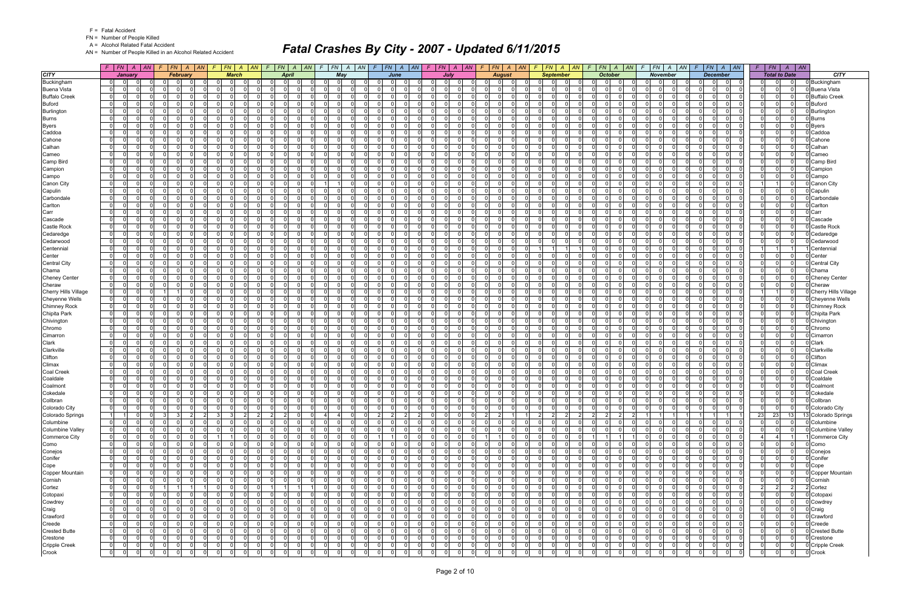F = Fatal Accident
FN = Number of People Killed
A = Alcohol Related Fatal Accident
AN = Number of People Killed in an Alcohol Related Accident

# Fatal Crashes By City - 2007 - Updated 6/11/2015

| | January | | | | February | | | | March | | | | April | | | | May | | | | June | | | | July | | | | August | | | | September | | | | October | | | | November | | | | December | | | | Total to Date | | | | |
|---|---|---|---|---|---|---|---|---|---|---|---|---|---|---|---|---|---|---|---|---|---|---|---|---|---|---|---|---|---|---|---|---|---|---|---|---|---|---|---|---|---|---|---|---|---|---|---|---|---|---|---|---|---|
| CITY | F | FN | A | AN | F | FN | A | AN | F | FN | A | AN | F | FN | A | AN | F | FN | A | AN | F | FN | A | AN | F | FN | A | AN | F | FN | A | AN | F | FN | A | AN | F | FN | A | AN | F | FN | A | AN | F | FN | A | AN | F | FN | A | AN | CITY |
| Buckingham | 0 | 0 | 0 | 0 | 0 | 0 | 0 | 0 | 0 | 0 | 0 | 0 | 0 | 0 | 0 | 0 | 0 | 0 | 0 | 0 | 0 | 0 | 0 | 0 | 0 | 0 | 0 | 0 | 0 | 0 | 0 | 0 | 0 | 0 | 0 | 0 | 0 | 0 | 0 | 0 | 0 | 0 | 0 | 0 | 0 | 0 | 0 | 0 | 0 | 0 | 0 | 0 | Buckingham |
| Buena Vista | 0 | 0 | 0 | 0 | 0 | 0 | 0 | 0 | 0 | 0 | 0 | 0 | 0 | 0 | 0 | 0 | 0 | 0 | 0 | 0 | 0 | 0 | 0 | 0 | 0 | 0 | 0 | 0 | 0 | 0 | 0 | 0 | 0 | 0 | 0 | 0 | 0 | 0 | 0 | 0 | 0 | 0 | 0 | 0 | 0 | 0 | 0 | 0 | 0 | 0 | 0 | 0 | Buena Vista |
| Buffalo Creek | 0 | 0 | 0 | 0 | 0 | 0 | 0 | 0 | 0 | 0 | 0 | 0 | 0 | 0 | 0 | 0 | 0 | 0 | 0 | 0 | 0 | 0 | 0 | 0 | 0 | 0 | 0 | 0 | 0 | 0 | 0 | 0 | 0 | 0 | 0 | 0 | 0 | 0 | 0 | 0 | 0 | 0 | 0 | 0 | 0 | 0 | 0 | 0 | 0 | 0 | 0 | 0 | Buffalo Creek |
| Buford | 0 | 0 | 0 | 0 | 0 | 0 | 0 | 0 | 0 | 0 | 0 | 0 | 0 | 0 | 0 | 0 | 0 | 0 | 0 | 0 | 0 | 0 | 0 | 0 | 0 | 0 | 0 | 0 | 0 | 0 | 0 | 0 | 0 | 0 | 0 | 0 | 0 | 0 | 0 | 0 | 0 | 0 | 0 | 0 | 0 | 0 | 0 | 0 | 0 | 0 | 0 | 0 | Buford |
| Burlington | 0 | 0 | 0 | 0 | 0 | 0 | 0 | 0 | 0 | 0 | 0 | 0 | 0 | 0 | 0 | 0 | 0 | 0 | 0 | 0 | 0 | 0 | 0 | 0 | 0 | 0 | 0 | 0 | 0 | 0 | 0 | 0 | 0 | 0 | 0 | 0 | 0 | 0 | 0 | 0 | 0 | 0 | 0 | 0 | 0 | 0 | 0 | 0 | 0 | 0 | 0 | 0 | Burlington |
| Burns | 0 | 0 | 0 | 0 | 0 | 0 | 0 | 0 | 0 | 0 | 0 | 0 | 0 | 0 | 0 | 0 | 0 | 0 | 0 | 0 | 0 | 0 | 0 | 0 | 0 | 0 | 0 | 0 | 0 | 0 | 0 | 0 | 0 | 0 | 0 | 0 | 0 | 0 | 0 | 0 | 0 | 0 | 0 | 0 | 0 | 0 | 0 | 0 | 0 | 0 | 0 | 0 | Burns |
| Byers | 0 | 0 | 0 | 0 | 0 | 0 | 0 | 0 | 0 | 0 | 0 | 0 | 0 | 0 | 0 | 0 | 0 | 0 | 0 | 0 | 0 | 0 | 0 | 0 | 0 | 0 | 0 | 0 | 0 | 0 | 0 | 0 | 0 | 0 | 0 | 0 | 0 | 0 | 0 | 0 | 0 | 0 | 0 | 0 | 0 | 0 | 0 | 0 | 0 | 0 | 0 | 0 | Byers |
| Caddoa | 0 | 0 | 0 | 0 | 0 | 0 | 0 | 0 | 0 | 0 | 0 | 0 | 0 | 0 | 0 | 0 | 0 | 0 | 0 | 0 | 0 | 0 | 0 | 0 | 0 | 0 | 0 | 0 | 0 | 0 | 0 | 0 | 0 | 0 | 0 | 0 | 0 | 0 | 0 | 0 | 0 | 0 | 0 | 0 | 0 | 0 | 0 | 0 | 0 | 0 | 0 | 0 | Caddoa |
| Cahone | 0 | 0 | 0 | 0 | 0 | 0 | 0 | 0 | 0 | 0 | 0 | 0 | 0 | 0 | 0 | 0 | 0 | 0 | 0 | 0 | 0 | 0 | 0 | 0 | 0 | 0 | 0 | 0 | 0 | 0 | 0 | 0 | 0 | 0 | 0 | 0 | 0 | 0 | 0 | 0 | 0 | 0 | 0 | 0 | 0 | 0 | 0 | 0 | 0 | 0 | 0 | 0 | Cahone |
| Calhan | 0 | 0 | 0 | 0 | 0 | 0 | 0 | 0 | 0 | 0 | 0 | 0 | 0 | 0 | 0 | 0 | 0 | 0 | 0 | 0 | 0 | 0 | 0 | 0 | 0 | 0 | 0 | 0 | 0 | 0 | 0 | 0 | 0 | 0 | 0 | 0 | 0 | 0 | 0 | 0 | 0 | 0 | 0 | 0 | 0 | 0 | 0 | 0 | 0 | 0 | 0 | 0 | Calhan |
| Cameo | 0 | 0 | 0 | 0 | 0 | 0 | 0 | 0 | 0 | 0 | 0 | 0 | 0 | 0 | 0 | 0 | 0 | 0 | 0 | 0 | 0 | 0 | 0 | 0 | 0 | 0 | 0 | 0 | 0 | 0 | 0 | 0 | 0 | 0 | 0 | 0 | 0 | 0 | 0 | 0 | 0 | 0 | 0 | 0 | 0 | 0 | 0 | 0 | 0 | 0 | 0 | 0 | Cameo |
| Camp Bird | 0 | 0 | 0 | 0 | 0 | 0 | 0 | 0 | 0 | 0 | 0 | 0 | 0 | 0 | 0 | 0 | 0 | 0 | 0 | 0 | 0 | 0 | 0 | 0 | 0 | 0 | 0 | 0 | 0 | 0 | 0 | 0 | 0 | 0 | 0 | 0 | 0 | 0 | 0 | 0 | 0 | 0 | 0 | 0 | 0 | 0 | 0 | 0 | 0 | 0 | 0 | 0 | Camp Bird |
| Campion | 0 | 0 | 0 | 0 | 0 | 0 | 0 | 0 | 0 | 0 | 0 | 0 | 0 | 0 | 0 | 0 | 0 | 0 | 0 | 0 | 0 | 0 | 0 | 0 | 0 | 0 | 0 | 0 | 0 | 0 | 0 | 0 | 0 | 0 | 0 | 0 | 0 | 0 | 0 | 0 | 0 | 0 | 0 | 0 | 0 | 0 | 0 | 0 | 0 | 0 | 0 | 0 | Campion |
| Campo | 0 | 0 | 0 | 0 | 0 | 0 | 0 | 0 | 0 | 0 | 0 | 0 | 0 | 0 | 0 | 0 | 0 | 0 | 0 | 0 | 0 | 0 | 0 | 0 | 0 | 0 | 0 | 0 | 0 | 0 | 0 | 0 | 0 | 0 | 0 | 0 | 0 | 0 | 0 | 0 | 0 | 0 | 0 | 0 | 0 | 0 | 0 | 0 | 0 | 0 | 0 | 0 | Campo |
| Canon City | 0 | 0 | 0 | 0 | 0 | 0 | 0 | 0 | 0 | 0 | 0 | 0 | 0 | 0 | 0 | 0 | 1 | 1 | 0 | 0 | 0 | 0 | 0 | 0 | 0 | 0 | 0 | 0 | 0 | 0 | 0 | 0 | 0 | 0 | 0 | 0 | 0 | 0 | 0 | 0 | 0 | 0 | 0 | 0 | 0 | 0 | 0 | 0 | 1 | 1 | 0 | 0 | Canon City |
| Capulin | 0 | 0 | 0 | 0 | 0 | 0 | 0 | 0 | 0 | 0 | 0 | 0 | 0 | 0 | 0 | 0 | 0 | 0 | 0 | 0 | 0 | 0 | 0 | 0 | 0 | 0 | 0 | 0 | 0 | 0 | 0 | 0 | 0 | 0 | 0 | 0 | 0 | 0 | 0 | 0 | 0 | 0 | 0 | 0 | 0 | 0 | 0 | 0 | 0 | 0 | 0 | 0 | Capulin |
| Carbondale | 0 | 0 | 0 | 0 | 0 | 0 | 0 | 0 | 0 | 0 | 0 | 0 | 0 | 0 | 0 | 0 | 0 | 0 | 0 | 0 | 0 | 0 | 0 | 0 | 0 | 0 | 0 | 0 | 0 | 0 | 0 | 0 | 0 | 0 | 0 | 0 | 0 | 0 | 0 | 0 | 0 | 0 | 0 | 0 | 0 | 0 | 0 | 0 | 0 | 0 | 0 | 0 | Carbondale |
| Carlton | 0 | 0 | 0 | 0 | 0 | 0 | 0 | 0 | 0 | 0 | 0 | 0 | 0 | 0 | 0 | 0 | 0 | 0 | 0 | 0 | 0 | 0 | 0 | 0 | 0 | 0 | 0 | 0 | 0 | 0 | 0 | 0 | 0 | 0 | 0 | 0 | 0 | 0 | 0 | 0 | 0 | 0 | 0 | 0 | 0 | 0 | 0 | 0 | 0 | 0 | 0 | 0 | Carlton |
| Carr | 0 | 0 | 0 | 0 | 0 | 0 | 0 | 0 | 0 | 0 | 0 | 0 | 0 | 0 | 0 | 0 | 0 | 0 | 0 | 0 | 0 | 0 | 0 | 0 | 0 | 0 | 0 | 0 | 0 | 0 | 0 | 0 | 0 | 0 | 0 | 0 | 0 | 0 | 0 | 0 | 0 | 0 | 0 | 0 | 0 | 0 | 0 | 0 | 0 | 0 | 0 | 0 | Carr |
| Cascade | 0 | 0 | 0 | 0 | 0 | 0 | 0 | 0 | 0 | 0 | 0 | 0 | 0 | 0 | 0 | 0 | 0 | 0 | 0 | 0 | 0 | 0 | 0 | 0 | 0 | 0 | 0 | 0 | 0 | 0 | 0 | 0 | 0 | 0 | 0 | 0 | 0 | 0 | 0 | 0 | 0 | 0 | 0 | 0 | 0 | 0 | 0 | 0 | 0 | 0 | 0 | 0 | Cascade |
| Castle Rock | 0 | 0 | 0 | 0 | 0 | 0 | 0 | 0 | 0 | 0 | 0 | 0 | 0 | 0 | 0 | 0 | 0 | 0 | 0 | 0 | 0 | 0 | 0 | 0 | 0 | 0 | 0 | 0 | 0 | 0 | 0 | 0 | 0 | 0 | 0 | 0 | 0 | 0 | 0 | 0 | 0 | 0 | 0 | 0 | 0 | 0 | 0 | 0 | 0 | 0 | 0 | 0 | Castle Rock |
| Cedaredge | 0 | 0 | 0 | 0 | 0 | 0 | 0 | 0 | 0 | 0 | 0 | 0 | 0 | 0 | 0 | 0 | 0 | 0 | 0 | 0 | 0 | 0 | 0 | 0 | 0 | 0 | 0 | 0 | 0 | 0 | 0 | 0 | 0 | 0 | 0 | 0 | 0 | 0 | 0 | 0 | 0 | 0 | 0 | 0 | 0 | 0 | 0 | 0 | 0 | 0 | 0 | 0 | Cedaredge |
| Cedarwood | 0 | 0 | 0 | 0 | 0 | 0 | 0 | 0 | 0 | 0 | 0 | 0 | 0 | 0 | 0 | 0 | 0 | 0 | 0 | 0 | 0 | 0 | 0 | 0 | 0 | 0 | 0 | 0 | 0 | 0 | 0 | 0 | 0 | 0 | 0 | 0 | 0 | 0 | 0 | 0 | 0 | 0 | 0 | 0 | 0 | 0 | 0 | 0 | 0 | 0 | 0 | 0 | Cedarwood |
| Centennial | 0 | 0 | 0 | 0 | 0 | 0 | 0 | 0 | 0 | 0 | 0 | 0 | 0 | 0 | 0 | 0 | 0 | 0 | 0 | 0 | 0 | 0 | 0 | 0 | 0 | 0 | 0 | 0 | 0 | 0 | 0 | 0 | 1 | 1 | 1 | 1 | 0 | 0 | 0 | 0 | 0 | 0 | 0 | 0 | 0 | 0 | 0 | 0 | 1 | 1 | 1 | 1 | Centennial |
| Center | 0 | 0 | 0 | 0 | 0 | 0 | 0 | 0 | 0 | 0 | 0 | 0 | 0 | 0 | 0 | 0 | 0 | 0 | 0 | 0 | 0 | 0 | 0 | 0 | 0 | 0 | 0 | 0 | 0 | 0 | 0 | 0 | 0 | 0 | 0 | 0 | 0 | 0 | 0 | 0 | 0 | 0 | 0 | 0 | 0 | 0 | 0 | 0 | 0 | 0 | 0 | 0 | Center |
| Central City | 0 | 0 | 0 | 0 | 0 | 0 | 0 | 0 | 0 | 0 | 0 | 0 | 0 | 0 | 0 | 0 | 0 | 0 | 0 | 0 | 0 | 0 | 0 | 0 | 0 | 0 | 0 | 0 | 0 | 0 | 0 | 0 | 0 | 0 | 0 | 0 | 0 | 0 | 0 | 0 | 0 | 0 | 0 | 0 | 0 | 0 | 0 | 0 | 0 | 0 | 0 | 0 | Central City |
| Chama | 0 | 0 | 0 | 0 | 0 | 0 | 0 | 0 | 0 | 0 | 0 | 0 | 0 | 0 | 0 | 0 | 0 | 0 | 0 | 0 | 0 | 0 | 0 | 0 | 0 | 0 | 0 | 0 | 0 | 0 | 0 | 0 | 0 | 0 | 0 | 0 | 0 | 0 | 0 | 0 | 0 | 0 | 0 | 0 | 0 | 0 | 0 | 0 | 0 | 0 | 0 | 0 | Chama |
| Cheney Center | 0 | 0 | 0 | 0 | 0 | 0 | 0 | 0 | 0 | 0 | 0 | 0 | 0 | 0 | 0 | 0 | 0 | 0 | 0 | 0 | 0 | 0 | 0 | 0 | 0 | 0 | 0 | 0 | 0 | 0 | 0 | 0 | 0 | 0 | 0 | 0 | 0 | 0 | 0 | 0 | 0 | 0 | 0 | 0 | 0 | 0 | 0 | 0 | 0 | 0 | 0 | 0 | Cheney Center |
| Cheraw | 0 | 0 | 0 | 0 | 0 | 0 | 0 | 0 | 0 | 0 | 0 | 0 | 0 | 0 | 0 | 0 | 0 | 0 | 0 | 0 | 0 | 0 | 0 | 0 | 0 | 0 | 0 | 0 | 0 | 0 | 0 | 0 | 0 | 0 | 0 | 0 | 0 | 0 | 0 | 0 | 0 | 0 | 0 | 0 | 0 | 0 | 0 | 0 | 0 | 0 | 0 | 0 | Cheraw |
| Cherry Hills Village | 0 | 0 | 0 | 0 | 1 | 1 | 0 | 0 | 0 | 0 | 0 | 0 | 0 | 0 | 0 | 0 | 0 | 0 | 0 | 0 | 0 | 0 | 0 | 0 | 0 | 0 | 0 | 0 | 0 | 0 | 0 | 0 | 0 | 0 | 0 | 0 | 0 | 0 | 0 | 0 | 0 | 0 | 0 | 0 | 0 | 0 | 0 | 0 | 1 | 1 | 0 | 0 | Cherry Hills Village |
| Cheyenne Wells | 0 | 0 | 0 | 0 | 0 | 0 | 0 | 0 | 0 | 0 | 0 | 0 | 0 | 0 | 0 | 0 | 0 | 0 | 0 | 0 | 0 | 0 | 0 | 0 | 0 | 0 | 0 | 0 | 0 | 0 | 0 | 0 | 0 | 0 | 0 | 0 | 0 | 0 | 0 | 0 | 0 | 0 | 0 | 0 | 0 | 0 | 0 | 0 | 0 | 0 | 0 | 0 | Cheyenne Wells |
| Chimney Rock | 0 | 0 | 0 | 0 | 0 | 0 | 0 | 0 | 0 | 0 | 0 | 0 | 0 | 0 | 0 | 0 | 0 | 0 | 0 | 0 | 0 | 0 | 0 | 0 | 0 | 0 | 0 | 0 | 0 | 0 | 0 | 0 | 0 | 0 | 0 | 0 | 0 | 0 | 0 | 0 | 0 | 0 | 0 | 0 | 0 | 0 | 0 | 0 | 0 | 0 | 0 | 0 | Chimney Rock |
| Chipita Park | 0 | 0 | 0 | 0 | 0 | 0 | 0 | 0 | 0 | 0 | 0 | 0 | 0 | 0 | 0 | 0 | 0 | 0 | 0 | 0 | 0 | 0 | 0 | 0 | 0 | 0 | 0 | 0 | 0 | 0 | 0 | 0 | 0 | 0 | 0 | 0 | 0 | 0 | 0 | 0 | 0 | 0 | 0 | 0 | 0 | 0 | 0 | 0 | 0 | 0 | 0 | 0 | Chipita Park |
| Chivington | 0 | 0 | 0 | 0 | 0 | 0 | 0 | 0 | 0 | 0 | 0 | 0 | 0 | 0 | 0 | 0 | 0 | 0 | 0 | 0 | 0 | 0 | 0 | 0 | 0 | 0 | 0 | 0 | 0 | 0 | 0 | 0 | 0 | 0 | 0 | 0 | 0 | 0 | 0 | 0 | 0 | 0 | 0 | 0 | 0 | 0 | 0 | 0 | 0 | 0 | 0 | 0 | Chivington |
| Chromo | 0 | 0 | 0 | 0 | 0 | 0 | 0 | 0 | 0 | 0 | 0 | 0 | 0 | 0 | 0 | 0 | 0 | 0 | 0 | 0 | 0 | 0 | 0 | 0 | 0 | 0 | 0 | 0 | 0 | 0 | 0 | 0 | 0 | 0 | 0 | 0 | 0 | 0 | 0 | 0 | 0 | 0 | 0 | 0 | 0 | 0 | 0 | 0 | 0 | 0 | 0 | 0 | Chromo |
| Cimarron | 0 | 0 | 0 | 0 | 0 | 0 | 0 | 0 | 0 | 0 | 0 | 0 | 0 | 0 | 0 | 0 | 0 | 0 | 0 | 0 | 0 | 0 | 0 | 0 | 0 | 0 | 0 | 0 | 0 | 0 | 0 | 0 | 0 | 0 | 0 | 0 | 0 | 0 | 0 | 0 | 0 | 0 | 0 | 0 | 0 | 0 | 0 | 0 | 0 | 0 | 0 | 0 | Cimarron |
| Clark | 0 | 0 | 0 | 0 | 0 | 0 | 0 | 0 | 0 | 0 | 0 | 0 | 0 | 0 | 0 | 0 | 0 | 0 | 0 | 0 | 0 | 0 | 0 | 0 | 0 | 0 | 0 | 0 | 0 | 0 | 0 | 0 | 0 | 0 | 0 | 0 | 0 | 0 | 0 | 0 | 0 | 0 | 0 | 0 | 0 | 0 | 0 | 0 | 0 | 0 | 0 | 0 | Clark |
| Clarkville | 0 | 0 | 0 | 0 | 0 | 0 | 0 | 0 | 0 | 0 | 0 | 0 | 0 | 0 | 0 | 0 | 0 | 0 | 0 | 0 | 0 | 0 | 0 | 0 | 0 | 0 | 0 | 0 | 0 | 0 | 0 | 0 | 0 | 0 | 0 | 0 | 0 | 0 | 0 | 0 | 0 | 0 | 0 | 0 | 0 | 0 | 0 | 0 | 0 | 0 | 0 | 0 | Clarkville |
| Clifton | 0 | 0 | 0 | 0 | 0 | 0 | 0 | 0 | 0 | 0 | 0 | 0 | 0 | 0 | 0 | 0 | 0 | 0 | 0 | 0 | 0 | 0 | 0 | 0 | 0 | 0 | 0 | 0 | 0 | 0 | 0 | 0 | 0 | 0 | 0 | 0 | 0 | 0 | 0 | 0 | 0 | 0 | 0 | 0 | 0 | 0 | 0 | 0 | 0 | 0 | 0 | 0 | Clifton |
| Climax | 0 | 0 | 0 | 0 | 0 | 0 | 0 | 0 | 0 | 0 | 0 | 0 | 0 | 0 | 0 | 0 | 0 | 0 | 0 | 0 | 0 | 0 | 0 | 0 | 0 | 0 | 0 | 0 | 0 | 0 | 0 | 0 | 0 | 0 | 0 | 0 | 0 | 0 | 0 | 0 | 0 | 0 | 0 | 0 | 0 | 0 | 0 | 0 | 0 | 0 | 0 | 0 | Climax |
| Coal Creek | 0 | 0 | 0 | 0 | 0 | 0 | 0 | 0 | 0 | 0 | 0 | 0 | 0 | 0 | 0 | 0 | 0 | 0 | 0 | 0 | 0 | 0 | 0 | 0 | 0 | 0 | 0 | 0 | 0 | 0 | 0 | 0 | 0 | 0 | 0 | 0 | 0 | 0 | 0 | 0 | 0 | 0 | 0 | 0 | 0 | 0 | 0 | 0 | 0 | 0 | 0 | 0 | Coal Creek |
| Coaldale | 0 | 0 | 0 | 0 | 0 | 0 | 0 | 0 | 0 | 0 | 0 | 0 | 0 | 0 | 0 | 0 | 0 | 0 | 0 | 0 | 0 | 0 | 0 | 0 | 0 | 0 | 0 | 0 | 0 | 0 | 0 | 0 | 0 | 0 | 0 | 0 | 0 | 0 | 0 | 0 | 0 | 0 | 0 | 0 | 0 | 0 | 0 | 0 | 0 | 0 | 0 | 0 | Coaldale |
| Coalmont | 0 | 0 | 0 | 0 | 0 | 0 | 0 | 0 | 0 | 0 | 0 | 0 | 0 | 0 | 0 | 0 | 0 | 0 | 0 | 0 | 0 | 0 | 0 | 0 | 0 | 0 | 0 | 0 | 0 | 0 | 0 | 0 | 0 | 0 | 0 | 0 | 0 | 0 | 0 | 0 | 0 | 0 | 0 | 0 | 0 | 0 | 0 | 0 | 0 | 0 | 0 | 0 | Coalmont |
| Cokedale | 0 | 0 | 0 | 0 | 0 | 0 | 0 | 0 | 0 | 0 | 0 | 0 | 0 | 0 | 0 | 0 | 0 | 0 | 0 | 0 | 0 | 0 | 0 | 0 | 0 | 0 | 0 | 0 | 0 | 0 | 0 | 0 | 0 | 0 | 0 | 0 | 0 | 0 | 0 | 0 | 0 | 0 | 0 | 0 | 0 | 0 | 0 | 0 | 0 | 0 | 0 | 0 | Cokedale |
| Collbran | 0 | 0 | 0 | 0 | 0 | 0 | 0 | 0 | 0 | 0 | 0 | 0 | 0 | 0 | 0 | 0 | 0 | 0 | 0 | 0 | 0 | 0 | 0 | 0 | 0 | 0 | 0 | 0 | 0 | 0 | 0 | 0 | 0 | 0 | 0 | 0 | 0 | 0 | 0 | 0 | 0 | 0 | 0 | 0 | 0 | 0 | 0 | 0 | 0 | 0 | 0 | 0 | Collbran |
| Colorado City | 0 | 0 | 0 | 0 | 0 | 0 | 0 | 0 | 0 | 0 | 0 | 0 | 0 | 0 | 0 | 0 | 0 | 0 | 0 | 0 | 0 | 0 | 0 | 0 | 0 | 0 | 0 | 0 | 0 | 0 | 0 | 0 | 0 | 0 | 0 | 0 | 0 | 0 | 0 | 0 | 0 | 0 | 0 | 0 | 0 | 0 | 0 | 0 | 0 | 0 | 0 | 0 | Colorado City |
| Colorado Springs | 1 | 1 | 0 | 0 | 3 | 3 | 2 | 2 | 3 | 3 | 2 | 2 | 2 | 2 | 0 | 0 | 4 | 4 | 0 | 0 | 2 | 2 | 2 | 2 | 0 | 0 | 0 | 0 | 2 | 2 | 1 | 1 | 2 | 2 | 2 | 2 | 2 | 2 | 2 | 2 | 1 | 1 | 1 | 1 | 1 | 1 | 1 | 1 | 23 | 23 | 13 | 13 | Colorado Springs |
| Columbine | 0 | 0 | 0 | 0 | 0 | 0 | 0 | 0 | 0 | 0 | 0 | 0 | 0 | 0 | 0 | 0 | 0 | 0 | 0 | 0 | 0 | 0 | 0 | 0 | 0 | 0 | 0 | 0 | 0 | 0 | 0 | 0 | 0 | 0 | 0 | 0 | 0 | 0 | 0 | 0 | 0 | 0 | 0 | 0 | 0 | 0 | 0 | 0 | 0 | 0 | 0 | 0 | Columbine |
| Columbine Valley | 0 | 0 | 0 | 0 | 0 | 0 | 0 | 0 | 0 | 0 | 0 | 0 | 0 | 0 | 0 | 0 | 0 | 0 | 0 | 0 | 0 | 0 | 0 | 0 | 0 | 0 | 0 | 0 | 0 | 0 | 0 | 0 | 0 | 0 | 0 | 0 | 0 | 0 | 0 | 0 | 0 | 0 | 0 | 0 | 0 | 0 | 0 | 0 | 0 | 0 | 0 | 0 | Columbine Valley |
| Commerce City | 0 | 0 | 0 | 0 | 0 | 0 | 0 | 0 | 1 | 1 | 0 | 0 | 0 | 0 | 0 | 0 | 0 | 0 | 0 | 0 | 1 | 1 | 0 | 0 | 0 | 0 | 0 | 0 | 1 | 1 | 0 | 0 | 0 | 0 | 0 | 0 | 1 | 1 | 1 | 1 | 0 | 0 | 0 | 0 | 0 | 0 | 0 | 0 | 4 | 4 | 1 | 1 | Commerce City |
| Como | 0 | 0 | 0 | 0 | 0 | 0 | 0 | 0 | 0 | 0 | 0 | 0 | 0 | 0 | 0 | 0 | 0 | 0 | 0 | 0 | 0 | 0 | 0 | 0 | 0 | 0 | 0 | 0 | 0 | 0 | 0 | 0 | 0 | 0 | 0 | 0 | 0 | 0 | 0 | 0 | 0 | 0 | 0 | 0 | 0 | 0 | 0 | 0 | 0 | 0 | 0 | 0 | Como |
| Conejos | 0 | 0 | 0 | 0 | 0 | 0 | 0 | 0 | 0 | 0 | 0 | 0 | 0 | 0 | 0 | 0 | 0 | 0 | 0 | 0 | 0 | 0 | 0 | 0 | 0 | 0 | 0 | 0 | 0 | 0 | 0 | 0 | 0 | 0 | 0 | 0 | 0 | 0 | 0 | 0 | 0 | 0 | 0 | 0 | 0 | 0 | 0 | 0 | 0 | 0 | 0 | 0 | Conejos |
| Conifer | 0 | 0 | 0 | 0 | 0 | 0 | 0 | 0 | 0 | 0 | 0 | 0 | 0 | 0 | 0 | 0 | 0 | 0 | 0 | 0 | 0 | 0 | 0 | 0 | 0 | 0 | 0 | 0 | 0 | 0 | 0 | 0 | 0 | 0 | 0 | 0 | 0 | 0 | 0 | 0 | 0 | 0 | 0 | 0 | 0 | 0 | 0 | 0 | 0 | 0 | 0 | 0 | Conifer |
| Cope | 0 | 0 | 0 | 0 | 0 | 0 | 0 | 0 | 0 | 0 | 0 | 0 | 0 | 0 | 0 | 0 | 0 | 0 | 0 | 0 | 0 | 0 | 0 | 0 | 0 | 0 | 0 | 0 | 0 | 0 | 0 | 0 | 0 | 0 | 0 | 0 | 0 | 0 | 0 | 0 | 0 | 0 | 0 | 0 | 0 | 0 | 0 | 0 | 0 | 0 | 0 | 0 | Cope |
| Copper Mountain | 0 | 0 | 0 | 0 | 0 | 0 | 0 | 0 | 0 | 0 | 0 | 0 | 0 | 0 | 0 | 0 | 0 | 0 | 0 | 0 | 0 | 0 | 0 | 0 | 0 | 0 | 0 | 0 | 0 | 0 | 0 | 0 | 0 | 0 | 0 | 0 | 0 | 0 | 0 | 0 | 0 | 0 | 0 | 0 | 0 | 0 | 0 | 0 | 0 | 0 | 0 | 0 | Copper Mountain |
| Cornish | 0 | 0 | 0 | 0 | 0 | 0 | 0 | 0 | 0 | 0 | 0 | 0 | 0 | 0 | 0 | 0 | 0 | 0 | 0 | 0 | 0 | 0 | 0 | 0 | 0 | 0 | 0 | 0 | 0 | 0 | 0 | 0 | 0 | 0 | 0 | 0 | 0 | 0 | 0 | 0 | 0 | 0 | 0 | 0 | 0 | 0 | 0 | 0 | 0 | 0 | 0 | 0 | Cornish |
| Cortez | 0 | 0 | 0 | 0 | 1 | 1 | 1 | 1 | 0 | 0 | 0 | 0 | 1 | 1 | 1 | 1 | 0 | 0 | 0 | 0 | 0 | 0 | 0 | 0 | 0 | 0 | 0 | 0 | 0 | 0 | 0 | 0 | 0 | 0 | 0 | 0 | 0 | 0 | 0 | 0 | 0 | 0 | 0 | 0 | 0 | 0 | 0 | 0 | 2 | 2 | 2 | 2 | Cortez |
| Cotopaxi | 0 | 0 | 0 | 0 | 0 | 0 | 0 | 0 | 0 | 0 | 0 | 0 | 0 | 0 | 0 | 0 | 0 | 0 | 0 | 0 | 0 | 0 | 0 | 0 | 0 | 0 | 0 | 0 | 0 | 0 | 0 | 0 | 0 | 0 | 0 | 0 | 0 | 0 | 0 | 0 | 0 | 0 | 0 | 0 | 0 | 0 | 0 | 0 | 0 | 0 | 0 | 0 | Cotopaxi |
| Cowdrey | 0 | 0 | 0 | 0 | 0 | 0 | 0 | 0 | 0 | 0 | 0 | 0 | 0 | 0 | 0 | 0 | 0 | 0 | 0 | 0 | 0 | 0 | 0 | 0 | 0 | 0 | 0 | 0 | 0 | 0 | 0 | 0 | 0 | 0 | 0 | 0 | 0 | 0 | 0 | 0 | 0 | 0 | 0 | 0 | 0 | 0 | 0 | 0 | 0 | 0 | 0 | 0 | Cowdrey |
| Craig | 0 | 0 | 0 | 0 | 0 | 0 | 0 | 0 | 0 | 0 | 0 | 0 | 0 | 0 | 0 | 0 | 0 | 0 | 0 | 0 | 0 | 0 | 0 | 0 | 0 | 0 | 0 | 0 | 0 | 0 | 0 | 0 | 0 | 0 | 0 | 0 | 0 | 0 | 0 | 0 | 0 | 0 | 0 | 0 | 0 | 0 | 0 | 0 | 0 | 0 | 0 | 0 | Craig |
| Crawford | 0 | 0 | 0 | 0 | 0 | 0 | 0 | 0 | 0 | 0 | 0 | 0 | 0 | 0 | 0 | 0 | 0 | 0 | 0 | 0 | 0 | 0 | 0 | 0 | 0 | 0 | 0 | 0 | 0 | 0 | 0 | 0 | 0 | 0 | 0 | 0 | 0 | 0 | 0 | 0 | 0 | 0 | 0 | 0 | 0 | 0 | 0 | 0 | 0 | 0 | 0 | 0 | Crawford |
| Creede | 0 | 0 | 0 | 0 | 0 | 0 | 0 | 0 | 0 | 0 | 0 | 0 | 0 | 0 | 0 | 0 | 0 | 0 | 0 | 0 | 0 | 0 | 0 | 0 | 0 | 0 | 0 | 0 | 0 | 0 | 0 | 0 | 0 | 0 | 0 | 0 | 0 | 0 | 0 | 0 | 0 | 0 | 0 | 0 | 0 | 0 | 0 | 0 | 0 | 0 | 0 | 0 | Creede |
| Crested Butte | 0 | 0 | 0 | 0 | 0 | 0 | 0 | 0 | 0 | 0 | 0 | 0 | 0 | 0 | 0 | 0 | 0 | 0 | 0 | 0 | 0 | 0 | 0 | 0 | 0 | 0 | 0 | 0 | 0 | 0 | 0 | 0 | 0 | 0 | 0 | 0 | 0 | 0 | 0 | 0 | 0 | 0 | 0 | 0 | 0 | 0 | 0 | 0 | 0 | 0 | 0 | 0 | Crested Butte |
| Crestone | 0 | 0 | 0 | 0 | 0 | 0 | 0 | 0 | 0 | 0 | 0 | 0 | 0 | 0 | 0 | 0 | 0 | 0 | 0 | 0 | 0 | 0 | 0 | 0 | 0 | 0 | 0 | 0 | 0 | 0 | 0 | 0 | 0 | 0 | 0 | 0 | 0 | 0 | 0 | 0 | 0 | 0 | 0 | 0 | 0 | 0 | 0 | 0 | 0 | 0 | 0 | 0 | Crestone |
| Cripple Creek | 0 | 0 | 0 | 0 | 0 | 0 | 0 | 0 | 0 | 0 | 0 | 0 | 0 | 0 | 0 | 0 | 0 | 0 | 0 | 0 | 0 | 0 | 0 | 0 | 0 | 0 | 0 | 0 | 0 | 0 | 0 | 0 | 0 | 0 | 0 | 0 | 0 | 0 | 0 | 0 | 0 | 0 | 0 | 0 | 0 | 0 | 0 | 0 | 0 | 0 | 0 | 0 | Cripple Creek |
| Crook | 0 | 0 | 0 | 0 | 0 | 0 | 0 | 0 | 0 | 0 | 0 | 0 | 0 | 0 | 0 | 0 | 0 | 0 | 0 | 0 | 0 | 0 | 0 | 0 | 0 | 0 | 0 | 0 | 0 | 0 | 0 | 0 | 0 | 0 | 0 | 0 | 0 | 0 | 0 | 0 | 0 | 0 | 0 | 0 | 0 | 0 | 0 | 0 | 0 | 0 | 0 | 0 | Crook |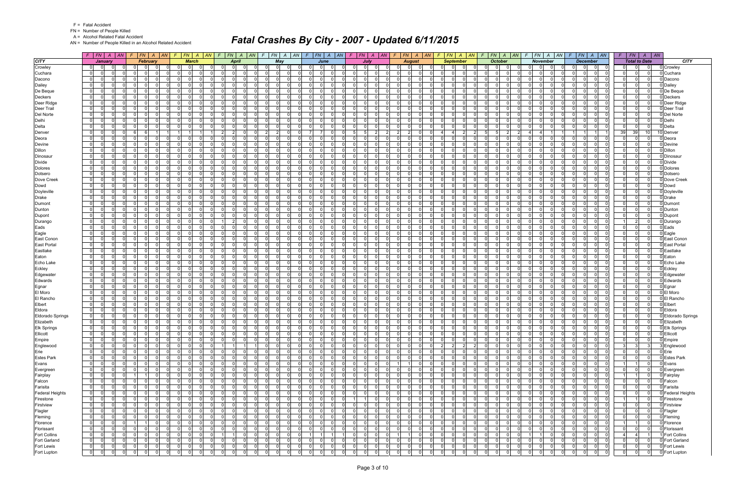F = Fatal Accident
FN = Number of People Killed
A = Alcohol Related Fatal Accident
AN = Number of People Killed in an Alcohol Related Accident

# Fatal Crashes By City - 2007 - Updated 6/11/2015

| CITY | January | | | | February | | | | March | | | | April | | | | May | | | | June | | | | July | | | | August | | | | September | | | | October | | | | November | | | | December | | | | Total to Date | | | | CITY |
|---|---|---|---|---|---|---|---|---|---|---|---|---|---|---|---|---|---|---|---|---|---|---|---|---|---|---|---|---|---|---|---|---|---|---|---|---|---|---|---|---|---|---|---|---|---|---|---|---|---|---|---|---|---|
| | F | FN | A | AN | F | FN | A | AN | F | FN | A | AN | F | FN | A | AN | F | FN | A | AN | F | FN | A | AN | F | FN | A | AN | F | FN | A | AN | F | FN | A | AN | F | FN | A | AN | F | FN | A | AN | F | FN | A | AN | F | FN | A | AN | |
| Crowley | 0 | 0 | 0 | 0 | 0 | 0 | 0 | 0 | 0 | 0 | 0 | 0 | 0 | 0 | 0 | 0 | 0 | 0 | 0 | 0 | 0 | 0 | 0 | 0 | 0 | 0 | 0 | 0 | 0 | 0 | 0 | 0 | 0 | 0 | 0 | 0 | 0 | 0 | 0 | 0 | 0 | 0 | 0 | 0 | 0 | 0 | 0 | 0 | 0 | 0 | 0 | 0 | Crowley |
| Cuchara | 0 | 0 | 0 | 0 | 0 | 0 | 0 | 0 | 0 | 0 | 0 | 0 | 0 | 0 | 0 | 0 | 0 | 0 | 0 | 0 | 0 | 0 | 0 | 0 | 0 | 0 | 0 | 0 | 0 | 0 | 0 | 0 | 0 | 0 | 0 | 0 | 0 | 0 | 0 | 0 | 0 | 0 | 0 | 0 | 0 | 0 | 0 | 0 | 0 | 0 | 0 | 0 | Cuchara |
| Dacono | 0 | 0 | 0 | 0 | 0 | 0 | 0 | 0 | 0 | 0 | 0 | 0 | 0 | 0 | 0 | 0 | 0 | 0 | 0 | 0 | 0 | 0 | 0 | 0 | 0 | 0 | 0 | 0 | 0 | 0 | 0 | 0 | 0 | 0 | 0 | 0 | 0 | 0 | 0 | 0 | 0 | 0 | 0 | 0 | 0 | 0 | 0 | 0 | 0 | 0 | 0 | 0 | Dacono |
| Dailey | 0 | 0 | 0 | 0 | 0 | 0 | 0 | 0 | 0 | 0 | 0 | 0 | 0 | 0 | 0 | 0 | 0 | 0 | 0 | 0 | 0 | 0 | 0 | 0 | 0 | 0 | 0 | 0 | 0 | 0 | 0 | 0 | 0 | 0 | 0 | 0 | 0 | 0 | 0 | 0 | 0 | 0 | 0 | 0 | 0 | 0 | 0 | 0 | 0 | 0 | 0 | 0 | Dailey |
| De Beque | 0 | 0 | 0 | 0 | 0 | 0 | 0 | 0 | 0 | 0 | 0 | 0 | 0 | 0 | 0 | 0 | 0 | 0 | 0 | 0 | 0 | 0 | 0 | 0 | 0 | 0 | 0 | 0 | 0 | 0 | 0 | 0 | 0 | 0 | 0 | 0 | 0 | 0 | 0 | 0 | 0 | 0 | 0 | 0 | 0 | 0 | 0 | 0 | 0 | 0 | 0 | 0 | De Beque |
| Deckers | 0 | 0 | 0 | 0 | 0 | 0 | 0 | 0 | 0 | 0 | 0 | 0 | 0 | 0 | 0 | 0 | 0 | 0 | 0 | 0 | 0 | 0 | 0 | 0 | 0 | 0 | 0 | 0 | 0 | 0 | 0 | 0 | 0 | 0 | 0 | 0 | 0 | 0 | 0 | 0 | 0 | 0 | 0 | 0 | 0 | 0 | 0 | 0 | 0 | 0 | 0 | 0 | Deckers |
| Deer Ridge | 0 | 0 | 0 | 0 | 0 | 0 | 0 | 0 | 0 | 0 | 0 | 0 | 0 | 0 | 0 | 0 | 0 | 0 | 0 | 0 | 0 | 0 | 0 | 0 | 0 | 0 | 0 | 0 | 0 | 0 | 0 | 0 | 0 | 0 | 0 | 0 | 0 | 0 | 0 | 0 | 0 | 0 | 0 | 0 | 0 | 0 | 0 | 0 | 0 | 0 | 0 | 0 | Deer Ridge |
| Deer Trail | 0 | 0 | 0 | 0 | 0 | 0 | 0 | 0 | 0 | 0 | 0 | 0 | 0 | 0 | 0 | 0 | 0 | 0 | 0 | 0 | 0 | 0 | 0 | 0 | 0 | 0 | 0 | 0 | 0 | 0 | 0 | 0 | 0 | 0 | 0 | 0 | 0 | 0 | 0 | 0 | 0 | 0 | 0 | 0 | 0 | 0 | 0 | 0 | 0 | 0 | 0 | 0 | Deer Trail |
| Del Norte | 0 | 0 | 0 | 0 | 0 | 0 | 0 | 0 | 0 | 0 | 0 | 0 | 0 | 0 | 0 | 0 | 0 | 0 | 0 | 0 | 0 | 0 | 0 | 0 | 0 | 0 | 0 | 0 | 0 | 0 | 0 | 0 | 0 | 0 | 0 | 0 | 0 | 0 | 0 | 0 | 0 | 0 | 0 | 0 | 0 | 0 | 0 | 0 | 0 | 0 | 0 | 0 | Del Norte |
| Delhi | 0 | 0 | 0 | 0 | 0 | 0 | 0 | 0 | 0 | 0 | 0 | 0 | 0 | 0 | 0 | 0 | 0 | 0 | 0 | 0 | 0 | 0 | 0 | 0 | 0 | 0 | 0 | 0 | 0 | 0 | 0 | 0 | 0 | 0 | 0 | 0 | 0 | 0 | 0 | 0 | 0 | 0 | 0 | 0 | 0 | 0 | 0 | 0 | 0 | 0 | 0 | 0 | Delhi |
| Delta | 0 | 0 | 0 | 0 | 0 | 0 | 0 | 0 | 0 | 0 | 0 | 0 | 0 | 0 | 0 | 0 | 0 | 0 | 0 | 0 | 0 | 0 | 0 | 0 | 0 | 0 | 0 | 0 | 0 | 0 | 0 | 0 | 0 | 0 | 0 | 0 | 0 | 0 | 0 | 0 | 0 | 0 | 0 | 0 | 0 | 0 | 0 | 0 | 0 | 0 | 0 | 0 | Delta |
| Denver | 0 | 0 | 0 | 0 | 6 | 6 | 1 | 1 | 1 | 1 | 1 | 1 | 2 | 2 | 0 | 0 | 2 | 2 | 0 | 0 | 7 | 7 | 0 | 0 | 5 | 5 | 2 | 2 | 2 | 2 | 0 | 0 | 4 | 4 | 2 | 2 | 5 | 5 | 2 | 2 | 4 | 4 | 1 | 1 | 1 | 1 | 1 | 1 | 39 | 39 | 10 | 10 | Denver |
| Deora | 0 | 0 | 0 | 0 | 0 | 0 | 0 | 0 | 0 | 0 | 0 | 0 | 0 | 0 | 0 | 0 | 0 | 0 | 0 | 0 | 0 | 0 | 0 | 0 | 0 | 0 | 0 | 0 | 0 | 0 | 0 | 0 | 0 | 0 | 0 | 0 | 0 | 0 | 0 | 0 | 0 | 0 | 0 | 0 | 0 | 0 | 0 | 0 | 0 | 0 | 0 | 0 | Deora |
| Devine | 0 | 0 | 0 | 0 | 0 | 0 | 0 | 0 | 0 | 0 | 0 | 0 | 0 | 0 | 0 | 0 | 0 | 0 | 0 | 0 | 0 | 0 | 0 | 0 | 0 | 0 | 0 | 0 | 0 | 0 | 0 | 0 | 0 | 0 | 0 | 0 | 0 | 0 | 0 | 0 | 0 | 0 | 0 | 0 | 0 | 0 | 0 | 0 | 0 | 0 | 0 | 0 | Devine |
| Dillon | 0 | 0 | 0 | 0 | 0 | 0 | 0 | 0 | 0 | 0 | 0 | 0 | 0 | 0 | 0 | 0 | 0 | 0 | 0 | 0 | 0 | 0 | 0 | 0 | 0 | 0 | 0 | 0 | 0 | 0 | 0 | 0 | 0 | 0 | 0 | 0 | 0 | 0 | 0 | 0 | 0 | 0 | 0 | 0 | 0 | 0 | 0 | 0 | 0 | 0 | 0 | 0 | Dillon |
| Dinosaur | 0 | 0 | 0 | 0 | 0 | 0 | 0 | 0 | 0 | 0 | 0 | 0 | 0 | 0 | 0 | 0 | 0 | 0 | 0 | 0 | 0 | 0 | 0 | 0 | 0 | 0 | 0 | 0 | 0 | 0 | 0 | 0 | 0 | 0 | 0 | 0 | 0 | 0 | 0 | 0 | 0 | 0 | 0 | 0 | 0 | 0 | 0 | 0 | 0 | 0 | 0 | 0 | Dinosaur |
| Divide | 0 | 0 | 0 | 0 | 0 | 0 | 0 | 0 | 0 | 0 | 0 | 0 | 0 | 0 | 0 | 0 | 0 | 0 | 0 | 0 | 0 | 0 | 0 | 0 | 0 | 0 | 0 | 0 | 0 | 0 | 0 | 0 | 0 | 0 | 0 | 0 | 0 | 0 | 0 | 0 | 0 | 0 | 0 | 0 | 0 | 0 | 0 | 0 | 0 | 0 | 0 | 0 | Divide |
| Dolores | 0 | 0 | 0 | 0 | 0 | 0 | 0 | 0 | 0 | 0 | 0 | 0 | 0 | 0 | 0 | 0 | 0 | 0 | 0 | 0 | 0 | 0 | 0 | 0 | 0 | 0 | 0 | 0 | 0 | 0 | 0 | 0 | 0 | 0 | 0 | 0 | 0 | 0 | 0 | 0 | 0 | 0 | 0 | 0 | 0 | 0 | 0 | 0 | 0 | 0 | 0 | 0 | Dolores |
| Dotsero | 0 | 0 | 0 | 0 | 0 | 0 | 0 | 0 | 0 | 0 | 0 | 0 | 0 | 0 | 0 | 0 | 0 | 0 | 0 | 0 | 0 | 0 | 0 | 0 | 0 | 0 | 0 | 0 | 0 | 0 | 0 | 0 | 0 | 0 | 0 | 0 | 0 | 0 | 0 | 0 | 0 | 0 | 0 | 0 | 0 | 0 | 0 | 0 | 0 | 0 | 0 | 0 | Dotsero |
| Dove Creek | 0 | 0 | 0 | 0 | 0 | 0 | 0 | 0 | 0 | 0 | 0 | 0 | 0 | 0 | 0 | 0 | 0 | 0 | 0 | 0 | 0 | 0 | 0 | 0 | 0 | 0 | 0 | 0 | 0 | 0 | 0 | 0 | 0 | 0 | 0 | 0 | 0 | 0 | 0 | 0 | 0 | 0 | 0 | 0 | 0 | 0 | 0 | 0 | 0 | 0 | 0 | 0 | Dove Creek |
| Dowd | 0 | 0 | 0 | 0 | 0 | 0 | 0 | 0 | 0 | 0 | 0 | 0 | 0 | 0 | 0 | 0 | 0 | 0 | 0 | 0 | 0 | 0 | 0 | 0 | 0 | 0 | 0 | 0 | 0 | 0 | 0 | 0 | 0 | 0 | 0 | 0 | 0 | 0 | 0 | 0 | 0 | 0 | 0 | 0 | 0 | 0 | 0 | 0 | 0 | 0 | 0 | 0 | Dowd |
| Doyleville | 0 | 0 | 0 | 0 | 0 | 0 | 0 | 0 | 0 | 0 | 0 | 0 | 0 | 0 | 0 | 0 | 0 | 0 | 0 | 0 | 0 | 0 | 0 | 0 | 0 | 0 | 0 | 0 | 0 | 0 | 0 | 0 | 0 | 0 | 0 | 0 | 0 | 0 | 0 | 0 | 0 | 0 | 0 | 0 | 0 | 0 | 0 | 0 | 0 | 0 | 0 | 0 | Doyleville |
| Drake | 0 | 0 | 0 | 0 | 0 | 0 | 0 | 0 | 0 | 0 | 0 | 0 | 0 | 0 | 0 | 0 | 0 | 0 | 0 | 0 | 0 | 0 | 0 | 0 | 0 | 0 | 0 | 0 | 0 | 0 | 0 | 0 | 0 | 0 | 0 | 0 | 0 | 0 | 0 | 0 | 0 | 0 | 0 | 0 | 0 | 0 | 0 | 0 | 0 | 0 | 0 | 0 | Drake |
| Dumont | 0 | 0 | 0 | 0 | 0 | 0 | 0 | 0 | 0 | 0 | 0 | 0 | 0 | 0 | 0 | 0 | 0 | 0 | 0 | 0 | 0 | 0 | 0 | 0 | 0 | 0 | 0 | 0 | 0 | 0 | 0 | 0 | 0 | 0 | 0 | 0 | 0 | 0 | 0 | 0 | 0 | 0 | 0 | 0 | 0 | 0 | 0 | 0 | 0 | 0 | 0 | 0 | Dumont |
| Dunton | 0 | 0 | 0 | 0 | 0 | 0 | 0 | 0 | 0 | 0 | 0 | 0 | 0 | 0 | 0 | 0 | 0 | 0 | 0 | 0 | 0 | 0 | 0 | 0 | 0 | 0 | 0 | 0 | 0 | 0 | 0 | 0 | 0 | 0 | 0 | 0 | 0 | 0 | 0 | 0 | 0 | 0 | 0 | 0 | 0 | 0 | 0 | 0 | 0 | 0 | 0 | 0 | Dunton |
| Dupont | 0 | 0 | 0 | 0 | 0 | 0 | 0 | 0 | 0 | 0 | 0 | 0 | 0 | 0 | 0 | 0 | 0 | 0 | 0 | 0 | 0 | 0 | 0 | 0 | 0 | 0 | 0 | 0 | 0 | 0 | 0 | 0 | 0 | 0 | 0 | 0 | 0 | 0 | 0 | 0 | 0 | 0 | 0 | 0 | 0 | 0 | 0 | 0 | 0 | 0 | 0 | 0 | Dupont |
| Durango | 0 | 0 | 0 | 0 | 0 | 0 | 0 | 0 | 0 | 0 | 0 | 0 | 1 | 2 | 0 | 0 | 0 | 0 | 0 | 0 | 0 | 0 | 0 | 0 | 0 | 0 | 0 | 0 | 0 | 0 | 0 | 0 | 0 | 0 | 0 | 0 | 0 | 0 | 0 | 0 | 0 | 0 | 0 | 0 | 0 | 0 | 0 | 0 | 1 | 2 | 0 | 0 | Durango |
| Eads | 0 | 0 | 0 | 0 | 0 | 0 | 0 | 0 | 0 | 0 | 0 | 0 | 0 | 0 | 0 | 0 | 0 | 0 | 0 | 0 | 0 | 0 | 0 | 0 | 0 | 0 | 0 | 0 | 0 | 0 | 0 | 0 | 0 | 0 | 0 | 0 | 0 | 0 | 0 | 0 | 0 | 0 | 0 | 0 | 0 | 0 | 0 | 0 | 0 | 0 | 0 | 0 | Eads |
| Eagle | 0 | 0 | 0 | 0 | 0 | 0 | 0 | 0 | 0 | 0 | 0 | 0 | 0 | 0 | 0 | 0 | 0 | 0 | 0 | 0 | 0 | 0 | 0 | 0 | 0 | 0 | 0 | 0 | 0 | 0 | 0 | 0 | 0 | 0 | 0 | 0 | 0 | 0 | 0 | 0 | 0 | 0 | 0 | 0 | 0 | 0 | 0 | 0 | 0 | 0 | 0 | 0 | Eagle |
| East Conon | 0 | 0 | 0 | 0 | 0 | 0 | 0 | 0 | 0 | 0 | 0 | 0 | 0 | 0 | 0 | 0 | 0 | 0 | 0 | 0 | 0 | 0 | 0 | 0 | 0 | 0 | 0 | 0 | 0 | 0 | 0 | 0 | 0 | 0 | 0 | 0 | 0 | 0 | 0 | 0 | 0 | 0 | 0 | 0 | 0 | 0 | 0 | 0 | 0 | 0 | 0 | 0 | East Conon |
| East Portal | 0 | 0 | 0 | 0 | 0 | 0 | 0 | 0 | 0 | 0 | 0 | 0 | 0 | 0 | 0 | 0 | 0 | 0 | 0 | 0 | 0 | 0 | 0 | 0 | 0 | 0 | 0 | 0 | 0 | 0 | 0 | 0 | 0 | 0 | 0 | 0 | 0 | 0 | 0 | 0 | 0 | 0 | 0 | 0 | 0 | 0 | 0 | 0 | 0 | 0 | 0 | 0 | East Portal |
| Eastlake | 0 | 0 | 0 | 0 | 0 | 0 | 0 | 0 | 0 | 0 | 0 | 0 | 0 | 0 | 0 | 0 | 0 | 0 | 0 | 0 | 0 | 0 | 0 | 0 | 0 | 0 | 0 | 0 | 0 | 0 | 0 | 0 | 0 | 0 | 0 | 0 | 0 | 0 | 0 | 0 | 0 | 0 | 0 | 0 | 0 | 0 | 0 | 0 | 0 | 0 | 0 | 0 | Eastlake |
| Eaton | 0 | 0 | 0 | 0 | 0 | 0 | 0 | 0 | 0 | 0 | 0 | 0 | 0 | 0 | 0 | 0 | 0 | 0 | 0 | 0 | 0 | 0 | 0 | 0 | 0 | 0 | 0 | 0 | 0 | 0 | 0 | 0 | 0 | 0 | 0 | 0 | 0 | 0 | 0 | 0 | 0 | 0 | 0 | 0 | 0 | 0 | 0 | 0 | 0 | 0 | 0 | 0 | Eaton |
| Echo Lake | 0 | 0 | 0 | 0 | 0 | 0 | 0 | 0 | 0 | 0 | 0 | 0 | 0 | 0 | 0 | 0 | 0 | 0 | 0 | 0 | 0 | 0 | 0 | 0 | 0 | 0 | 0 | 0 | 0 | 0 | 0 | 0 | 0 | 0 | 0 | 0 | 0 | 0 | 0 | 0 | 0 | 0 | 0 | 0 | 0 | 0 | 0 | 0 | 0 | 0 | 0 | 0 | Echo Lake |
| Eckley | 0 | 0 | 0 | 0 | 0 | 0 | 0 | 0 | 0 | 0 | 0 | 0 | 0 | 0 | 0 | 0 | 0 | 0 | 0 | 0 | 0 | 0 | 0 | 0 | 0 | 0 | 0 | 0 | 0 | 0 | 0 | 0 | 0 | 0 | 0 | 0 | 0 | 0 | 0 | 0 | 0 | 0 | 0 | 0 | 0 | 0 | 0 | 0 | 0 | 0 | 0 | 0 | Eckley |
| Edgewater | 0 | 0 | 0 | 0 | 0 | 0 | 0 | 0 | 0 | 0 | 0 | 0 | 0 | 0 | 0 | 0 | 0 | 0 | 0 | 0 | 0 | 0 | 0 | 0 | 0 | 0 | 0 | 0 | 0 | 0 | 0 | 0 | 0 | 0 | 0 | 0 | 0 | 0 | 0 | 0 | 0 | 0 | 0 | 0 | 0 | 0 | 0 | 0 | 0 | 0 | 0 | 0 | Edgewater |
| Edwards | 0 | 0 | 0 | 0 | 0 | 0 | 0 | 0 | 0 | 0 | 0 | 0 | 0 | 0 | 0 | 0 | 0 | 0 | 0 | 0 | 0 | 0 | 0 | 0 | 0 | 0 | 0 | 0 | 0 | 0 | 0 | 0 | 0 | 0 | 0 | 0 | 0 | 0 | 0 | 0 | 0 | 0 | 0 | 0 | 0 | 0 | 0 | 0 | 0 | 0 | 0 | 0 | Edwards |
| Egnar | 0 | 0 | 0 | 0 | 0 | 0 | 0 | 0 | 0 | 0 | 0 | 0 | 0 | 0 | 0 | 0 | 0 | 0 | 0 | 0 | 0 | 0 | 0 | 0 | 0 | 0 | 0 | 0 | 0 | 0 | 0 | 0 | 0 | 0 | 0 | 0 | 0 | 0 | 0 | 0 | 0 | 0 | 0 | 0 | 0 | 0 | 0 | 0 | 0 | 0 | 0 | 0 | Egnar |
| El Moro | 0 | 0 | 0 | 0 | 0 | 0 | 0 | 0 | 0 | 0 | 0 | 0 | 0 | 0 | 0 | 0 | 0 | 0 | 0 | 0 | 0 | 0 | 0 | 0 | 0 | 0 | 0 | 0 | 0 | 0 | 0 | 0 | 0 | 0 | 0 | 0 | 0 | 0 | 0 | 0 | 0 | 0 | 0 | 0 | 0 | 0 | 0 | 0 | 0 | 0 | 0 | 0 | El Moro |
| El Rancho | 0 | 0 | 0 | 0 | 0 | 0 | 0 | 0 | 0 | 0 | 0 | 0 | 0 | 0 | 0 | 0 | 0 | 0 | 0 | 0 | 0 | 0 | 0 | 0 | 0 | 0 | 0 | 0 | 0 | 0 | 0 | 0 | 0 | 0 | 0 | 0 | 0 | 0 | 0 | 0 | 0 | 0 | 0 | 0 | 0 | 0 | 0 | 0 | 0 | 0 | 0 | 0 | El Rancho |
| Elbert | 0 | 0 | 0 | 0 | 0 | 0 | 0 | 0 | 0 | 0 | 0 | 0 | 0 | 0 | 0 | 0 | 0 | 0 | 0 | 0 | 0 | 0 | 0 | 0 | 0 | 0 | 0 | 0 | 0 | 0 | 0 | 0 | 0 | 0 | 0 | 0 | 0 | 0 | 0 | 0 | 0 | 0 | 0 | 0 | 0 | 0 | 0 | 0 | 0 | 0 | 0 | 0 | Elbert |
| Eldora | 0 | 0 | 0 | 0 | 0 | 0 | 0 | 0 | 0 | 0 | 0 | 0 | 0 | 0 | 0 | 0 | 0 | 0 | 0 | 0 | 0 | 0 | 0 | 0 | 0 | 0 | 0 | 0 | 0 | 0 | 0 | 0 | 0 | 0 | 0 | 0 | 0 | 0 | 0 | 0 | 0 | 0 | 0 | 0 | 0 | 0 | 0 | 0 | 0 | 0 | 0 | 0 | Eldora |
| Eldorado Springs | 0 | 0 | 0 | 0 | 0 | 0 | 0 | 0 | 0 | 0 | 0 | 0 | 0 | 0 | 0 | 0 | 0 | 0 | 0 | 0 | 0 | 0 | 0 | 0 | 0 | 0 | 0 | 0 | 0 | 0 | 0 | 0 | 0 | 0 | 0 | 0 | 0 | 0 | 0 | 0 | 0 | 0 | 0 | 0 | 0 | 0 | 0 | 0 | 0 | 0 | 0 | 0 | Eldorado Springs |
| Elizabeth | 0 | 0 | 0 | 0 | 0 | 0 | 0 | 0 | 0 | 0 | 0 | 0 | 0 | 0 | 0 | 0 | 0 | 0 | 0 | 0 | 0 | 0 | 0 | 0 | 0 | 0 | 0 | 0 | 0 | 0 | 0 | 0 | 0 | 0 | 0 | 0 | 0 | 0 | 0 | 0 | 0 | 0 | 0 | 0 | 0 | 0 | 0 | 0 | 0 | 0 | 0 | 0 | Elizabeth |
| Elk Springs | 0 | 0 | 0 | 0 | 0 | 0 | 0 | 0 | 0 | 0 | 0 | 0 | 0 | 0 | 0 | 0 | 0 | 0 | 0 | 0 | 0 | 0 | 0 | 0 | 0 | 0 | 0 | 0 | 0 | 0 | 0 | 0 | 0 | 0 | 0 | 0 | 0 | 0 | 0 | 0 | 0 | 0 | 0 | 0 | 0 | 0 | 0 | 0 | 0 | 0 | 0 | 0 | Elk Springs |
| Ellicott | 0 | 0 | 0 | 0 | 0 | 0 | 0 | 0 | 0 | 0 | 0 | 0 | 0 | 0 | 0 | 0 | 0 | 0 | 0 | 0 | 0 | 0 | 0 | 0 | 0 | 0 | 0 | 0 | 0 | 0 | 0 | 0 | 0 | 0 | 0 | 0 | 0 | 0 | 0 | 0 | 0 | 0 | 0 | 0 | 0 | 0 | 0 | 0 | 0 | 0 | 0 | 0 | Ellicott |
| Empire | 0 | 0 | 0 | 0 | 0 | 0 | 0 | 0 | 0 | 0 | 0 | 0 | 0 | 0 | 0 | 0 | 0 | 0 | 0 | 0 | 0 | 0 | 0 | 0 | 0 | 0 | 0 | 0 | 0 | 0 | 0 | 0 | 0 | 0 | 0 | 0 | 0 | 0 | 0 | 0 | 0 | 0 | 0 | 0 | 0 | 0 | 0 | 0 | 0 | 0 | 0 | 0 | Empire |
| Englewood | 0 | 0 | 0 | 0 | 0 | 0 | 0 | 0 | 0 | 0 | 0 | 0 | 1 | 1 | 1 | 1 | 0 | 0 | 0 | 0 | 0 | 0 | 0 | 0 | 0 | 0 | 0 | 0 | 0 | 0 | 0 | 0 | 2 | 2 | 2 | 2 | 0 | 0 | 0 | 0 | 0 | 0 | 0 | 0 | 0 | 0 | 0 | 0 | 3 | 3 | 3 | 3 | Englewood |
| Erie | 0 | 0 | 0 | 0 | 0 | 0 | 0 | 0 | 0 | 0 | 0 | 0 | 0 | 0 | 0 | 0 | 0 | 0 | 0 | 0 | 0 | 0 | 0 | 0 | 0 | 0 | 0 | 0 | 0 | 0 | 0 | 0 | 0 | 0 | 0 | 0 | 0 | 0 | 0 | 0 | 0 | 0 | 0 | 0 | 0 | 0 | 0 | 0 | 0 | 0 | 0 | 0 | Erie |
| Estes Park | 0 | 0 | 0 | 0 | 0 | 0 | 0 | 0 | 0 | 0 | 0 | 0 | 0 | 0 | 0 | 0 | 0 | 0 | 0 | 0 | 0 | 0 | 0 | 0 | 0 | 0 | 0 | 0 | 0 | 0 | 0 | 0 | 0 | 0 | 0 | 0 | 0 | 0 | 0 | 0 | 0 | 0 | 0 | 0 | 0 | 0 | 0 | 0 | 0 | 0 | 0 | 0 | Estes Park |
| Evans | 0 | 0 | 0 | 0 | 0 | 0 | 0 | 0 | 0 | 0 | 0 | 0 | 0 | 0 | 0 | 0 | 0 | 0 | 0 | 0 | 0 | 0 | 0 | 0 | 0 | 0 | 0 | 0 | 1 | 1 | 0 | 0 | 0 | 0 | 0 | 0 | 0 | 0 | 0 | 0 | 0 | 0 | 0 | 0 | 0 | 0 | 0 | 0 | 1 | 1 | 0 | 0 | Evans |
| Evergreen | 0 | 0 | 0 | 0 | 0 | 0 | 0 | 0 | 0 | 0 | 0 | 0 | 0 | 0 | 0 | 0 | 0 | 0 | 0 | 0 | 0 | 0 | 0 | 0 | 0 | 0 | 0 | 0 | 0 | 0 | 0 | 0 | 0 | 0 | 0 | 0 | 0 | 0 | 0 | 0 | 0 | 0 | 0 | 0 | 0 | 0 | 0 | 0 | 0 | 0 | 0 | 0 | Evergreen |
| Fairplay | 0 | 0 | 0 | 0 | 1 | 1 | 0 | 0 | 0 | 0 | 0 | 0 | 0 | 0 | 0 | 0 | 0 | 0 | 0 | 0 | 0 | 0 | 0 | 0 | 0 | 0 | 0 | 0 | 0 | 0 | 0 | 0 | 0 | 0 | 0 | 0 | 0 | 0 | 0 | 0 | 0 | 0 | 0 | 0 | 0 | 0 | 0 | 0 | 1 | 1 | 0 | 0 | Fairplay |
| Falcon | 0 | 0 | 0 | 0 | 0 | 0 | 0 | 0 | 0 | 0 | 0 | 0 | 0 | 0 | 0 | 0 | 0 | 0 | 0 | 0 | 0 | 0 | 0 | 0 | 0 | 0 | 0 | 0 | 0 | 0 | 0 | 0 | 0 | 0 | 0 | 0 | 0 | 0 | 0 | 0 | 0 | 0 | 0 | 0 | 0 | 0 | 0 | 0 | 0 | 0 | 0 | 0 | Falcon |
| Farisita | 0 | 0 | 0 | 0 | 0 | 0 | 0 | 0 | 0 | 0 | 0 | 0 | 0 | 0 | 0 | 0 | 0 | 0 | 0 | 0 | 0 | 0 | 0 | 0 | 0 | 0 | 0 | 0 | 0 | 0 | 0 | 0 | 0 | 0 | 0 | 0 | 0 | 0 | 0 | 0 | 0 | 0 | 0 | 0 | 0 | 0 | 0 | 0 | 0 | 0 | 0 | 0 | Farisita |
| Federal Heights | 0 | 0 | 0 | 0 | 0 | 0 | 0 | 0 | 0 | 0 | 0 | 0 | 0 | 0 | 0 | 0 | 0 | 0 | 0 | 0 | 0 | 0 | 0 | 0 | 0 | 0 | 0 | 0 | 0 | 0 | 0 | 0 | 0 | 0 | 0 | 0 | 0 | 0 | 0 | 0 | 0 | 0 | 0 | 0 | 0 | 0 | 0 | 0 | 0 | 0 | 0 | 0 | Federal Heights |
| Firestone | 0 | 0 | 0 | 0 | 0 | 0 | 0 | 0 | 0 | 0 | 0 | 0 | 0 | 0 | 0 | 0 | 0 | 0 | 0 | 0 | 0 | 0 | 0 | 0 | 1 | 1 | 0 | 0 | 0 | 0 | 0 | 0 | 0 | 0 | 0 | 0 | 0 | 0 | 0 | 0 | 0 | 0 | 0 | 0 | 0 | 0 | 0 | 0 | 1 | 1 | 0 | 0 | Firestone |
| Firstview | 0 | 0 | 0 | 0 | 0 | 0 | 0 | 0 | 0 | 0 | 0 | 0 | 0 | 0 | 0 | 0 | 0 | 0 | 0 | 0 | 0 | 0 | 0 | 0 | 0 | 0 | 0 | 0 | 0 | 0 | 0 | 0 | 0 | 0 | 0 | 0 | 0 | 0 | 0 | 0 | 0 | 0 | 0 | 0 | 0 | 0 | 0 | 0 | 0 | 0 | 0 | 0 | Firstview |
| Flagler | 0 | 0 | 0 | 0 | 0 | 0 | 0 | 0 | 0 | 0 | 0 | 0 | 0 | 0 | 0 | 0 | 0 | 0 | 0 | 0 | 0 | 0 | 0 | 0 | 0 | 0 | 0 | 0 | 0 | 0 | 0 | 0 | 0 | 0 | 0 | 0 | 0 | 0 | 0 | 0 | 0 | 0 | 0 | 0 | 0 | 0 | 0 | 0 | 0 | 0 | 0 | 0 | Flagler |
| Fleming | 0 | 0 | 0 | 0 | 0 | 0 | 0 | 0 | 0 | 0 | 0 | 0 | 0 | 0 | 0 | 0 | 0 | 0 | 0 | 0 | 0 | 0 | 0 | 0 | 0 | 0 | 0 | 0 | 0 | 0 | 0 | 0 | 0 | 0 | 0 | 0 | 0 | 0 | 0 | 0 | 0 | 0 | 0 | 0 | 0 | 0 | 0 | 0 | 0 | 0 | 0 | 0 | Fleming |
| Florence | 0 | 0 | 0 | 0 | 1 | 1 | 0 | 0 | 0 | 0 | 0 | 0 | 0 | 0 | 0 | 0 | 0 | 0 | 0 | 0 | 0 | 0 | 0 | 0 | 0 | 0 | 0 | 0 | 0 | 0 | 0 | 0 | 0 | 0 | 0 | 0 | 0 | 0 | 0 | 0 | 0 | 0 | 0 | 0 | 0 | 0 | 0 | 0 | 1 | 1 | 0 | 0 | Florence |
| Florissant | 0 | 0 | 0 | 0 | 0 | 0 | 0 | 0 | 0 | 0 | 0 | 0 | 0 | 0 | 0 | 0 | 0 | 0 | 0 | 0 | 0 | 0 | 0 | 0 | 0 | 0 | 0 | 0 | 0 | 0 | 0 | 0 | 0 | 0 | 0 | 0 | 0 | 0 | 0 | 0 | 0 | 0 | 0 | 0 | 0 | 0 | 0 | 0 | 0 | 0 | 0 | 0 | Florissant |
| Fort Collins | 0 | 0 | 0 | 0 | 0 | 0 | 0 | 0 | 0 | 0 | 0 | 0 | 1 | 1 | 0 | 0 | 0 | 0 | 0 | 0 | 1 | 1 | 1 | 1 | 0 | 0 | 0 | 0 | 1 | 1 | 0 | 0 | 0 | 0 | 0 | 0 | 0 | 0 | 0 | 0 | 1 | 1 | 0 | 0 | 0 | 0 | 0 | 0 | 4 | 4 | 1 | 1 | Fort Collins |
| Fort Garland | 0 | 0 | 0 | 0 | 0 | 0 | 0 | 0 | 0 | 0 | 0 | 0 | 0 | 0 | 0 | 0 | 0 | 0 | 0 | 0 | 0 | 0 | 0 | 0 | 0 | 0 | 0 | 0 | 0 | 0 | 0 | 0 | 0 | 0 | 0 | 0 | 0 | 0 | 0 | 0 | 0 | 0 | 0 | 0 | 0 | 0 | 0 | 0 | 0 | 0 | 0 | 0 | Fort Garland |
| Fort Lewis | 0 | 0 | 0 | 0 | 0 | 0 | 0 | 0 | 0 | 0 | 0 | 0 | 0 | 0 | 0 | 0 | 0 | 0 | 0 | 0 | 0 | 0 | 0 | 0 | 0 | 0 | 0 | 0 | 0 | 0 | 0 | 0 | 0 | 0 | 0 | 0 | 0 | 0 | 0 | 0 | 0 | 0 | 0 | 0 | 0 | 0 | 0 | 0 | 0 | 0 | 0 | 0 | Fort Lewis |
| Fort Lupton | 0 | 0 | 0 | 0 | 0 | 0 | 0 | 0 | 0 | 0 | 0 | 0 | 0 | 0 | 0 | 0 | 0 | 0 | 0 | 0 | 0 | 0 | 0 | 0 | 0 | 0 | 0 | 0 | 0 | 0 | 0 | 0 | 0 | 0 | 0 | 0 | 0 | 0 | 0 | 0 | 0 | 0 | 0 | 0 | 0 | 0 | 0 | 0 | 0 | 0 | 0 | 0 | Fort Lupton |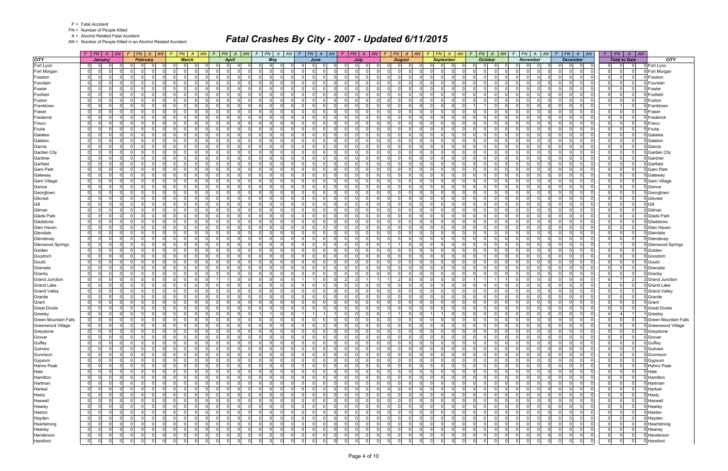F = Fatal Accident

FN = Number of People Killed

A = Alcohol Related Fatal Accident

AN = Number of People Killed in an Alcohol Related Accident

# Fatal Crashes By City - 2007 - Updated 6/11/2015

| CITY | January | | | | February | | | | March | | | | April | | | | May | | | | June | | | | July | | | | August | | | | September | | | | October | | | | November | | | | December | | | | Total to Date | | | | CITY |
|---|---|---|---|---|---|---|---|---|---|---|---|---|---|---|---|---|---|---|---|---|---|---|---|---|---|---|---|---|---|---|---|---|---|---|---|---|---|---|---|---|---|---|---|---|---|---|---|---|---|---|---|---|---|
| | F | FN | A | AN | F | FN | A | AN | F | FN | A | AN | F | FN | A | AN | F | FN | A | AN | F | FN | A | AN | F | FN | A | AN | F | FN | A | AN | F | FN | A | AN | F | FN | A | AN | F | FN | A | AN | F | FN | A | AN | F | FN | A | AN | |
| Fort Lyon | 0 | 0 | 0 | 0 | 0 | 0 | 0 | 0 | 0 | 0 | 0 | 0 | 0 | 0 | 0 | 0 | 0 | 0 | 0 | 0 | 0 | 0 | 0 | 0 | 0 | 0 | 0 | 0 | 0 | 0 | 0 | 0 | 0 | 0 | 0 | 0 | 0 | 0 | 0 | 0 | 0 | 0 | 0 | 0 | 0 | 0 | 0 | 0 | 0 | 0 | 0 | 0 | Fort Lyon |
| Fort Morgan | 0 | 0 | 0 | 0 | 0 | 0 | 0 | 0 | 0 | 0 | 0 | 0 | 0 | 0 | 0 | 0 | 0 | 0 | 0 | 0 | 0 | 0 | 0 | 0 | 0 | 0 | 0 | 0 | 0 | 0 | 0 | 0 | 0 | 0 | 0 | 0 | 0 | 0 | 0 | 0 | 0 | 0 | 0 | 0 | 0 | 0 | 0 | 0 | 0 | 0 | 0 | 0 | Fort Morgan |
| Fosston | 0 | 0 | 0 | 0 | 0 | 0 | 0 | 0 | 0 | 0 | 0 | 0 | 0 | 0 | 0 | 0 | 0 | 0 | 0 | 0 | 0 | 0 | 0 | 0 | 0 | 0 | 0 | 0 | 0 | 0 | 0 | 0 | 0 | 0 | 0 | 0 | 0 | 0 | 0 | 0 | 0 | 0 | 0 | 0 | 0 | 0 | 0 | 0 | 0 | 0 | 0 | 0 | Fosston |
| Fountain | 0 | 0 | 0 | 0 | 0 | 0 | 0 | 0 | 0 | 0 | 0 | 0 | 0 | 0 | 0 | 0 | 0 | 0 | 0 | 0 | 0 | 0 | 0 | 0 | 0 | 0 | 0 | 0 | 0 | 0 | 0 | 0 | 0 | 0 | 0 | 0 | 0 | 0 | 0 | 0 | 0 | 0 | 0 | 0 | 0 | 0 | 0 | 0 | 0 | 0 | 0 | 0 | Fountain |
| Fowler | 0 | 0 | 0 | 0 | 0 | 0 | 0 | 0 | 0 | 0 | 0 | 0 | 0 | 0 | 0 | 0 | 0 | 0 | 0 | 0 | 0 | 0 | 0 | 0 | 0 | 0 | 0 | 0 | 0 | 0 | 0 | 0 | 0 | 0 | 0 | 0 | 0 | 0 | 0 | 0 | 0 | 0 | 0 | 0 | 0 | 0 | 0 | 0 | 0 | 0 | 0 | 0 | Fowler |
| Foxfield | 0 | 0 | 0 | 0 | 0 | 0 | 0 | 0 | 0 | 0 | 0 | 0 | 0 | 0 | 0 | 0 | 0 | 0 | 0 | 0 | 0 | 0 | 0 | 0 | 0 | 0 | 0 | 0 | 0 | 0 | 0 | 0 | 0 | 0 | 0 | 0 | 0 | 0 | 0 | 0 | 0 | 0 | 0 | 0 | 0 | 0 | 0 | 0 | 0 | 0 | 0 | 0 | Foxfield |
| Foxton | 0 | 0 | 0 | 0 | 0 | 0 | 0 | 0 | 0 | 0 | 0 | 0 | 0 | 0 | 0 | 0 | 0 | 0 | 0 | 0 | 0 | 0 | 0 | 0 | 0 | 0 | 0 | 0 | 0 | 0 | 0 | 0 | 0 | 0 | 0 | 0 | 0 | 0 | 0 | 0 | 0 | 0 | 0 | 0 | 0 | 0 | 0 | 0 | 0 | 0 | 0 | 0 | Foxton |
| Franktown | 0 | 0 | 0 | 0 | 0 | 0 | 0 | 0 | 0 | 0 | 0 | 0 | 0 | 0 | 0 | 0 | 0 | 0 | 0 | 0 | 0 | 0 | 0 | 0 | 0 | 0 | 0 | 0 | 0 | 0 | 0 | 0 | 0 | 0 | 0 | 0 | 1 | 1 | 0 | 0 | 0 | 0 | 0 | 0 | 0 | 0 | 0 | 0 | 1 | 1 | 0 | 0 | Franktown |
| Fraser | 0 | 0 | 0 | 0 | 0 | 0 | 0 | 0 | 0 | 0 | 0 | 0 | 0 | 0 | 0 | 0 | 0 | 0 | 0 | 0 | 0 | 0 | 0 | 0 | 0 | 0 | 0 | 0 | 0 | 0 | 0 | 0 | 0 | 0 | 0 | 0 | 0 | 0 | 0 | 0 | 0 | 0 | 0 | 0 | 0 | 0 | 0 | 0 | 0 | 0 | 0 | 0 | Fraser |
| Frederick | 0 | 0 | 0 | 0 | 0 | 0 | 0 | 0 | 0 | 0 | 0 | 0 | 0 | 0 | 0 | 0 | 0 | 0 | 0 | 0 | 0 | 0 | 0 | 0 | 0 | 0 | 0 | 0 | 0 | 0 | 0 | 0 | 0 | 0 | 0 | 0 | 0 | 0 | 0 | 0 | 0 | 0 | 0 | 0 | 0 | 0 | 0 | 0 | 0 | 0 | 0 | 0 | Frederick |
| Frisco | 0 | 0 | 0 | 0 | 0 | 0 | 0 | 0 | 0 | 0 | 0 | 0 | 0 | 0 | 0 | 0 | 0 | 0 | 0 | 0 | 0 | 0 | 0 | 0 | 0 | 0 | 0 | 0 | 0 | 0 | 0 | 0 | 0 | 0 | 0 | 0 | 0 | 0 | 0 | 0 | 0 | 0 | 0 | 0 | 0 | 0 | 0 | 0 | 0 | 0 | 0 | 0 | Frisco |
| Fruita | 0 | 0 | 0 | 0 | 0 | 0 | 0 | 0 | 0 | 0 | 0 | 0 | 0 | 0 | 0 | 0 | 0 | 0 | 0 | 0 | 0 | 0 | 0 | 0 | 0 | 0 | 0 | 0 | 0 | 0 | 0 | 0 | 0 | 0 | 0 | 0 | 0 | 0 | 0 | 0 | 0 | 0 | 0 | 0 | 0 | 0 | 0 | 0 | 0 | 0 | 0 | 0 | Fruita |
| Galatea | 0 | 0 | 0 | 0 | 0 | 0 | 0 | 0 | 0 | 0 | 0 | 0 | 0 | 0 | 0 | 0 | 0 | 0 | 0 | 0 | 0 | 0 | 0 | 0 | 0 | 0 | 0 | 0 | 0 | 0 | 0 | 0 | 0 | 0 | 0 | 0 | 0 | 0 | 0 | 0 | 0 | 0 | 0 | 0 | 0 | 0 | 0 | 0 | 0 | 0 | 0 | 0 | Galatea |
| Galeton | 0 | 0 | 0 | 0 | 0 | 0 | 0 | 0 | 0 | 0 | 0 | 0 | 0 | 0 | 0 | 0 | 0 | 0 | 0 | 0 | 0 | 0 | 0 | 0 | 0 | 0 | 0 | 0 | 0 | 0 | 0 | 0 | 0 | 0 | 0 | 0 | 0 | 0 | 0 | 0 | 0 | 0 | 0 | 0 | 0 | 0 | 0 | 0 | 0 | 0 | 0 | 0 | Galeton |
| Garcia | 0 | 0 | 0 | 0 | 0 | 0 | 0 | 0 | 0 | 0 | 0 | 0 | 0 | 0 | 0 | 0 | 0 | 0 | 0 | 0 | 0 | 0 | 0 | 0 | 0 | 0 | 0 | 0 | 0 | 0 | 0 | 0 | 0 | 0 | 0 | 0 | 0 | 0 | 0 | 0 | 0 | 0 | 0 | 0 | 0 | 0 | 0 | 0 | 0 | 0 | 0 | 0 | Garcia |
| Garden City | 0 | 0 | 0 | 0 | 0 | 0 | 0 | 0 | 0 | 0 | 0 | 0 | 0 | 0 | 0 | 0 | 0 | 0 | 0 | 0 | 0 | 0 | 0 | 0 | 0 | 0 | 0 | 0 | 0 | 0 | 0 | 0 | 0 | 0 | 0 | 0 | 0 | 0 | 0 | 0 | 0 | 0 | 0 | 0 | 0 | 0 | 0 | 0 | 0 | 0 | 0 | 0 | Garden City |
| Gardner | 0 | 0 | 0 | 0 | 0 | 0 | 0 | 0 | 0 | 0 | 0 | 0 | 0 | 0 | 0 | 0 | 0 | 0 | 0 | 0 | 0 | 0 | 0 | 0 | 0 | 0 | 0 | 0 | 0 | 0 | 0 | 0 | 0 | 0 | 0 | 0 | 0 | 0 | 0 | 0 | 0 | 0 | 0 | 0 | 0 | 0 | 0 | 0 | 0 | 0 | 0 | 0 | Gardner |
| Garfield | 0 | 0 | 0 | 0 | 0 | 0 | 0 | 0 | 0 | 0 | 0 | 0 | 0 | 0 | 0 | 0 | 0 | 0 | 0 | 0 | 0 | 0 | 0 | 0 | 0 | 0 | 0 | 0 | 0 | 0 | 0 | 0 | 0 | 0 | 0 | 0 | 0 | 0 | 0 | 0 | 0 | 0 | 0 | 0 | 0 | 0 | 0 | 0 | 0 | 0 | 0 | 0 | Garfield |
| Garo Park | 0 | 0 | 0 | 0 | 0 | 0 | 0 | 0 | 0 | 0 | 0 | 0 | 0 | 0 | 0 | 0 | 0 | 0 | 0 | 0 | 0 | 0 | 0 | 0 | 0 | 0 | 0 | 0 | 0 | 0 | 0 | 0 | 0 | 0 | 0 | 0 | 0 | 0 | 0 | 0 | 0 | 0 | 0 | 0 | 0 | 0 | 0 | 0 | 0 | 0 | 0 | 0 | Garo Park |
| Gateway | 0 | 0 | 0 | 0 | 0 | 0 | 0 | 0 | 0 | 0 | 0 | 0 | 0 | 0 | 0 | 0 | 0 | 0 | 0 | 0 | 0 | 0 | 0 | 0 | 0 | 0 | 0 | 0 | 0 | 0 | 0 | 0 | 0 | 0 | 0 | 0 | 0 | 0 | 0 | 0 | 0 | 0 | 0 | 0 | 0 | 0 | 0 | 0 | 0 | 0 | 0 | 0 | Gateway |
| Gem Village | 0 | 0 | 0 | 0 | 0 | 0 | 0 | 0 | 0 | 0 | 0 | 0 | 0 | 0 | 0 | 0 | 0 | 0 | 0 | 0 | 0 | 0 | 0 | 0 | 0 | 0 | 0 | 0 | 0 | 0 | 0 | 0 | 0 | 0 | 0 | 0 | 0 | 0 | 0 | 0 | 0 | 0 | 0 | 0 | 0 | 0 | 0 | 0 | 0 | 0 | 0 | 0 | Gem Village |
| Genoa | 0 | 0 | 0 | 0 | 0 | 0 | 0 | 0 | 0 | 0 | 0 | 0 | 0 | 0 | 0 | 0 | 0 | 0 | 0 | 0 | 0 | 0 | 0 | 0 | 0 | 0 | 0 | 0 | 0 | 0 | 0 | 0 | 0 | 0 | 0 | 0 | 0 | 0 | 0 | 0 | 0 | 0 | 0 | 0 | 0 | 0 | 0 | 0 | 0 | 0 | 0 | 0 | Genoa |
| Georgtown | 0 | 0 | 0 | 0 | 0 | 0 | 0 | 0 | 0 | 0 | 0 | 0 | 0 | 0 | 0 | 0 | 0 | 0 | 0 | 0 | 0 | 0 | 0 | 0 | 0 | 0 | 0 | 0 | 0 | 0 | 0 | 0 | 0 | 0 | 0 | 0 | 0 | 0 | 0 | 0 | 0 | 0 | 0 | 0 | 0 | 0 | 0 | 0 | 0 | 0 | 0 | 0 | Georgtown |
| Gilcrest | 0 | 0 | 0 | 0 | 0 | 0 | 0 | 0 | 0 | 0 | 0 | 0 | 0 | 0 | 0 | 0 | 0 | 0 | 0 | 0 | 0 | 0 | 0 | 0 | 0 | 0 | 0 | 0 | 0 | 0 | 0 | 0 | 0 | 0 | 0 | 0 | 0 | 0 | 0 | 0 | 0 | 0 | 0 | 0 | 0 | 0 | 0 | 0 | 0 | 0 | 0 | 0 | Gilcrest |
| Gill | 0 | 0 | 0 | 0 | 0 | 0 | 0 | 0 | 0 | 0 | 0 | 0 | 0 | 0 | 0 | 0 | 0 | 0 | 0 | 0 | 0 | 0 | 0 | 0 | 0 | 0 | 0 | 0 | 0 | 0 | 0 | 0 | 0 | 0 | 0 | 0 | 0 | 0 | 0 | 0 | 0 | 0 | 0 | 0 | 0 | 0 | 0 | 0 | 0 | 0 | 0 | 0 | Gill |
| Gilman | 0 | 0 | 0 | 0 | 0 | 0 | 0 | 0 | 0 | 0 | 0 | 0 | 0 | 0 | 0 | 0 | 0 | 0 | 0 | 0 | 0 | 0 | 0 | 0 | 0 | 0 | 0 | 0 | 0 | 0 | 0 | 0 | 0 | 0 | 0 | 0 | 0 | 0 | 0 | 0 | 0 | 0 | 0 | 0 | 0 | 0 | 0 | 0 | 0 | 0 | 0 | 0 | Gilman |
| Glade Park | 0 | 0 | 0 | 0 | 0 | 0 | 0 | 0 | 0 | 0 | 0 | 0 | 0 | 0 | 0 | 0 | 0 | 0 | 0 | 0 | 0 | 0 | 0 | 0 | 0 | 0 | 0 | 0 | 0 | 0 | 0 | 0 | 0 | 0 | 0 | 0 | 0 | 0 | 0 | 0 | 0 | 0 | 0 | 0 | 0 | 0 | 0 | 0 | 0 | 0 | 0 | 0 | Glade Park |
| Gladstone | 0 | 0 | 0 | 0 | 0 | 0 | 0 | 0 | 0 | 0 | 0 | 0 | 0 | 0 | 0 | 0 | 0 | 0 | 0 | 0 | 0 | 0 | 0 | 0 | 0 | 0 | 0 | 0 | 0 | 0 | 0 | 0 | 0 | 0 | 0 | 0 | 0 | 0 | 0 | 0 | 0 | 0 | 0 | 0 | 0 | 0 | 0 | 0 | 0 | 0 | 0 | 0 | Gladstone |
| Glen Haven | 0 | 0 | 0 | 0 | 0 | 0 | 0 | 0 | 0 | 0 | 0 | 0 | 0 | 0 | 0 | 0 | 0 | 0 | 0 | 0 | 0 | 0 | 0 | 0 | 0 | 0 | 0 | 0 | 0 | 0 | 0 | 0 | 0 | 0 | 0 | 0 | 0 | 0 | 0 | 0 | 0 | 0 | 0 | 0 | 0 | 0 | 0 | 0 | 0 | 0 | 0 | 0 | Glen Haven |
| Glendale | 0 | 0 | 0 | 0 | 0 | 0 | 0 | 0 | 0 | 0 | 0 | 0 | 0 | 0 | 0 | 0 | 0 | 0 | 0 | 0 | 0 | 0 | 0 | 0 | 0 | 0 | 0 | 0 | 0 | 0 | 0 | 0 | 0 | 0 | 0 | 0 | 0 | 0 | 0 | 0 | 0 | 0 | 0 | 0 | 0 | 0 | 0 | 0 | 0 | 0 | 0 | 0 | Glendale |
| Glendevey | 0 | 0 | 0 | 0 | 0 | 0 | 0 | 0 | 0 | 0 | 0 | 0 | 0 | 0 | 0 | 0 | 0 | 0 | 0 | 0 | 0 | 0 | 0 | 0 | 0 | 0 | 0 | 0 | 0 | 0 | 0 | 0 | 0 | 0 | 0 | 0 | 0 | 0 | 0 | 0 | 0 | 0 | 0 | 0 | 0 | 0 | 0 | 0 | 0 | 0 | 0 | 0 | Glendevey |
| Glenwood Springs | 0 | 0 | 0 | 0 | 0 | 0 | 0 | 0 | 0 | 0 | 0 | 0 | 0 | 0 | 0 | 0 | 0 | 0 | 0 | 0 | 0 | 0 | 0 | 0 | 0 | 0 | 0 | 0 | 1 | 1 | 0 | 0 | 0 | 0 | 0 | 0 | 0 | 0 | 0 | 0 | 0 | 0 | 0 | 0 | 0 | 0 | 0 | 0 | 1 | 1 | 0 | 0 | Glenwood Springs |
| Golden | 0 | 0 | 0 | 0 | 0 | 0 | 0 | 0 | 0 | 0 | 0 | 0 | 0 | 0 | 0 | 0 | 0 | 0 | 0 | 0 | 0 | 0 | 0 | 0 | 0 | 0 | 0 | 0 | 0 | 0 | 0 | 0 | 0 | 0 | 0 | 0 | 0 | 0 | 0 | 0 | 0 | 0 | 0 | 0 | 0 | 0 | 0 | 0 | 0 | 0 | 0 | 0 | Golden |
| Goodrich | 0 | 0 | 0 | 0 | 0 | 0 | 0 | 0 | 0 | 0 | 0 | 0 | 0 | 0 | 0 | 0 | 0 | 0 | 0 | 0 | 0 | 0 | 0 | 0 | 0 | 0 | 0 | 0 | 0 | 0 | 0 | 0 | 0 | 0 | 0 | 0 | 0 | 0 | 0 | 0 | 0 | 0 | 0 | 0 | 0 | 0 | 0 | 0 | 0 | 0 | 0 | 0 | Goodrich |
| Gould | 0 | 0 | 0 | 0 | 0 | 0 | 0 | 0 | 0 | 0 | 0 | 0 | 0 | 0 | 0 | 0 | 0 | 0 | 0 | 0 | 0 | 0 | 0 | 0 | 0 | 0 | 0 | 0 | 0 | 0 | 0 | 0 | 0 | 0 | 0 | 0 | 0 | 0 | 0 | 0 | 0 | 0 | 0 | 0 | 0 | 0 | 0 | 0 | 0 | 0 | 0 | 0 | Gould |
| Granada | 0 | 0 | 0 | 0 | 0 | 0 | 0 | 0 | 0 | 0 | 0 | 0 | 0 | 0 | 0 | 0 | 0 | 0 | 0 | 0 | 0 | 0 | 0 | 0 | 0 | 0 | 0 | 0 | 0 | 0 | 0 | 0 | 0 | 0 | 0 | 0 | 0 | 0 | 0 | 0 | 0 | 0 | 0 | 0 | 0 | 0 | 0 | 0 | 0 | 0 | 0 | 0 | Granada |
| Granby | 0 | 0 | 0 | 0 | 0 | 0 | 0 | 0 | 0 | 0 | 0 | 0 | 0 | 0 | 0 | 0 | 0 | 0 | 0 | 0 | 0 | 0 | 0 | 0 | 0 | 0 | 0 | 0 | 0 | 0 | 0 | 0 | 0 | 0 | 0 | 0 | 0 | 0 | 0 | 0 | 0 | 0 | 0 | 0 | 0 | 0 | 0 | 0 | 0 | 0 | 0 | 0 | Granby |
| Grand Junction | 0 | 0 | 0 | 0 | 0 | 0 | 0 | 0 | 0 | 0 | 0 | 0 | 1 | 1 | 0 | 0 | 0 | 0 | 0 | 0 | 1 | 1 | 0 | 0 | 2 | 2 | 1 | 1 | 1 | 2 | 0 | 0 | 0 | 0 | 0 | 0 | 1 | 1 | 1 | 1 | 0 | 0 | 0 | 0 | 0 | 0 | 0 | 0 | 6 | 7 | 2 | 2 | Grand Junction |
| Grand Lake | 0 | 0 | 0 | 0 | 0 | 0 | 0 | 0 | 0 | 0 | 0 | 0 | 0 | 0 | 0 | 0 | 0 | 0 | 0 | 0 | 0 | 0 | 0 | 0 | 0 | 0 | 0 | 0 | 0 | 0 | 0 | 0 | 0 | 0 | 0 | 0 | 0 | 0 | 0 | 0 | 0 | 0 | 0 | 0 | 0 | 0 | 0 | 0 | 0 | 0 | 0 | 0 | Grand Lake |
| Grand Valley | 0 | 0 | 0 | 0 | 0 | 0 | 0 | 0 | 0 | 0 | 0 | 0 | 0 | 0 | 0 | 0 | 0 | 0 | 0 | 0 | 0 | 0 | 0 | 0 | 0 | 0 | 0 | 0 | 0 | 0 | 0 | 0 | 0 | 0 | 0 | 0 | 0 | 0 | 0 | 0 | 0 | 0 | 0 | 0 | 0 | 0 | 0 | 0 | 0 | 0 | 0 | 0 | Grand Valley |
| Granite | 0 | 0 | 0 | 0 | 0 | 0 | 0 | 0 | 0 | 0 | 0 | 0 | 0 | 0 | 0 | 0 | 0 | 0 | 0 | 0 | 0 | 0 | 0 | 0 | 0 | 0 | 0 | 0 | 0 | 0 | 0 | 0 | 0 | 0 | 0 | 0 | 0 | 0 | 0 | 0 | 0 | 0 | 0 | 0 | 0 | 0 | 0 | 0 | 0 | 0 | 0 | 0 | Granite |
| Grant | 0 | 0 | 0 | 0 | 0 | 0 | 0 | 0 | 0 | 0 | 0 | 0 | 0 | 0 | 0 | 0 | 0 | 0 | 0 | 0 | 0 | 0 | 0 | 0 | 0 | 0 | 0 | 0 | 0 | 0 | 0 | 0 | 0 | 0 | 0 | 0 | 0 | 0 | 0 | 0 | 0 | 0 | 0 | 0 | 0 | 0 | 0 | 0 | 0 | 0 | 0 | 0 | Grant |
| Great Divide | 0 | 0 | 0 | 0 | 0 | 0 | 0 | 0 | 0 | 0 | 0 | 0 | 0 | 0 | 0 | 0 | 0 | 0 | 0 | 0 | 0 | 0 | 0 | 0 | 0 | 0 | 0 | 0 | 0 | 0 | 0 | 0 | 0 | 0 | 0 | 0 | 0 | 0 | 0 | 0 | 0 | 0 | 0 | 0 | 0 | 0 | 0 | 0 | 0 | 0 | 0 | 0 | Great Divide |
| Greeley | 0 | 0 | 0 | 0 | 0 | 0 | 0 | 0 | 0 | 0 | 0 | 0 | 0 | 0 | 0 | 0 | 1 | 1 | 0 | 0 | 1 | 1 | 1 | 1 | 0 | 0 | 0 | 0 | 1 | 1 | 0 | 0 | 1 | 1 | 0 | 0 | 0 | 0 | 0 | 0 | 0 | 0 | 0 | 0 | 0 | 0 | 0 | 0 | 4 | 4 | 1 | 1 | Greeley |
| Green Mountain Falls | 0 | 0 | 0 | 0 | 0 | 0 | 0 | 0 | 0 | 0 | 0 | 0 | 0 | 0 | 0 | 0 | 0 | 0 | 0 | 0 | 0 | 0 | 0 | 0 | 0 | 0 | 0 | 0 | 0 | 0 | 0 | 0 | 0 | 0 | 0 | 0 | 0 | 0 | 0 | 0 | 0 | 0 | 0 | 0 | 0 | 0 | 0 | 0 | 0 | 0 | 0 | 0 | Green Mountain Falls |
| Greenwood Village | 0 | 0 | 0 | 0 | 0 | 0 | 0 | 0 | 0 | 0 | 0 | 0 | 0 | 0 | 0 | 0 | 0 | 0 | 0 | 0 | 0 | 0 | 0 | 0 | 0 | 0 | 0 | 0 | 0 | 0 | 0 | 0 | 0 | 0 | 0 | 0 | 0 | 0 | 0 | 0 | 0 | 0 | 0 | 0 | 0 | 0 | 0 | 0 | 0 | 0 | 0 | 0 | Greenwood Village |
| Greystone | 0 | 0 | 0 | 0 | 0 | 0 | 0 | 0 | 0 | 0 | 0 | 0 | 0 | 0 | 0 | 0 | 0 | 0 | 0 | 0 | 0 | 0 | 0 | 0 | 0 | 0 | 0 | 0 | 0 | 0 | 0 | 0 | 0 | 0 | 0 | 0 | 0 | 0 | 0 | 0 | 0 | 0 | 0 | 0 | 0 | 0 | 0 | 0 | 0 | 0 | 0 | 0 | Greystone |
| Grover | 0 | 0 | 0 | 0 | 0 | 0 | 0 | 0 | 0 | 0 | 0 | 0 | 0 | 0 | 0 | 0 | 0 | 0 | 0 | 0 | 0 | 0 | 0 | 0 | 0 | 0 | 0 | 0 | 0 | 0 | 0 | 0 | 0 | 0 | 0 | 0 | 0 | 0 | 0 | 0 | 0 | 0 | 0 | 0 | 0 | 0 | 0 | 0 | 0 | 0 | 0 | 0 | Grover |
| Guffey | 0 | 0 | 0 | 0 | 0 | 0 | 0 | 0 | 0 | 0 | 0 | 0 | 0 | 0 | 0 | 0 | 0 | 0 | 0 | 0 | 0 | 0 | 0 | 0 | 0 | 0 | 0 | 0 | 0 | 0 | 0 | 0 | 0 | 0 | 0 | 0 | 0 | 0 | 0 | 0 | 0 | 0 | 0 | 0 | 0 | 0 | 0 | 0 | 0 | 0 | 0 | 0 | Guffey |
| Gulnare | 0 | 0 | 0 | 0 | 0 | 0 | 0 | 0 | 0 | 0 | 0 | 0 | 0 | 0 | 0 | 0 | 0 | 0 | 0 | 0 | 0 | 0 | 0 | 0 | 0 | 0 | 0 | 0 | 0 | 0 | 0 | 0 | 0 | 0 | 0 | 0 | 0 | 0 | 0 | 0 | 0 | 0 | 0 | 0 | 0 | 0 | 0 | 0 | 0 | 0 | 0 | 0 | Gulnare |
| Gunnison | 0 | 0 | 0 | 0 | 0 | 0 | 0 | 0 | 0 | 0 | 0 | 0 | 0 | 0 | 0 | 0 | 0 | 0 | 0 | 0 | 0 | 0 | 0 | 0 | 0 | 0 | 0 | 0 | 0 | 0 | 0 | 0 | 0 | 0 | 0 | 0 | 0 | 0 | 0 | 0 | 0 | 0 | 0 | 0 | 0 | 0 | 0 | 0 | 0 | 0 | 0 | 0 | Gunnison |
| Gypsum | 0 | 0 | 0 | 0 | 0 | 0 | 0 | 0 | 0 | 0 | 0 | 0 | 0 | 0 | 0 | 0 | 0 | 0 | 0 | 0 | 0 | 0 | 0 | 0 | 0 | 0 | 0 | 0 | 0 | 0 | 0 | 0 | 0 | 0 | 0 | 0 | 0 | 0 | 0 | 0 | 0 | 0 | 0 | 0 | 0 | 0 | 0 | 0 | 0 | 0 | 0 | 0 | Gypsum |
| Hahns Peak | 0 | 0 | 0 | 0 | 0 | 0 | 0 | 0 | 0 | 0 | 0 | 0 | 0 | 0 | 0 | 0 | 0 | 0 | 0 | 0 | 0 | 0 | 0 | 0 | 0 | 0 | 0 | 0 | 0 | 0 | 0 | 0 | 0 | 0 | 0 | 0 | 0 | 0 | 0 | 0 | 0 | 0 | 0 | 0 | 0 | 0 | 0 | 0 | 0 | 0 | 0 | 0 | Hahns Peak |
| Hale | 0 | 0 | 0 | 0 | 0 | 0 | 0 | 0 | 0 | 0 | 0 | 0 | 0 | 0 | 0 | 0 | 0 | 0 | 0 | 0 | 0 | 0 | 0 | 0 | 0 | 0 | 0 | 0 | 0 | 0 | 0 | 0 | 0 | 0 | 0 | 0 | 0 | 0 | 0 | 0 | 0 | 0 | 0 | 0 | 0 | 0 | 0 | 0 | 0 | 0 | 0 | 0 | Hale |
| Hamilton | 0 | 0 | 0 | 0 | 0 | 0 | 0 | 0 | 0 | 0 | 0 | 0 | 0 | 0 | 0 | 0 | 0 | 0 | 0 | 0 | 0 | 0 | 0 | 0 | 0 | 0 | 0 | 0 | 0 | 0 | 0 | 0 | 0 | 0 | 0 | 0 | 0 | 0 | 0 | 0 | 0 | 0 | 0 | 0 | 0 | 0 | 0 | 0 | 0 | 0 | 0 | 0 | Hamilton |
| Hartman | 0 | 0 | 0 | 0 | 0 | 0 | 0 | 0 | 0 | 0 | 0 | 0 | 0 | 0 | 0 | 0 | 0 | 0 | 0 | 0 | 0 | 0 | 0 | 0 | 0 | 0 | 0 | 0 | 0 | 0 | 0 | 0 | 0 | 0 | 0 | 0 | 0 | 0 | 0 | 0 | 0 | 0 | 0 | 0 | 0 | 0 | 0 | 0 | 0 | 0 | 0 | 0 | Hartman |
| Hartsel | 0 | 0 | 0 | 0 | 0 | 0 | 0 | 0 | 0 | 0 | 0 | 0 | 0 | 0 | 0 | 0 | 0 | 0 | 0 | 0 | 0 | 0 | 0 | 0 | 0 | 0 | 0 | 0 | 0 | 0 | 0 | 0 | 0 | 0 | 0 | 0 | 0 | 0 | 0 | 0 | 0 | 0 | 0 | 0 | 0 | 0 | 0 | 0 | 0 | 0 | 0 | 0 | Hartsel |
| Hasty | 0 | 0 | 0 | 0 | 0 | 0 | 0 | 0 | 0 | 0 | 0 | 0 | 0 | 0 | 0 | 0 | 0 | 0 | 0 | 0 | 0 | 0 | 0 | 0 | 0 | 0 | 0 | 0 | 0 | 0 | 0 | 0 | 0 | 0 | 0 | 0 | 0 | 0 | 0 | 0 | 0 | 0 | 0 | 0 | 0 | 0 | 0 | 0 | 0 | 0 | 0 | 0 | Hasty |
| Haswell | 0 | 0 | 0 | 0 | 0 | 0 | 0 | 0 | 0 | 0 | 0 | 0 | 0 | 0 | 0 | 0 | 0 | 0 | 0 | 0 | 0 | 0 | 0 | 0 | 0 | 0 | 0 | 0 | 0 | 0 | 0 | 0 | 0 | 0 | 0 | 0 | 0 | 0 | 0 | 0 | 0 | 0 | 0 | 0 | 0 | 0 | 0 | 0 | 0 | 0 | 0 | 0 | Haswell |
| Hawley | 0 | 0 | 0 | 0 | 0 | 0 | 0 | 0 | 0 | 0 | 0 | 0 | 0 | 0 | 0 | 0 | 0 | 0 | 0 | 0 | 0 | 0 | 0 | 0 | 0 | 0 | 0 | 0 | 0 | 0 | 0 | 0 | 0 | 0 | 0 | 0 | 0 | 0 | 0 | 0 | 0 | 0 | 0 | 0 | 0 | 0 | 0 | 0 | 0 | 0 | 0 | 0 | Hawley |
| Haxton | 0 | 0 | 0 | 0 | 0 | 0 | 0 | 0 | 0 | 0 | 0 | 0 | 0 | 0 | 0 | 0 | 0 | 0 | 0 | 0 | 0 | 0 | 0 | 0 | 0 | 0 | 0 | 0 | 0 | 0 | 0 | 0 | 0 | 0 | 0 | 0 | 0 | 0 | 0 | 0 | 0 | 0 | 0 | 0 | 0 | 0 | 0 | 0 | 0 | 0 | 0 | 0 | Haxton |
| Hayden | 0 | 0 | 0 | 0 | 0 | 0 | 0 | 0 | 0 | 0 | 0 | 0 | 0 | 0 | 0 | 0 | 0 | 0 | 0 | 0 | 0 | 0 | 0 | 0 | 0 | 0 | 0 | 0 | 0 | 0 | 0 | 0 | 0 | 0 | 0 | 0 | 0 | 0 | 0 | 0 | 0 | 0 | 0 | 0 | 0 | 0 | 0 | 0 | 0 | 0 | 0 | 0 | Hayden |
| Heartstrong | 0 | 0 | 0 | 0 | 0 | 0 | 0 | 0 | 0 | 0 | 0 | 0 | 0 | 0 | 0 | 0 | 0 | 0 | 0 | 0 | 0 | 0 | 0 | 0 | 0 | 0 | 0 | 0 | 0 | 0 | 0 | 0 | 0 | 0 | 0 | 0 | 0 | 0 | 0 | 0 | 0 | 0 | 0 | 0 | 0 | 0 | 0 | 0 | 0 | 0 | 0 | 0 | Heartstrong |
| Heaney | 0 | 0 | 0 | 0 | 0 | 0 | 0 | 0 | 0 | 0 | 0 | 0 | 0 | 0 | 0 | 0 | 0 | 0 | 0 | 0 | 0 | 0 | 0 | 0 | 0 | 0 | 0 | 0 | 0 | 0 | 0 | 0 | 0 | 0 | 0 | 0 | 0 | 0 | 0 | 0 | 0 | 0 | 0 | 0 | 0 | 0 | 0 | 0 | 0 | 0 | 0 | 0 | Heaney |
| Henderson | 0 | 0 | 0 | 0 | 0 | 0 | 0 | 0 | 0 | 0 | 0 | 0 | 0 | 0 | 0 | 0 | 0 | 0 | 0 | 0 | 0 | 0 | 0 | 0 | 0 | 0 | 0 | 0 | 0 | 0 | 0 | 0 | 0 | 0 | 0 | 0 | 0 | 0 | 0 | 0 | 0 | 0 | 0 | 0 | 0 | 0 | 0 | 0 | 0 | 0 | 0 | 0 | Henderson |
| Hereford | 0 | 0 | 0 | 0 | 0 | 0 | 0 | 0 | 0 | 0 | 0 | 0 | 0 | 0 | 0 | 0 | 0 | 0 | 0 | 0 | 0 | 0 | 0 | 0 | 0 | 0 | 0 | 0 | 0 | 0 | 0 | 0 | 0 | 0 | 0 | 0 | 0 | 0 | 0 | 0 | 0 | 0 | 0 | 0 | 0 | 0 | 0 | 0 | 0 | 0 | 0 | 0 | Hereford |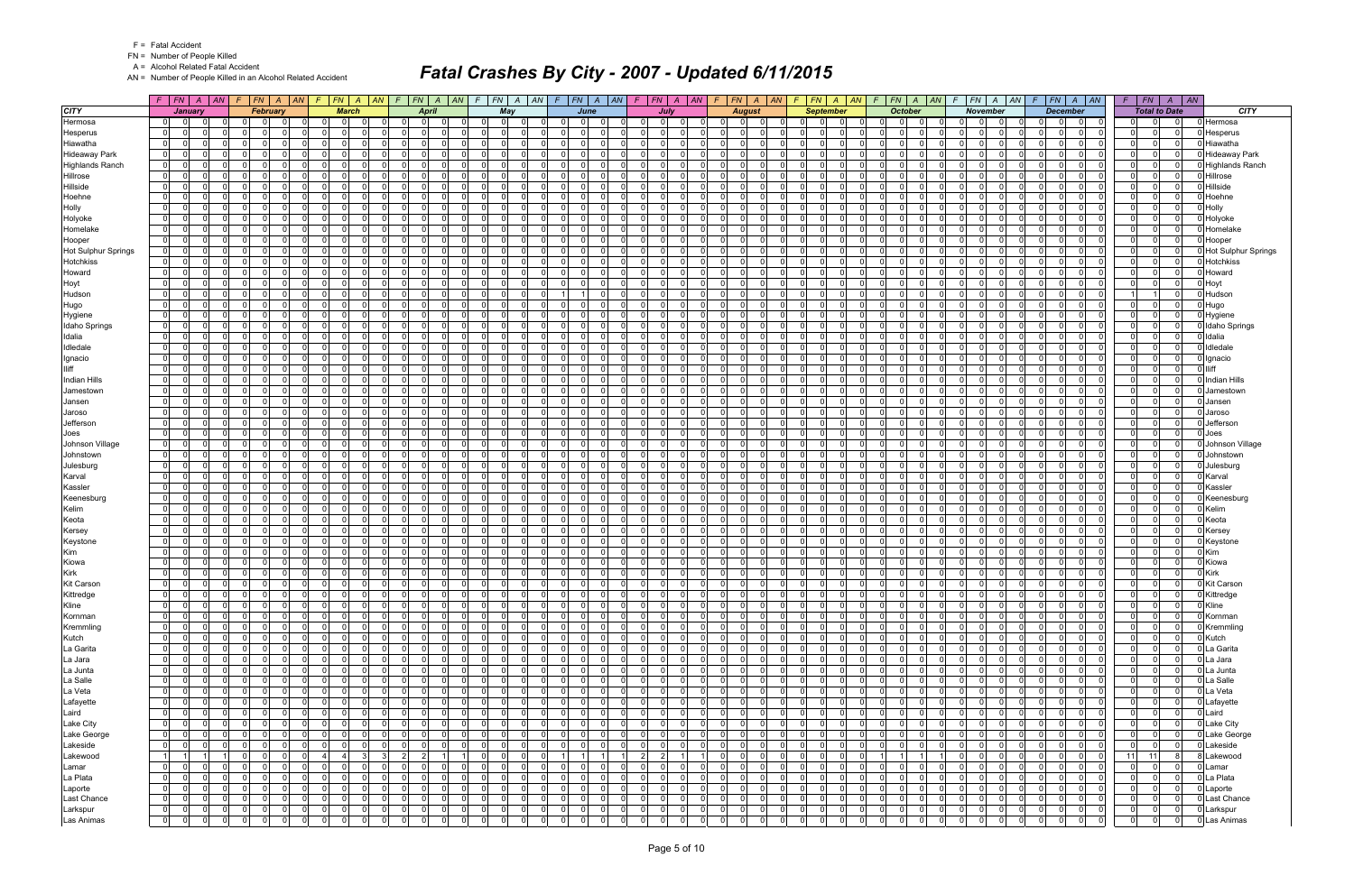F = Fatal Accident
FN = Number of People Killed
A = Alcohol Related Fatal Accident
AN = Number of People Killed in an Alcohol Related Accident

# Fatal Crashes By City - 2007 - Updated 6/11/2015

| CITY | January | | | | February | | | | March | | | | April | | | | May | | | | June | | | | July | | | | August | | | | September | | | | October | | | | November | | | | December | | | | Total to Date | | | | CITY |
|---|---|---|---|---|---|---|---|---|---|---|---|---|---|---|---|---|---|---|---|---|---|---|---|---|---|---|---|---|---|---|---|---|---|---|---|---|---|---|---|---|---|---|---|---|---|---|---|---|---|---|---|---|---|
| | F | FN | A | AN | F | FN | A | AN | F | FN | A | AN | F | FN | A | AN | F | FN | A | AN | F | FN | A | AN | F | FN | A | AN | F | FN | A | AN | F | FN | A | AN | F | FN | A | AN | F | FN | A | AN | F | FN | A | AN | F | FN | A | AN | |
| Hermosa | 0 | 0 | 0 | 0 | 0 | 0 | 0 | 0 | 0 | 0 | 0 | 0 | 0 | 0 | 0 | 0 | 0 | 0 | 0 | 0 | 0 | 0 | 0 | 0 | 0 | 0 | 0 | 0 | 0 | 0 | 0 | 0 | 0 | 0 | 0 | 0 | 0 | 0 | 0 | 0 | 0 | 0 | 0 | 0 | 0 | 0 | 0 | 0 | 0 | 0 | 0 | 0 | Hermosa |
| Hesperus | 0 | 0 | 0 | 0 | 0 | 0 | 0 | 0 | 0 | 0 | 0 | 0 | 0 | 0 | 0 | 0 | 0 | 0 | 0 | 0 | 0 | 0 | 0 | 0 | 0 | 0 | 0 | 0 | 0 | 0 | 0 | 0 | 0 | 0 | 0 | 0 | 0 | 0 | 0 | 0 | 0 | 0 | 0 | 0 | 0 | 0 | 0 | 0 | 0 | 0 | 0 | 0 | Hesperus |
| Hiawatha | 0 | 0 | 0 | 0 | 0 | 0 | 0 | 0 | 0 | 0 | 0 | 0 | 0 | 0 | 0 | 0 | 0 | 0 | 0 | 0 | 0 | 0 | 0 | 0 | 0 | 0 | 0 | 0 | 0 | 0 | 0 | 0 | 0 | 0 | 0 | 0 | 0 | 0 | 0 | 0 | 0 | 0 | 0 | 0 | 0 | 0 | 0 | 0 | 0 | 0 | 0 | 0 | Hiawatha |
| Hideaway Park | 0 | 0 | 0 | 0 | 0 | 0 | 0 | 0 | 0 | 0 | 0 | 0 | 0 | 0 | 0 | 0 | 0 | 0 | 0 | 0 | 0 | 0 | 0 | 0 | 0 | 0 | 0 | 0 | 0 | 0 | 0 | 0 | 0 | 0 | 0 | 0 | 0 | 0 | 0 | 0 | 0 | 0 | 0 | 0 | 0 | 0 | 0 | 0 | 0 | 0 | 0 | 0 | Hideaway Park |
| Highlands Ranch | 0 | 0 | 0 | 0 | 0 | 0 | 0 | 0 | 0 | 0 | 0 | 0 | 0 | 0 | 0 | 0 | 0 | 0 | 0 | 0 | 0 | 0 | 0 | 0 | 0 | 0 | 0 | 0 | 0 | 0 | 0 | 0 | 0 | 0 | 0 | 0 | 0 | 0 | 0 | 0 | 0 | 0 | 0 | 0 | 0 | 0 | 0 | 0 | 0 | 0 | 0 | 0 | Highlands Ranch |
| Hillrose | 0 | 0 | 0 | 0 | 0 | 0 | 0 | 0 | 0 | 0 | 0 | 0 | 0 | 0 | 0 | 0 | 0 | 0 | 0 | 0 | 0 | 0 | 0 | 0 | 0 | 0 | 0 | 0 | 0 | 0 | 0 | 0 | 0 | 0 | 0 | 0 | 0 | 0 | 0 | 0 | 0 | 0 | 0 | 0 | 0 | 0 | 0 | 0 | 0 | 0 | 0 | 0 | Hillrose |
| Hillside | 0 | 0 | 0 | 0 | 0 | 0 | 0 | 0 | 0 | 0 | 0 | 0 | 0 | 0 | 0 | 0 | 0 | 0 | 0 | 0 | 0 | 0 | 0 | 0 | 0 | 0 | 0 | 0 | 0 | 0 | 0 | 0 | 0 | 0 | 0 | 0 | 0 | 0 | 0 | 0 | 0 | 0 | 0 | 0 | 0 | 0 | 0 | 0 | 0 | 0 | 0 | 0 | Hillside |
| Hoehne | 0 | 0 | 0 | 0 | 0 | 0 | 0 | 0 | 0 | 0 | 0 | 0 | 0 | 0 | 0 | 0 | 0 | 0 | 0 | 0 | 0 | 0 | 0 | 0 | 0 | 0 | 0 | 0 | 0 | 0 | 0 | 0 | 0 | 0 | 0 | 0 | 0 | 0 | 0 | 0 | 0 | 0 | 0 | 0 | 0 | 0 | 0 | 0 | 0 | 0 | 0 | 0 | Hoehne |
| Holly | 0 | 0 | 0 | 0 | 0 | 0 | 0 | 0 | 0 | 0 | 0 | 0 | 0 | 0 | 0 | 0 | 0 | 0 | 0 | 0 | 0 | 0 | 0 | 0 | 0 | 0 | 0 | 0 | 0 | 0 | 0 | 0 | 0 | 0 | 0 | 0 | 0 | 0 | 0 | 0 | 0 | 0 | 0 | 0 | 0 | 0 | 0 | 0 | 0 | 0 | 0 | 0 | Holly |
| Holyoke | 0 | 0 | 0 | 0 | 0 | 0 | 0 | 0 | 0 | 0 | 0 | 0 | 0 | 0 | 0 | 0 | 0 | 0 | 0 | 0 | 0 | 0 | 0 | 0 | 0 | 0 | 0 | 0 | 0 | 0 | 0 | 0 | 0 | 0 | 0 | 0 | 0 | 0 | 0 | 0 | 0 | 0 | 0 | 0 | 0 | 0 | 0 | 0 | 0 | 0 | 0 | 0 | Holyoke |
| Homelake | 0 | 0 | 0 | 0 | 0 | 0 | 0 | 0 | 0 | 0 | 0 | 0 | 0 | 0 | 0 | 0 | 0 | 0 | 0 | 0 | 0 | 0 | 0 | 0 | 0 | 0 | 0 | 0 | 0 | 0 | 0 | 0 | 0 | 0 | 0 | 0 | 0 | 0 | 0 | 0 | 0 | 0 | 0 | 0 | 0 | 0 | 0 | 0 | 0 | 0 | 0 | 0 | Homelake |
| Hooper | 0 | 0 | 0 | 0 | 0 | 0 | 0 | 0 | 0 | 0 | 0 | 0 | 0 | 0 | 0 | 0 | 0 | 0 | 0 | 0 | 0 | 0 | 0 | 0 | 0 | 0 | 0 | 0 | 0 | 0 | 0 | 0 | 0 | 0 | 0 | 0 | 0 | 0 | 0 | 0 | 0 | 0 | 0 | 0 | 0 | 0 | 0 | 0 | 0 | 0 | 0 | 0 | Hooper |
| Hot Sulphur Springs | 0 | 0 | 0 | 0 | 0 | 0 | 0 | 0 | 0 | 0 | 0 | 0 | 0 | 0 | 0 | 0 | 0 | 0 | 0 | 0 | 0 | 0 | 0 | 0 | 0 | 0 | 0 | 0 | 0 | 0 | 0 | 0 | 0 | 0 | 0 | 0 | 0 | 0 | 0 | 0 | 0 | 0 | 0 | 0 | 0 | 0 | 0 | 0 | 0 | 0 | 0 | 0 | Hot Sulphur Springs |
| Hotchkiss | 0 | 0 | 0 | 0 | 0 | 0 | 0 | 0 | 0 | 0 | 0 | 0 | 0 | 0 | 0 | 0 | 0 | 0 | 0 | 0 | 0 | 0 | 0 | 0 | 0 | 0 | 0 | 0 | 0 | 0 | 0 | 0 | 0 | 0 | 0 | 0 | 0 | 0 | 0 | 0 | 0 | 0 | 0 | 0 | 0 | 0 | 0 | 0 | 0 | 0 | 0 | 0 | Hotchkiss |
| Howard | 0 | 0 | 0 | 0 | 0 | 0 | 0 | 0 | 0 | 0 | 0 | 0 | 0 | 0 | 0 | 0 | 0 | 0 | 0 | 0 | 0 | 0 | 0 | 0 | 0 | 0 | 0 | 0 | 0 | 0 | 0 | 0 | 0 | 0 | 0 | 0 | 0 | 0 | 0 | 0 | 0 | 0 | 0 | 0 | 0 | 0 | 0 | 0 | 0 | 0 | 0 | 0 | Howard |
| Hoyt | 0 | 0 | 0 | 0 | 0 | 0 | 0 | 0 | 0 | 0 | 0 | 0 | 0 | 0 | 0 | 0 | 0 | 0 | 0 | 0 | 0 | 0 | 0 | 0 | 0 | 0 | 0 | 0 | 0 | 0 | 0 | 0 | 0 | 0 | 0 | 0 | 0 | 0 | 0 | 0 | 0 | 0 | 0 | 0 | 0 | 0 | 0 | 0 | 0 | 0 | 0 | 0 | Hoyt |
| Hudson | 0 | 0 | 0 | 0 | 0 | 0 | 0 | 0 | 0 | 0 | 0 | 0 | 0 | 0 | 0 | 0 | 0 | 0 | 0 | 0 | 1 | 1 | 0 | 0 | 0 | 0 | 0 | 0 | 0 | 0 | 0 | 0 | 0 | 0 | 0 | 0 | 0 | 0 | 0 | 0 | 0 | 0 | 0 | 0 | 0 | 0 | 0 | 0 | 1 | 1 | 0 | 0 | Hudson |
| Hugo | 0 | 0 | 0 | 0 | 0 | 0 | 0 | 0 | 0 | 0 | 0 | 0 | 0 | 0 | 0 | 0 | 0 | 0 | 0 | 0 | 0 | 0 | 0 | 0 | 0 | 0 | 0 | 0 | 0 | 0 | 0 | 0 | 0 | 0 | 0 | 0 | 0 | 0 | 0 | 0 | 0 | 0 | 0 | 0 | 0 | 0 | 0 | 0 | 0 | 0 | 0 | 0 | Hugo |
| Hygiene | 0 | 0 | 0 | 0 | 0 | 0 | 0 | 0 | 0 | 0 | 0 | 0 | 0 | 0 | 0 | 0 | 0 | 0 | 0 | 0 | 0 | 0 | 0 | 0 | 0 | 0 | 0 | 0 | 0 | 0 | 0 | 0 | 0 | 0 | 0 | 0 | 0 | 0 | 0 | 0 | 0 | 0 | 0 | 0 | 0 | 0 | 0 | 0 | 0 | 0 | 0 | 0 | Hygiene |
| Idaho Springs | 0 | 0 | 0 | 0 | 0 | 0 | 0 | 0 | 0 | 0 | 0 | 0 | 0 | 0 | 0 | 0 | 0 | 0 | 0 | 0 | 0 | 0 | 0 | 0 | 0 | 0 | 0 | 0 | 0 | 0 | 0 | 0 | 0 | 0 | 0 | 0 | 0 | 0 | 0 | 0 | 0 | 0 | 0 | 0 | 0 | 0 | 0 | 0 | 0 | 0 | 0 | 0 | Idaho Springs |
| Idalia | 0 | 0 | 0 | 0 | 0 | 0 | 0 | 0 | 0 | 0 | 0 | 0 | 0 | 0 | 0 | 0 | 0 | 0 | 0 | 0 | 0 | 0 | 0 | 0 | 0 | 0 | 0 | 0 | 0 | 0 | 0 | 0 | 0 | 0 | 0 | 0 | 0 | 0 | 0 | 0 | 0 | 0 | 0 | 0 | 0 | 0 | 0 | 0 | 0 | 0 | 0 | 0 | Idalia |
| Idledale | 0 | 0 | 0 | 0 | 0 | 0 | 0 | 0 | 0 | 0 | 0 | 0 | 0 | 0 | 0 | 0 | 0 | 0 | 0 | 0 | 0 | 0 | 0 | 0 | 0 | 0 | 0 | 0 | 0 | 0 | 0 | 0 | 0 | 0 | 0 | 0 | 0 | 0 | 0 | 0 | 0 | 0 | 0 | 0 | 0 | 0 | 0 | 0 | 0 | 0 | 0 | 0 | Idledale |
| Ignacio | 0 | 0 | 0 | 0 | 0 | 0 | 0 | 0 | 0 | 0 | 0 | 0 | 0 | 0 | 0 | 0 | 0 | 0 | 0 | 0 | 0 | 0 | 0 | 0 | 0 | 0 | 0 | 0 | 0 | 0 | 0 | 0 | 0 | 0 | 0 | 0 | 0 | 0 | 0 | 0 | 0 | 0 | 0 | 0 | 0 | 0 | 0 | 0 | 0 | 0 | 0 | 0 | Ignacio |
| Iliff | 0 | 0 | 0 | 0 | 0 | 0 | 0 | 0 | 0 | 0 | 0 | 0 | 0 | 0 | 0 | 0 | 0 | 0 | 0 | 0 | 0 | 0 | 0 | 0 | 0 | 0 | 0 | 0 | 0 | 0 | 0 | 0 | 0 | 0 | 0 | 0 | 0 | 0 | 0 | 0 | 0 | 0 | 0 | 0 | 0 | 0 | 0 | 0 | 0 | 0 | 0 | 0 | Iliff |
| Indian Hills | 0 | 0 | 0 | 0 | 0 | 0 | 0 | 0 | 0 | 0 | 0 | 0 | 0 | 0 | 0 | 0 | 0 | 0 | 0 | 0 | 0 | 0 | 0 | 0 | 0 | 0 | 0 | 0 | 0 | 0 | 0 | 0 | 0 | 0 | 0 | 0 | 0 | 0 | 0 | 0 | 0 | 0 | 0 | 0 | 0 | 0 | 0 | 0 | 0 | 0 | 0 | 0 | Indian Hills |
| Jamestown | 0 | 0 | 0 | 0 | 0 | 0 | 0 | 0 | 0 | 0 | 0 | 0 | 0 | 0 | 0 | 0 | 0 | 0 | 0 | 0 | 0 | 0 | 0 | 0 | 0 | 0 | 0 | 0 | 0 | 0 | 0 | 0 | 0 | 0 | 0 | 0 | 0 | 0 | 0 | 0 | 0 | 0 | 0 | 0 | 0 | 0 | 0 | 0 | 0 | 0 | 0 | 0 | Jamestown |
| Jansen | 0 | 0 | 0 | 0 | 0 | 0 | 0 | 0 | 0 | 0 | 0 | 0 | 0 | 0 | 0 | 0 | 0 | 0 | 0 | 0 | 0 | 0 | 0 | 0 | 0 | 0 | 0 | 0 | 0 | 0 | 0 | 0 | 0 | 0 | 0 | 0 | 0 | 0 | 0 | 0 | 0 | 0 | 0 | 0 | 0 | 0 | 0 | 0 | 0 | 0 | 0 | 0 | Jansen |
| Jaroso | 0 | 0 | 0 | 0 | 0 | 0 | 0 | 0 | 0 | 0 | 0 | 0 | 0 | 0 | 0 | 0 | 0 | 0 | 0 | 0 | 0 | 0 | 0 | 0 | 0 | 0 | 0 | 0 | 0 | 0 | 0 | 0 | 0 | 0 | 0 | 0 | 0 | 0 | 0 | 0 | 0 | 0 | 0 | 0 | 0 | 0 | 0 | 0 | 0 | 0 | 0 | 0 | Jaroso |
| Jefferson | 0 | 0 | 0 | 0 | 0 | 0 | 0 | 0 | 0 | 0 | 0 | 0 | 0 | 0 | 0 | 0 | 0 | 0 | 0 | 0 | 0 | 0 | 0 | 0 | 0 | 0 | 0 | 0 | 0 | 0 | 0 | 0 | 0 | 0 | 0 | 0 | 0 | 0 | 0 | 0 | 0 | 0 | 0 | 0 | 0 | 0 | 0 | 0 | 0 | 0 | 0 | 0 | Jefferson |
| Joes | 0 | 0 | 0 | 0 | 0 | 0 | 0 | 0 | 0 | 0 | 0 | 0 | 0 | 0 | 0 | 0 | 0 | 0 | 0 | 0 | 0 | 0 | 0 | 0 | 0 | 0 | 0 | 0 | 0 | 0 | 0 | 0 | 0 | 0 | 0 | 0 | 0 | 0 | 0 | 0 | 0 | 0 | 0 | 0 | 0 | 0 | 0 | 0 | 0 | 0 | 0 | 0 | Joes |
| Johnson Village | 0 | 0 | 0 | 0 | 0 | 0 | 0 | 0 | 0 | 0 | 0 | 0 | 0 | 0 | 0 | 0 | 0 | 0 | 0 | 0 | 0 | 0 | 0 | 0 | 0 | 0 | 0 | 0 | 0 | 0 | 0 | 0 | 0 | 0 | 0 | 0 | 0 | 0 | 0 | 0 | 0 | 0 | 0 | 0 | 0 | 0 | 0 | 0 | 0 | 0 | 0 | 0 | Johnson Village |
| Johnstown | 0 | 0 | 0 | 0 | 0 | 0 | 0 | 0 | 0 | 0 | 0 | 0 | 0 | 0 | 0 | 0 | 0 | 0 | 0 | 0 | 0 | 0 | 0 | 0 | 0 | 0 | 0 | 0 | 0 | 0 | 0 | 0 | 0 | 0 | 0 | 0 | 0 | 0 | 0 | 0 | 0 | 0 | 0 | 0 | 0 | 0 | 0 | 0 | 0 | 0 | 0 | 0 | Johnstown |
| Julesburg | 0 | 0 | 0 | 0 | 0 | 0 | 0 | 0 | 0 | 0 | 0 | 0 | 0 | 0 | 0 | 0 | 0 | 0 | 0 | 0 | 0 | 0 | 0 | 0 | 0 | 0 | 0 | 0 | 0 | 0 | 0 | 0 | 0 | 0 | 0 | 0 | 0 | 0 | 0 | 0 | 0 | 0 | 0 | 0 | 0 | 0 | 0 | 0 | 0 | 0 | 0 | 0 | Julesburg |
| Karval | 0 | 0 | 0 | 0 | 0 | 0 | 0 | 0 | 0 | 0 | 0 | 0 | 0 | 0 | 0 | 0 | 0 | 0 | 0 | 0 | 0 | 0 | 0 | 0 | 0 | 0 | 0 | 0 | 0 | 0 | 0 | 0 | 0 | 0 | 0 | 0 | 0 | 0 | 0 | 0 | 0 | 0 | 0 | 0 | 0 | 0 | 0 | 0 | 0 | 0 | 0 | 0 | Karval |
| Kassler | 0 | 0 | 0 | 0 | 0 | 0 | 0 | 0 | 0 | 0 | 0 | 0 | 0 | 0 | 0 | 0 | 0 | 0 | 0 | 0 | 0 | 0 | 0 | 0 | 0 | 0 | 0 | 0 | 0 | 0 | 0 | 0 | 0 | 0 | 0 | 0 | 0 | 0 | 0 | 0 | 0 | 0 | 0 | 0 | 0 | 0 | 0 | 0 | 0 | 0 | 0 | 0 | Kassler |
| Keenesburg | 0 | 0 | 0 | 0 | 0 | 0 | 0 | 0 | 0 | 0 | 0 | 0 | 0 | 0 | 0 | 0 | 0 | 0 | 0 | 0 | 0 | 0 | 0 | 0 | 0 | 0 | 0 | 0 | 0 | 0 | 0 | 0 | 0 | 0 | 0 | 0 | 0 | 0 | 0 | 0 | 0 | 0 | 0 | 0 | 0 | 0 | 0 | 0 | 0 | 0 | 0 | 0 | Keenesburg |
| Kelim | 0 | 0 | 0 | 0 | 0 | 0 | 0 | 0 | 0 | 0 | 0 | 0 | 0 | 0 | 0 | 0 | 0 | 0 | 0 | 0 | 0 | 0 | 0 | 0 | 0 | 0 | 0 | 0 | 0 | 0 | 0 | 0 | 0 | 0 | 0 | 0 | 0 | 0 | 0 | 0 | 0 | 0 | 0 | 0 | 0 | 0 | 0 | 0 | 0 | 0 | 0 | 0 | Kelim |
| Keota | 0 | 0 | 0 | 0 | 0 | 0 | 0 | 0 | 0 | 0 | 0 | 0 | 0 | 0 | 0 | 0 | 0 | 0 | 0 | 0 | 0 | 0 | 0 | 0 | 0 | 0 | 0 | 0 | 0 | 0 | 0 | 0 | 0 | 0 | 0 | 0 | 0 | 0 | 0 | 0 | 0 | 0 | 0 | 0 | 0 | 0 | 0 | 0 | 0 | 0 | 0 | 0 | Keota |
| Kersey | 0 | 0 | 0 | 0 | 0 | 0 | 0 | 0 | 0 | 0 | 0 | 0 | 0 | 0 | 0 | 0 | 0 | 0 | 0 | 0 | 0 | 0 | 0 | 0 | 0 | 0 | 0 | 0 | 0 | 0 | 0 | 0 | 0 | 0 | 0 | 0 | 0 | 0 | 0 | 0 | 0 | 0 | 0 | 0 | 0 | 0 | 0 | 0 | 0 | 0 | 0 | 0 | Kersey |
| Keystone | 0 | 0 | 0 | 0 | 0 | 0 | 0 | 0 | 0 | 0 | 0 | 0 | 0 | 0 | 0 | 0 | 0 | 0 | 0 | 0 | 0 | 0 | 0 | 0 | 0 | 0 | 0 | 0 | 0 | 0 | 0 | 0 | 0 | 0 | 0 | 0 | 0 | 0 | 0 | 0 | 0 | 0 | 0 | 0 | 0 | 0 | 0 | 0 | 0 | 0 | 0 | 0 | Keystone |
| Kim | 0 | 0 | 0 | 0 | 0 | 0 | 0 | 0 | 0 | 0 | 0 | 0 | 0 | 0 | 0 | 0 | 0 | 0 | 0 | 0 | 0 | 0 | 0 | 0 | 0 | 0 | 0 | 0 | 0 | 0 | 0 | 0 | 0 | 0 | 0 | 0 | 0 | 0 | 0 | 0 | 0 | 0 | 0 | 0 | 0 | 0 | 0 | 0 | 0 | 0 | 0 | 0 | Kim |
| Kiowa | 0 | 0 | 0 | 0 | 0 | 0 | 0 | 0 | 0 | 0 | 0 | 0 | 0 | 0 | 0 | 0 | 0 | 0 | 0 | 0 | 0 | 0 | 0 | 0 | 0 | 0 | 0 | 0 | 0 | 0 | 0 | 0 | 0 | 0 | 0 | 0 | 0 | 0 | 0 | 0 | 0 | 0 | 0 | 0 | 0 | 0 | 0 | 0 | 0 | 0 | 0 | 0 | Kiowa |
| Kirk | 0 | 0 | 0 | 0 | 0 | 0 | 0 | 0 | 0 | 0 | 0 | 0 | 0 | 0 | 0 | 0 | 0 | 0 | 0 | 0 | 0 | 0 | 0 | 0 | 0 | 0 | 0 | 0 | 0 | 0 | 0 | 0 | 0 | 0 | 0 | 0 | 0 | 0 | 0 | 0 | 0 | 0 | 0 | 0 | 0 | 0 | 0 | 0 | 0 | 0 | 0 | 0 | Kirk |
| Kit Carson | 0 | 0 | 0 | 0 | 0 | 0 | 0 | 0 | 0 | 0 | 0 | 0 | 0 | 0 | 0 | 0 | 0 | 0 | 0 | 0 | 0 | 0 | 0 | 0 | 0 | 0 | 0 | 0 | 0 | 0 | 0 | 0 | 0 | 0 | 0 | 0 | 0 | 0 | 0 | 0 | 0 | 0 | 0 | 0 | 0 | 0 | 0 | 0 | 0 | 0 | 0 | 0 | Kit Carson |
| Kittredge | 0 | 0 | 0 | 0 | 0 | 0 | 0 | 0 | 0 | 0 | 0 | 0 | 0 | 0 | 0 | 0 | 0 | 0 | 0 | 0 | 0 | 0 | 0 | 0 | 0 | 0 | 0 | 0 | 0 | 0 | 0 | 0 | 0 | 0 | 0 | 0 | 0 | 0 | 0 | 0 | 0 | 0 | 0 | 0 | 0 | 0 | 0 | 0 | 0 | 0 | 0 | 0 | Kittredge |
| Kline | 0 | 0 | 0 | 0 | 0 | 0 | 0 | 0 | 0 | 0 | 0 | 0 | 0 | 0 | 0 | 0 | 0 | 0 | 0 | 0 | 0 | 0 | 0 | 0 | 0 | 0 | 0 | 0 | 0 | 0 | 0 | 0 | 0 | 0 | 0 | 0 | 0 | 0 | 0 | 0 | 0 | 0 | 0 | 0 | 0 | 0 | 0 | 0 | 0 | 0 | 0 | 0 | Kline |
| Kornman | 0 | 0 | 0 | 0 | 0 | 0 | 0 | 0 | 0 | 0 | 0 | 0 | 0 | 0 | 0 | 0 | 0 | 0 | 0 | 0 | 0 | 0 | 0 | 0 | 0 | 0 | 0 | 0 | 0 | 0 | 0 | 0 | 0 | 0 | 0 | 0 | 0 | 0 | 0 | 0 | 0 | 0 | 0 | 0 | 0 | 0 | 0 | 0 | 0 | 0 | 0 | 0 | Kornman |
| Kremmling | 0 | 0 | 0 | 0 | 0 | 0 | 0 | 0 | 0 | 0 | 0 | 0 | 0 | 0 | 0 | 0 | 0 | 0 | 0 | 0 | 0 | 0 | 0 | 0 | 0 | 0 | 0 | 0 | 0 | 0 | 0 | 0 | 0 | 0 | 0 | 0 | 0 | 0 | 0 | 0 | 0 | 0 | 0 | 0 | 0 | 0 | 0 | 0 | 0 | 0 | 0 | 0 | Kremmling |
| Kutch | 0 | 0 | 0 | 0 | 0 | 0 | 0 | 0 | 0 | 0 | 0 | 0 | 0 | 0 | 0 | 0 | 0 | 0 | 0 | 0 | 0 | 0 | 0 | 0 | 0 | 0 | 0 | 0 | 0 | 0 | 0 | 0 | 0 | 0 | 0 | 0 | 0 | 0 | 0 | 0 | 0 | 0 | 0 | 0 | 0 | 0 | 0 | 0 | 0 | 0 | 0 | 0 | Kutch |
| La Garita | 0 | 0 | 0 | 0 | 0 | 0 | 0 | 0 | 0 | 0 | 0 | 0 | 0 | 0 | 0 | 0 | 0 | 0 | 0 | 0 | 0 | 0 | 0 | 0 | 0 | 0 | 0 | 0 | 0 | 0 | 0 | 0 | 0 | 0 | 0 | 0 | 0 | 0 | 0 | 0 | 0 | 0 | 0 | 0 | 0 | 0 | 0 | 0 | 0 | 0 | 0 | 0 | La Garita |
| La Jara | 0 | 0 | 0 | 0 | 0 | 0 | 0 | 0 | 0 | 0 | 0 | 0 | 0 | 0 | 0 | 0 | 0 | 0 | 0 | 0 | 0 | 0 | 0 | 0 | 0 | 0 | 0 | 0 | 0 | 0 | 0 | 0 | 0 | 0 | 0 | 0 | 0 | 0 | 0 | 0 | 0 | 0 | 0 | 0 | 0 | 0 | 0 | 0 | 0 | 0 | 0 | 0 | La Jara |
| La Junta | 0 | 0 | 0 | 0 | 0 | 0 | 0 | 0 | 0 | 0 | 0 | 0 | 0 | 0 | 0 | 0 | 0 | 0 | 0 | 0 | 0 | 0 | 0 | 0 | 0 | 0 | 0 | 0 | 0 | 0 | 0 | 0 | 0 | 0 | 0 | 0 | 0 | 0 | 0 | 0 | 0 | 0 | 0 | 0 | 0 | 0 | 0 | 0 | 0 | 0 | 0 | 0 | La Junta |
| La Salle | 0 | 0 | 0 | 0 | 0 | 0 | 0 | 0 | 0 | 0 | 0 | 0 | 0 | 0 | 0 | 0 | 0 | 0 | 0 | 0 | 0 | 0 | 0 | 0 | 0 | 0 | 0 | 0 | 0 | 0 | 0 | 0 | 0 | 0 | 0 | 0 | 0 | 0 | 0 | 0 | 0 | 0 | 0 | 0 | 0 | 0 | 0 | 0 | 0 | 0 | 0 | 0 | La Salle |
| La Veta | 0 | 0 | 0 | 0 | 0 | 0 | 0 | 0 | 0 | 0 | 0 | 0 | 0 | 0 | 0 | 0 | 0 | 0 | 0 | 0 | 0 | 0 | 0 | 0 | 0 | 0 | 0 | 0 | 0 | 0 | 0 | 0 | 0 | 0 | 0 | 0 | 0 | 0 | 0 | 0 | 0 | 0 | 0 | 0 | 0 | 0 | 0 | 0 | 0 | 0 | 0 | 0 | La Veta |
| Lafayette | 0 | 0 | 0 | 0 | 0 | 0 | 0 | 0 | 0 | 0 | 0 | 0 | 0 | 0 | 0 | 0 | 0 | 0 | 0 | 0 | 0 | 0 | 0 | 0 | 0 | 0 | 0 | 0 | 0 | 0 | 0 | 0 | 0 | 0 | 0 | 0 | 0 | 0 | 0 | 0 | 0 | 0 | 0 | 0 | 0 | 0 | 0 | 0 | 0 | 0 | 0 | 0 | Lafayette |
| Laird | 0 | 0 | 0 | 0 | 0 | 0 | 0 | 0 | 0 | 0 | 0 | 0 | 0 | 0 | 0 | 0 | 0 | 0 | 0 | 0 | 0 | 0 | 0 | 0 | 0 | 0 | 0 | 0 | 0 | 0 | 0 | 0 | 0 | 0 | 0 | 0 | 0 | 0 | 0 | 0 | 0 | 0 | 0 | 0 | 0 | 0 | 0 | 0 | 0 | 0 | 0 | 0 | Laird |
| Lake City | 0 | 0 | 0 | 0 | 0 | 0 | 0 | 0 | 0 | 0 | 0 | 0 | 0 | 0 | 0 | 0 | 0 | 0 | 0 | 0 | 0 | 0 | 0 | 0 | 0 | 0 | 0 | 0 | 0 | 0 | 0 | 0 | 0 | 0 | 0 | 0 | 0 | 0 | 0 | 0 | 0 | 0 | 0 | 0 | 0 | 0 | 0 | 0 | 0 | 0 | 0 | 0 | Lake City |
| Lake George | 0 | 0 | 0 | 0 | 0 | 0 | 0 | 0 | 0 | 0 | 0 | 0 | 0 | 0 | 0 | 0 | 0 | 0 | 0 | 0 | 0 | 0 | 0 | 0 | 0 | 0 | 0 | 0 | 0 | 0 | 0 | 0 | 0 | 0 | 0 | 0 | 0 | 0 | 0 | 0 | 0 | 0 | 0 | 0 | 0 | 0 | 0 | 0 | 0 | 0 | 0 | 0 | Lake George |
| Lakeside | 0 | 0 | 0 | 0 | 0 | 0 | 0 | 0 | 0 | 0 | 0 | 0 | 0 | 0 | 0 | 0 | 0 | 0 | 0 | 0 | 0 | 0 | 0 | 0 | 0 | 0 | 0 | 0 | 0 | 0 | 0 | 0 | 0 | 0 | 0 | 0 | 0 | 0 | 0 | 0 | 0 | 0 | 0 | 0 | 0 | 0 | 0 | 0 | 0 | 0 | 0 | 0 | Lakeside |
| Lakewood | 1 | 1 | 1 | 1 | 0 | 0 | 0 | 0 | 4 | 4 | 3 | 3 | 2 | 2 | 1 | 1 | 0 | 0 | 0 | 0 | 1 | 1 | 1 | 1 | 2 | 2 | 1 | 1 | 0 | 0 | 0 | 0 | 0 | 0 | 0 | 0 | 1 | 1 | 1 | 1 | 0 | 0 | 0 | 0 | 0 | 0 | 0 | 0 | 11 | 11 | 8 | 8 | Lakewood |
| Lamar | 0 | 0 | 0 | 0 | 0 | 0 | 0 | 0 | 0 | 0 | 0 | 0 | 0 | 0 | 0 | 0 | 0 | 0 | 0 | 0 | 0 | 0 | 0 | 0 | 0 | 0 | 0 | 0 | 0 | 0 | 0 | 0 | 0 | 0 | 0 | 0 | 0 | 0 | 0 | 0 | 0 | 0 | 0 | 0 | 0 | 0 | 0 | 0 | 0 | 0 | 0 | 0 | Lamar |
| La Plata | 0 | 0 | 0 | 0 | 0 | 0 | 0 | 0 | 0 | 0 | 0 | 0 | 0 | 0 | 0 | 0 | 0 | 0 | 0 | 0 | 0 | 0 | 0 | 0 | 0 | 0 | 0 | 0 | 0 | 0 | 0 | 0 | 0 | 0 | 0 | 0 | 0 | 0 | 0 | 0 | 0 | 0 | 0 | 0 | 0 | 0 | 0 | 0 | 0 | 0 | 0 | 0 | La Plata |
| Laporte | 0 | 0 | 0 | 0 | 0 | 0 | 0 | 0 | 0 | 0 | 0 | 0 | 0 | 0 | 0 | 0 | 0 | 0 | 0 | 0 | 0 | 0 | 0 | 0 | 0 | 0 | 0 | 0 | 0 | 0 | 0 | 0 | 0 | 0 | 0 | 0 | 0 | 0 | 0 | 0 | 0 | 0 | 0 | 0 | 0 | 0 | 0 | 0 | 0 | 0 | 0 | 0 | Laporte |
| Last Chance | 0 | 0 | 0 | 0 | 0 | 0 | 0 | 0 | 0 | 0 | 0 | 0 | 0 | 0 | 0 | 0 | 0 | 0 | 0 | 0 | 0 | 0 | 0 | 0 | 0 | 0 | 0 | 0 | 0 | 0 | 0 | 0 | 0 | 0 | 0 | 0 | 0 | 0 | 0 | 0 | 0 | 0 | 0 | 0 | 0 | 0 | 0 | 0 | 0 | 0 | 0 | 0 | Last Chance |
| Larkspur | 0 | 0 | 0 | 0 | 0 | 0 | 0 | 0 | 0 | 0 | 0 | 0 | 0 | 0 | 0 | 0 | 0 | 0 | 0 | 0 | 0 | 0 | 0 | 0 | 0 | 0 | 0 | 0 | 0 | 0 | 0 | 0 | 0 | 0 | 0 | 0 | 0 | 0 | 0 | 0 | 0 | 0 | 0 | 0 | 0 | 0 | 0 | 0 | 0 | 0 | 0 | 0 | Larkspur |
| Las Animas | 0 | 0 | 0 | 0 | 0 | 0 | 0 | 0 | 0 | 0 | 0 | 0 | 0 | 0 | 0 | 0 | 0 | 0 | 0 | 0 | 0 | 0 | 0 | 0 | 0 | 0 | 0 | 0 | 0 | 0 | 0 | 0 | 0 | 0 | 0 | 0 | 0 | 0 | 0 | 0 | 0 | 0 | 0 | 0 | 0 | 0 | 0 | 0 | 0 | 0 | 0 | 0 | Las Animas |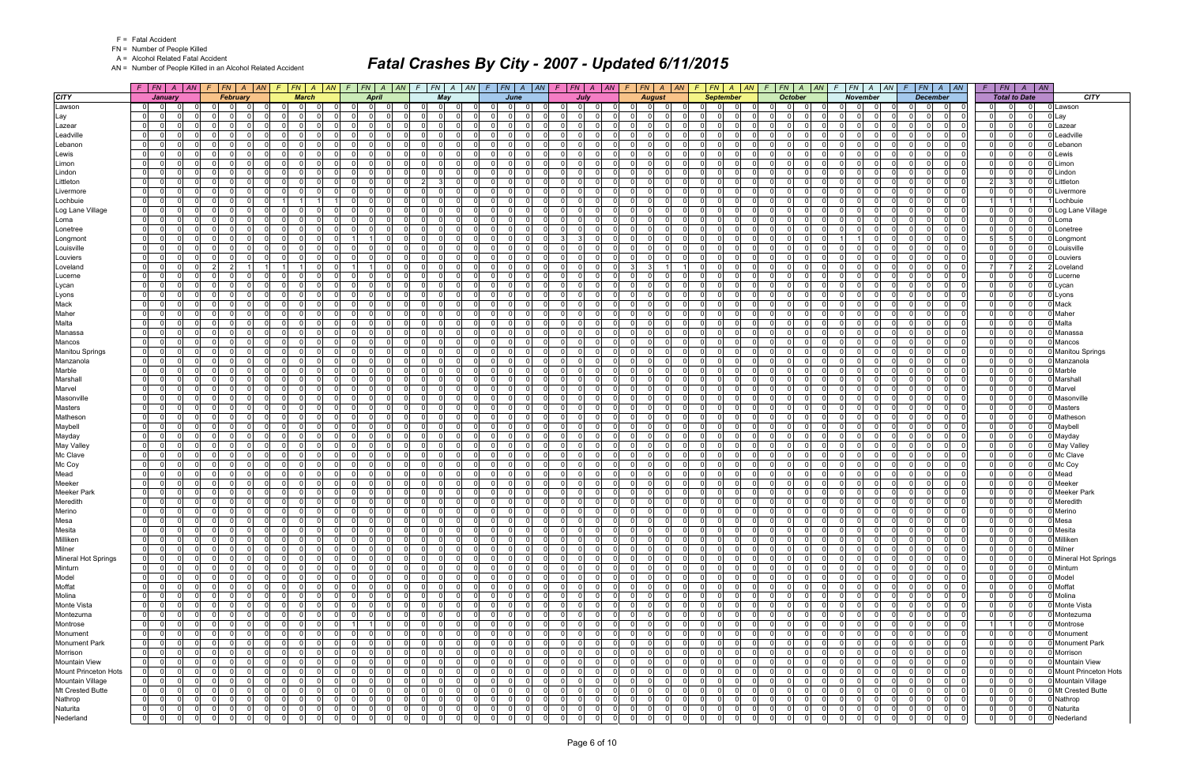F = Fatal Accident
FN = Number of People Killed
A = Alcohol Related Fatal Accident
AN = Number of People Killed in an Alcohol Related Accident

# Fatal Crashes By City - 2007 - Updated 6/11/2015

| CITY | January | | | | February | | | | March | | | | April | | | | May | | | | June | | | | July | | | | August | | | | September | | | | October | | | | November | | | | December | | | | Total to Date | | | | CITY |
|---|---|---|---|---|---|---|---|---|---|---|---|---|---|---|---|---|---|---|---|---|---|---|---|---|---|---|---|---|---|---|---|---|---|---|---|---|---|---|---|---|---|---|---|---|---|---|---|---|---|---|---|---|---|
| | F | FN | A | AN | F | FN | A | AN | F | FN | A | AN | F | FN | A | AN | F | FN | A | AN | F | FN | A | AN | F | FN | A | AN | F | FN | A | AN | F | FN | A | AN | F | FN | A | AN | F | FN | A | AN | F | FN | A | AN | F | FN | A | AN | |
| Lawson | 0 | 0 | 0 | 0 | 0 | 0 | 0 | 0 | 0 | 0 | 0 | 0 | 0 | 0 | 0 | 0 | 0 | 0 | 0 | 0 | 0 | 0 | 0 | 0 | 0 | 0 | 0 | 0 | 0 | 0 | 0 | 0 | 0 | 0 | 0 | 0 | 0 | 0 | 0 | 0 | 0 | 0 | 0 | 0 | 0 | 0 | 0 | 0 | 0 | 0 | 0 | 0 | Lawson |
| Lay | 0 | 0 | 0 | 0 | 0 | 0 | 0 | 0 | 0 | 0 | 0 | 0 | 0 | 0 | 0 | 0 | 0 | 0 | 0 | 0 | 0 | 0 | 0 | 0 | 0 | 0 | 0 | 0 | 0 | 0 | 0 | 0 | 0 | 0 | 0 | 0 | 0 | 0 | 0 | 0 | 0 | 0 | 0 | 0 | 0 | 0 | 0 | 0 | 0 | 0 | 0 | 0 | Lay |
| Lazear | 0 | 0 | 0 | 0 | 0 | 0 | 0 | 0 | 0 | 0 | 0 | 0 | 0 | 0 | 0 | 0 | 0 | 0 | 0 | 0 | 0 | 0 | 0 | 0 | 0 | 0 | 0 | 0 | 0 | 0 | 0 | 0 | 0 | 0 | 0 | 0 | 0 | 0 | 0 | 0 | 0 | 0 | 0 | 0 | 0 | 0 | 0 | 0 | 0 | 0 | 0 | 0 | Lazear |
| Leadville | 0 | 0 | 0 | 0 | 0 | 0 | 0 | 0 | 0 | 0 | 0 | 0 | 0 | 0 | 0 | 0 | 0 | 0 | 0 | 0 | 0 | 0 | 0 | 0 | 0 | 0 | 0 | 0 | 0 | 0 | 0 | 0 | 0 | 0 | 0 | 0 | 0 | 0 | 0 | 0 | 0 | 0 | 0 | 0 | 0 | 0 | 0 | 0 | 0 | 0 | 0 | 0 | Leadville |
| Lebanon | 0 | 0 | 0 | 0 | 0 | 0 | 0 | 0 | 0 | 0 | 0 | 0 | 0 | 0 | 0 | 0 | 0 | 0 | 0 | 0 | 0 | 0 | 0 | 0 | 0 | 0 | 0 | 0 | 0 | 0 | 0 | 0 | 0 | 0 | 0 | 0 | 0 | 0 | 0 | 0 | 0 | 0 | 0 | 0 | 0 | 0 | 0 | 0 | 0 | 0 | 0 | 0 | Lebanon |
| Lewis | 0 | 0 | 0 | 0 | 0 | 0 | 0 | 0 | 0 | 0 | 0 | 0 | 0 | 0 | 0 | 0 | 0 | 0 | 0 | 0 | 0 | 0 | 0 | 0 | 0 | 0 | 0 | 0 | 0 | 0 | 0 | 0 | 0 | 0 | 0 | 0 | 0 | 0 | 0 | 0 | 0 | 0 | 0 | 0 | 0 | 0 | 0 | 0 | 0 | 0 | 0 | 0 | Lewis |
| Limon | 0 | 0 | 0 | 0 | 0 | 0 | 0 | 0 | 0 | 0 | 0 | 0 | 0 | 0 | 0 | 0 | 0 | 0 | 0 | 0 | 0 | 0 | 0 | 0 | 0 | 0 | 0 | 0 | 0 | 0 | 0 | 0 | 0 | 0 | 0 | 0 | 0 | 0 | 0 | 0 | 0 | 0 | 0 | 0 | 0 | 0 | 0 | 0 | 0 | 0 | 0 | 0 | Limon |
| Lindon | 0 | 0 | 0 | 0 | 0 | 0 | 0 | 0 | 0 | 0 | 0 | 0 | 0 | 0 | 0 | 0 | 0 | 0 | 0 | 0 | 0 | 0 | 0 | 0 | 0 | 0 | 0 | 0 | 0 | 0 | 0 | 0 | 0 | 0 | 0 | 0 | 0 | 0 | 0 | 0 | 0 | 0 | 0 | 0 | 0 | 0 | 0 | 0 | 0 | 0 | 0 | 0 | Lindon |
| Littleton | 0 | 0 | 0 | 0 | 0 | 0 | 0 | 0 | 0 | 0 | 0 | 0 | 0 | 0 | 0 | 0 | 2 | 3 | 0 | 0 | 0 | 0 | 0 | 0 | 0 | 0 | 0 | 0 | 0 | 0 | 0 | 0 | 0 | 0 | 0 | 0 | 0 | 0 | 0 | 0 | 0 | 0 | 0 | 0 | 0 | 0 | 0 | 0 | 2 | 3 | 0 | 0 | Littleton |
| Livermore | 0 | 0 | 0 | 0 | 0 | 0 | 0 | 0 | 0 | 0 | 0 | 0 | 0 | 0 | 0 | 0 | 0 | 0 | 0 | 0 | 0 | 0 | 0 | 0 | 0 | 0 | 0 | 0 | 0 | 0 | 0 | 0 | 0 | 0 | 0 | 0 | 0 | 0 | 0 | 0 | 0 | 0 | 0 | 0 | 0 | 0 | 0 | 0 | 0 | 0 | 0 | 0 | Livermore |
| Lochbuie | 0 | 0 | 0 | 0 | 0 | 0 | 0 | 0 | 1 | 1 | 1 | 1 | 0 | 0 | 0 | 0 | 0 | 0 | 0 | 0 | 0 | 0 | 0 | 0 | 0 | 0 | 0 | 0 | 0 | 0 | 0 | 0 | 0 | 0 | 0 | 0 | 0 | 0 | 0 | 0 | 0 | 0 | 0 | 0 | 0 | 0 | 0 | 0 | 1 | 1 | 1 | 1 | Lochbuie |
| Log Lane Village | 0 | 0 | 0 | 0 | 0 | 0 | 0 | 0 | 0 | 0 | 0 | 0 | 0 | 0 | 0 | 0 | 0 | 0 | 0 | 0 | 0 | 0 | 0 | 0 | 0 | 0 | 0 | 0 | 0 | 0 | 0 | 0 | 0 | 0 | 0 | 0 | 0 | 0 | 0 | 0 | 0 | 0 | 0 | 0 | 0 | 0 | 0 | 0 | 0 | 0 | 0 | 0 | Log Lane Village |
| Loma | 0 | 0 | 0 | 0 | 0 | 0 | 0 | 0 | 0 | 0 | 0 | 0 | 0 | 0 | 0 | 0 | 0 | 0 | 0 | 0 | 0 | 0 | 0 | 0 | 0 | 0 | 0 | 0 | 0 | 0 | 0 | 0 | 0 | 0 | 0 | 0 | 0 | 0 | 0 | 0 | 0 | 0 | 0 | 0 | 0 | 0 | 0 | 0 | 0 | 0 | 0 | 0 | Loma |
| Lonetree | 0 | 0 | 0 | 0 | 0 | 0 | 0 | 0 | 0 | 0 | 0 | 0 | 0 | 0 | 0 | 0 | 0 | 0 | 0 | 0 | 0 | 0 | 0 | 0 | 0 | 0 | 0 | 0 | 0 | 0 | 0 | 0 | 0 | 0 | 0 | 0 | 0 | 0 | 0 | 0 | 0 | 0 | 0 | 0 | 0 | 0 | 0 | 0 | 0 | 0 | 0 | 0 | Lonetree |
| Longmont | 0 | 0 | 0 | 0 | 0 | 0 | 0 | 0 | 0 | 0 | 0 | 0 | 1 | 1 | 0 | 0 | 0 | 0 | 0 | 0 | 0 | 0 | 0 | 0 | 3 | 3 | 0 | 0 | 0 | 0 | 0 | 0 | 0 | 0 | 0 | 0 | 0 | 0 | 0 | 0 | 1 | 1 | 0 | 0 | 0 | 0 | 0 | 0 | 5 | 5 | 0 | 0 | Longmont |
| Louisville | 0 | 0 | 0 | 0 | 0 | 0 | 0 | 0 | 0 | 0 | 0 | 0 | 0 | 0 | 0 | 0 | 0 | 0 | 0 | 0 | 0 | 0 | 0 | 0 | 0 | 0 | 0 | 0 | 0 | 0 | 0 | 0 | 0 | 0 | 0 | 0 | 0 | 0 | 0 | 0 | 0 | 0 | 0 | 0 | 0 | 0 | 0 | 0 | 0 | 0 | 0 | 0 | Louisville |
| Louviers | 0 | 0 | 0 | 0 | 0 | 0 | 0 | 0 | 0 | 0 | 0 | 0 | 0 | 0 | 0 | 0 | 0 | 0 | 0 | 0 | 0 | 0 | 0 | 0 | 0 | 0 | 0 | 0 | 0 | 0 | 0 | 0 | 0 | 0 | 0 | 0 | 0 | 0 | 0 | 0 | 0 | 0 | 0 | 0 | 0 | 0 | 0 | 0 | 0 | 0 | 0 | 0 | Louviers |
| Loveland | 0 | 0 | 0 | 0 | 2 | 2 | 1 | 1 | 1 | 1 | 0 | 0 | 1 | 1 | 0 | 0 | 0 | 0 | 0 | 0 | 0 | 0 | 0 | 0 | 0 | 0 | 0 | 0 | 3 | 3 | 1 | 1 | 0 | 0 | 0 | 0 | 0 | 0 | 0 | 0 | 0 | 0 | 0 | 0 | 0 | 0 | 0 | 0 | 7 | 7 | 2 | 2 | Loveland |
| Lucerne | 0 | 0 | 0 | 0 | 0 | 0 | 0 | 0 | 0 | 0 | 0 | 0 | 0 | 0 | 0 | 0 | 0 | 0 | 0 | 0 | 0 | 0 | 0 | 0 | 0 | 0 | 0 | 0 | 0 | 0 | 0 | 0 | 0 | 0 | 0 | 0 | 0 | 0 | 0 | 0 | 0 | 0 | 0 | 0 | 0 | 0 | 0 | 0 | 0 | 0 | 0 | 0 | Lucerne |
| Lycan | 0 | 0 | 0 | 0 | 0 | 0 | 0 | 0 | 0 | 0 | 0 | 0 | 0 | 0 | 0 | 0 | 0 | 0 | 0 | 0 | 0 | 0 | 0 | 0 | 0 | 0 | 0 | 0 | 0 | 0 | 0 | 0 | 0 | 0 | 0 | 0 | 0 | 0 | 0 | 0 | 0 | 0 | 0 | 0 | 0 | 0 | 0 | 0 | 0 | 0 | 0 | 0 | Lycan |
| Lyons | 0 | 0 | 0 | 0 | 0 | 0 | 0 | 0 | 0 | 0 | 0 | 0 | 0 | 0 | 0 | 0 | 0 | 0 | 0 | 0 | 0 | 0 | 0 | 0 | 0 | 0 | 0 | 0 | 0 | 0 | 0 | 0 | 0 | 0 | 0 | 0 | 0 | 0 | 0 | 0 | 0 | 0 | 0 | 0 | 0 | 0 | 0 | 0 | 0 | 0 | 0 | 0 | Lyons |
| Mack | 0 | 0 | 0 | 0 | 0 | 0 | 0 | 0 | 0 | 0 | 0 | 0 | 0 | 0 | 0 | 0 | 0 | 0 | 0 | 0 | 0 | 0 | 0 | 0 | 0 | 0 | 0 | 0 | 0 | 0 | 0 | 0 | 0 | 0 | 0 | 0 | 0 | 0 | 0 | 0 | 0 | 0 | 0 | 0 | 0 | 0 | 0 | 0 | 0 | 0 | 0 | 0 | Mack |
| Maher | 0 | 0 | 0 | 0 | 0 | 0 | 0 | 0 | 0 | 0 | 0 | 0 | 0 | 0 | 0 | 0 | 0 | 0 | 0 | 0 | 0 | 0 | 0 | 0 | 0 | 0 | 0 | 0 | 0 | 0 | 0 | 0 | 0 | 0 | 0 | 0 | 0 | 0 | 0 | 0 | 0 | 0 | 0 | 0 | 0 | 0 | 0 | 0 | 0 | 0 | 0 | 0 | Maher |
| Malta | 0 | 0 | 0 | 0 | 0 | 0 | 0 | 0 | 0 | 0 | 0 | 0 | 0 | 0 | 0 | 0 | 0 | 0 | 0 | 0 | 0 | 0 | 0 | 0 | 0 | 0 | 0 | 0 | 0 | 0 | 0 | 0 | 0 | 0 | 0 | 0 | 0 | 0 | 0 | 0 | 0 | 0 | 0 | 0 | 0 | 0 | 0 | 0 | 0 | 0 | 0 | 0 | Malta |
| Manassa | 0 | 0 | 0 | 0 | 0 | 0 | 0 | 0 | 0 | 0 | 0 | 0 | 0 | 0 | 0 | 0 | 0 | 0 | 0 | 0 | 0 | 0 | 0 | 0 | 0 | 0 | 0 | 0 | 0 | 0 | 0 | 0 | 0 | 0 | 0 | 0 | 0 | 0 | 0 | 0 | 0 | 0 | 0 | 0 | 0 | 0 | 0 | 0 | 0 | 0 | 0 | 0 | Manassa |
| Mancos | 0 | 0 | 0 | 0 | 0 | 0 | 0 | 0 | 0 | 0 | 0 | 0 | 0 | 0 | 0 | 0 | 0 | 0 | 0 | 0 | 0 | 0 | 0 | 0 | 0 | 0 | 0 | 0 | 0 | 0 | 0 | 0 | 0 | 0 | 0 | 0 | 0 | 0 | 0 | 0 | 0 | 0 | 0 | 0 | 0 | 0 | 0 | 0 | 0 | 0 | 0 | 0 | Mancos |
| Manitou Springs | 0 | 0 | 0 | 0 | 0 | 0 | 0 | 0 | 0 | 0 | 0 | 0 | 0 | 0 | 0 | 0 | 0 | 0 | 0 | 0 | 0 | 0 | 0 | 0 | 0 | 0 | 0 | 0 | 0 | 0 | 0 | 0 | 0 | 0 | 0 | 0 | 0 | 0 | 0 | 0 | 0 | 0 | 0 | 0 | 0 | 0 | 0 | 0 | 0 | 0 | 0 | 0 | Manitou Springs |
| Manzanola | 0 | 0 | 0 | 0 | 0 | 0 | 0 | 0 | 0 | 0 | 0 | 0 | 0 | 0 | 0 | 0 | 0 | 0 | 0 | 0 | 0 | 0 | 0 | 0 | 0 | 0 | 0 | 0 | 0 | 0 | 0 | 0 | 0 | 0 | 0 | 0 | 0 | 0 | 0 | 0 | 0 | 0 | 0 | 0 | 0 | 0 | 0 | 0 | 0 | 0 | 0 | 0 | Manzanola |
| Marble | 0 | 0 | 0 | 0 | 0 | 0 | 0 | 0 | 0 | 0 | 0 | 0 | 0 | 0 | 0 | 0 | 0 | 0 | 0 | 0 | 0 | 0 | 0 | 0 | 0 | 0 | 0 | 0 | 0 | 0 | 0 | 0 | 0 | 0 | 0 | 0 | 0 | 0 | 0 | 0 | 0 | 0 | 0 | 0 | 0 | 0 | 0 | 0 | 0 | 0 | 0 | 0 | Marble |
| Marshall | 0 | 0 | 0 | 0 | 0 | 0 | 0 | 0 | 0 | 0 | 0 | 0 | 0 | 0 | 0 | 0 | 0 | 0 | 0 | 0 | 0 | 0 | 0 | 0 | 0 | 0 | 0 | 0 | 0 | 0 | 0 | 0 | 0 | 0 | 0 | 0 | 0 | 0 | 0 | 0 | 0 | 0 | 0 | 0 | 0 | 0 | 0 | 0 | 0 | 0 | 0 | 0 | Marshall |
| Marvel | 0 | 0 | 0 | 0 | 0 | 0 | 0 | 0 | 0 | 0 | 0 | 0 | 0 | 0 | 0 | 0 | 0 | 0 | 0 | 0 | 0 | 0 | 0 | 0 | 0 | 0 | 0 | 0 | 0 | 0 | 0 | 0 | 0 | 0 | 0 | 0 | 0 | 0 | 0 | 0 | 0 | 0 | 0 | 0 | 0 | 0 | 0 | 0 | 0 | 0 | 0 | 0 | Marvel |
| Masonville | 0 | 0 | 0 | 0 | 0 | 0 | 0 | 0 | 0 | 0 | 0 | 0 | 0 | 0 | 0 | 0 | 0 | 0 | 0 | 0 | 0 | 0 | 0 | 0 | 0 | 0 | 0 | 0 | 0 | 0 | 0 | 0 | 0 | 0 | 0 | 0 | 0 | 0 | 0 | 0 | 0 | 0 | 0 | 0 | 0 | 0 | 0 | 0 | 0 | 0 | 0 | 0 | Masonville |
| Masters | 0 | 0 | 0 | 0 | 0 | 0 | 0 | 0 | 0 | 0 | 0 | 0 | 0 | 0 | 0 | 0 | 0 | 0 | 0 | 0 | 0 | 0 | 0 | 0 | 0 | 0 | 0 | 0 | 0 | 0 | 0 | 0 | 0 | 0 | 0 | 0 | 0 | 0 | 0 | 0 | 0 | 0 | 0 | 0 | 0 | 0 | 0 | 0 | 0 | 0 | 0 | 0 | Masters |
| Matheson | 0 | 0 | 0 | 0 | 0 | 0 | 0 | 0 | 0 | 0 | 0 | 0 | 0 | 0 | 0 | 0 | 0 | 0 | 0 | 0 | 0 | 0 | 0 | 0 | 0 | 0 | 0 | 0 | 0 | 0 | 0 | 0 | 0 | 0 | 0 | 0 | 0 | 0 | 0 | 0 | 0 | 0 | 0 | 0 | 0 | 0 | 0 | 0 | 0 | 0 | 0 | 0 | Matheson |
| Maybell | 0 | 0 | 0 | 0 | 0 | 0 | 0 | 0 | 0 | 0 | 0 | 0 | 0 | 0 | 0 | 0 | 0 | 0 | 0 | 0 | 0 | 0 | 0 | 0 | 0 | 0 | 0 | 0 | 0 | 0 | 0 | 0 | 0 | 0 | 0 | 0 | 0 | 0 | 0 | 0 | 0 | 0 | 0 | 0 | 0 | 0 | 0 | 0 | 0 | 0 | 0 | 0 | Maybell |
| Mayday | 0 | 0 | 0 | 0 | 0 | 0 | 0 | 0 | 0 | 0 | 0 | 0 | 0 | 0 | 0 | 0 | 0 | 0 | 0 | 0 | 0 | 0 | 0 | 0 | 0 | 0 | 0 | 0 | 0 | 0 | 0 | 0 | 0 | 0 | 0 | 0 | 0 | 0 | 0 | 0 | 0 | 0 | 0 | 0 | 0 | 0 | 0 | 0 | 0 | 0 | 0 | 0 | Mayday |
| May Valley | 0 | 0 | 0 | 0 | 0 | 0 | 0 | 0 | 0 | 0 | 0 | 0 | 0 | 0 | 0 | 0 | 0 | 0 | 0 | 0 | 0 | 0 | 0 | 0 | 0 | 0 | 0 | 0 | 0 | 0 | 0 | 0 | 0 | 0 | 0 | 0 | 0 | 0 | 0 | 0 | 0 | 0 | 0 | 0 | 0 | 0 | 0 | 0 | 0 | 0 | 0 | 0 | May Valley |
| Mc Clave | 0 | 0 | 0 | 0 | 0 | 0 | 0 | 0 | 0 | 0 | 0 | 0 | 0 | 0 | 0 | 0 | 0 | 0 | 0 | 0 | 0 | 0 | 0 | 0 | 0 | 0 | 0 | 0 | 0 | 0 | 0 | 0 | 0 | 0 | 0 | 0 | 0 | 0 | 0 | 0 | 0 | 0 | 0 | 0 | 0 | 0 | 0 | 0 | 0 | 0 | 0 | 0 | Mc Clave |
| Mc Coy | 0 | 0 | 0 | 0 | 0 | 0 | 0 | 0 | 0 | 0 | 0 | 0 | 0 | 0 | 0 | 0 | 0 | 0 | 0 | 0 | 0 | 0 | 0 | 0 | 0 | 0 | 0 | 0 | 0 | 0 | 0 | 0 | 0 | 0 | 0 | 0 | 0 | 0 | 0 | 0 | 0 | 0 | 0 | 0 | 0 | 0 | 0 | 0 | 0 | 0 | 0 | 0 | Mc Coy |
| Mead | 0 | 0 | 0 | 0 | 0 | 0 | 0 | 0 | 0 | 0 | 0 | 0 | 0 | 0 | 0 | 0 | 0 | 0 | 0 | 0 | 0 | 0 | 0 | 0 | 0 | 0 | 0 | 0 | 0 | 0 | 0 | 0 | 0 | 0 | 0 | 0 | 0 | 0 | 0 | 0 | 0 | 0 | 0 | 0 | 0 | 0 | 0 | 0 | 0 | 0 | 0 | 0 | Mead |
| Meeker | 0 | 0 | 0 | 0 | 0 | 0 | 0 | 0 | 0 | 0 | 0 | 0 | 0 | 0 | 0 | 0 | 0 | 0 | 0 | 0 | 0 | 0 | 0 | 0 | 0 | 0 | 0 | 0 | 0 | 0 | 0 | 0 | 0 | 0 | 0 | 0 | 0 | 0 | 0 | 0 | 0 | 0 | 0 | 0 | 0 | 0 | 0 | 0 | 0 | 0 | 0 | 0 | Meeker |
| Meeker Park | 0 | 0 | 0 | 0 | 0 | 0 | 0 | 0 | 0 | 0 | 0 | 0 | 0 | 0 | 0 | 0 | 0 | 0 | 0 | 0 | 0 | 0 | 0 | 0 | 0 | 0 | 0 | 0 | 0 | 0 | 0 | 0 | 0 | 0 | 0 | 0 | 0 | 0 | 0 | 0 | 0 | 0 | 0 | 0 | 0 | 0 | 0 | 0 | 0 | 0 | 0 | 0 | Meeker Park |
| Meredith | 0 | 0 | 0 | 0 | 0 | 0 | 0 | 0 | 0 | 0 | 0 | 0 | 0 | 0 | 0 | 0 | 0 | 0 | 0 | 0 | 0 | 0 | 0 | 0 | 0 | 0 | 0 | 0 | 0 | 0 | 0 | 0 | 0 | 0 | 0 | 0 | 0 | 0 | 0 | 0 | 0 | 0 | 0 | 0 | 0 | 0 | 0 | 0 | 0 | 0 | 0 | 0 | Meredith |
| Merino | 0 | 0 | 0 | 0 | 0 | 0 | 0 | 0 | 0 | 0 | 0 | 0 | 0 | 0 | 0 | 0 | 0 | 0 | 0 | 0 | 0 | 0 | 0 | 0 | 0 | 0 | 0 | 0 | 0 | 0 | 0 | 0 | 0 | 0 | 0 | 0 | 0 | 0 | 0 | 0 | 0 | 0 | 0 | 0 | 0 | 0 | 0 | 0 | 0 | 0 | 0 | 0 | Merino |
| Mesa | 0 | 0 | 0 | 0 | 0 | 0 | 0 | 0 | 0 | 0 | 0 | 0 | 0 | 0 | 0 | 0 | 0 | 0 | 0 | 0 | 0 | 0 | 0 | 0 | 0 | 0 | 0 | 0 | 0 | 0 | 0 | 0 | 0 | 0 | 0 | 0 | 0 | 0 | 0 | 0 | 0 | 0 | 0 | 0 | 0 | 0 | 0 | 0 | 0 | 0 | 0 | 0 | Mesa |
| Mesita | 0 | 0 | 0 | 0 | 0 | 0 | 0 | 0 | 0 | 0 | 0 | 0 | 0 | 0 | 0 | 0 | 0 | 0 | 0 | 0 | 0 | 0 | 0 | 0 | 0 | 0 | 0 | 0 | 0 | 0 | 0 | 0 | 0 | 0 | 0 | 0 | 0 | 0 | 0 | 0 | 0 | 0 | 0 | 0 | 0 | 0 | 0 | 0 | 0 | 0 | 0 | 0 | Mesita |
| Milliken | 0 | 0 | 0 | 0 | 0 | 0 | 0 | 0 | 0 | 0 | 0 | 0 | 0 | 0 | 0 | 0 | 0 | 0 | 0 | 0 | 0 | 0 | 0 | 0 | 0 | 0 | 0 | 0 | 0 | 0 | 0 | 0 | 0 | 0 | 0 | 0 | 0 | 0 | 0 | 0 | 0 | 0 | 0 | 0 | 0 | 0 | 0 | 0 | 0 | 0 | 0 | 0 | Milliken |
| Milner | 0 | 0 | 0 | 0 | 0 | 0 | 0 | 0 | 0 | 0 | 0 | 0 | 0 | 0 | 0 | 0 | 0 | 0 | 0 | 0 | 0 | 0 | 0 | 0 | 0 | 0 | 0 | 0 | 0 | 0 | 0 | 0 | 0 | 0 | 0 | 0 | 0 | 0 | 0 | 0 | 0 | 0 | 0 | 0 | 0 | 0 | 0 | 0 | 0 | 0 | 0 | 0 | Milner |
| Mineral Hot Springs | 0 | 0 | 0 | 0 | 0 | 0 | 0 | 0 | 0 | 0 | 0 | 0 | 0 | 0 | 0 | 0 | 0 | 0 | 0 | 0 | 0 | 0 | 0 | 0 | 0 | 0 | 0 | 0 | 0 | 0 | 0 | 0 | 0 | 0 | 0 | 0 | 0 | 0 | 0 | 0 | 0 | 0 | 0 | 0 | 0 | 0 | 0 | 0 | 0 | 0 | 0 | 0 | Mineral Hot Springs |
| Minturn | 0 | 0 | 0 | 0 | 0 | 0 | 0 | 0 | 0 | 0 | 0 | 0 | 0 | 0 | 0 | 0 | 0 | 0 | 0 | 0 | 0 | 0 | 0 | 0 | 0 | 0 | 0 | 0 | 0 | 0 | 0 | 0 | 0 | 0 | 0 | 0 | 0 | 0 | 0 | 0 | 0 | 0 | 0 | 0 | 0 | 0 | 0 | 0 | 0 | 0 | 0 | 0 | Minturn |
| Model | 0 | 0 | 0 | 0 | 0 | 0 | 0 | 0 | 0 | 0 | 0 | 0 | 0 | 0 | 0 | 0 | 0 | 0 | 0 | 0 | 0 | 0 | 0 | 0 | 0 | 0 | 0 | 0 | 0 | 0 | 0 | 0 | 0 | 0 | 0 | 0 | 0 | 0 | 0 | 0 | 0 | 0 | 0 | 0 | 0 | 0 | 0 | 0 | 0 | 0 | 0 | 0 | Model |
| Moffat | 0 | 0 | 0 | 0 | 0 | 0 | 0 | 0 | 0 | 0 | 0 | 0 | 0 | 0 | 0 | 0 | 0 | 0 | 0 | 0 | 0 | 0 | 0 | 0 | 0 | 0 | 0 | 0 | 0 | 0 | 0 | 0 | 0 | 0 | 0 | 0 | 0 | 0 | 0 | 0 | 0 | 0 | 0 | 0 | 0 | 0 | 0 | 0 | 0 | 0 | 0 | 0 | Moffat |
| Molina | 0 | 0 | 0 | 0 | 0 | 0 | 0 | 0 | 0 | 0 | 0 | 0 | 0 | 0 | 0 | 0 | 0 | 0 | 0 | 0 | 0 | 0 | 0 | 0 | 0 | 0 | 0 | 0 | 0 | 0 | 0 | 0 | 0 | 0 | 0 | 0 | 0 | 0 | 0 | 0 | 0 | 0 | 0 | 0 | 0 | 0 | 0 | 0 | 0 | 0 | 0 | 0 | Molina |
| Monte Vista | 0 | 0 | 0 | 0 | 0 | 0 | 0 | 0 | 0 | 0 | 0 | 0 | 0 | 0 | 0 | 0 | 0 | 0 | 0 | 0 | 0 | 0 | 0 | 0 | 0 | 0 | 0 | 0 | 0 | 0 | 0 | 0 | 0 | 0 | 0 | 0 | 0 | 0 | 0 | 0 | 0 | 0 | 0 | 0 | 0 | 0 | 0 | 0 | 0 | 0 | 0 | 0 | Monte Vista |
| Montezuma | 0 | 0 | 0 | 0 | 0 | 0 | 0 | 0 | 0 | 0 | 0 | 0 | 0 | 0 | 0 | 0 | 0 | 0 | 0 | 0 | 0 | 0 | 0 | 0 | 0 | 0 | 0 | 0 | 0 | 0 | 0 | 0 | 0 | 0 | 0 | 0 | 0 | 0 | 0 | 0 | 0 | 0 | 0 | 0 | 0 | 0 | 0 | 0 | 0 | 0 | 0 | 0 | Montezuma |
| Montrose | 0 | 0 | 0 | 0 | 0 | 0 | 0 | 0 | 0 | 0 | 0 | 0 | 1 | 1 | 0 | 0 | 0 | 0 | 0 | 0 | 0 | 0 | 0 | 0 | 0 | 0 | 0 | 0 | 0 | 0 | 0 | 0 | 0 | 0 | 0 | 0 | 0 | 0 | 0 | 0 | 0 | 0 | 0 | 0 | 0 | 0 | 0 | 0 | 1 | 1 | 0 | 0 | Montrose |
| Monument | 0 | 0 | 0 | 0 | 0 | 0 | 0 | 0 | 0 | 0 | 0 | 0 | 0 | 0 | 0 | 0 | 0 | 0 | 0 | 0 | 0 | 0 | 0 | 0 | 0 | 0 | 0 | 0 | 0 | 0 | 0 | 0 | 0 | 0 | 0 | 0 | 0 | 0 | 0 | 0 | 0 | 0 | 0 | 0 | 0 | 0 | 0 | 0 | 0 | 0 | 0 | 0 | Monument |
| Monument Park | 0 | 0 | 0 | 0 | 0 | 0 | 0 | 0 | 0 | 0 | 0 | 0 | 0 | 0 | 0 | 0 | 0 | 0 | 0 | 0 | 0 | 0 | 0 | 0 | 0 | 0 | 0 | 0 | 0 | 0 | 0 | 0 | 0 | 0 | 0 | 0 | 0 | 0 | 0 | 0 | 0 | 0 | 0 | 0 | 0 | 0 | 0 | 0 | 0 | 0 | 0 | 0 | Monument Park |
| Morrison | 0 | 0 | 0 | 0 | 0 | 0 | 0 | 0 | 0 | 0 | 0 | 0 | 0 | 0 | 0 | 0 | 0 | 0 | 0 | 0 | 0 | 0 | 0 | 0 | 0 | 0 | 0 | 0 | 0 | 0 | 0 | 0 | 0 | 0 | 0 | 0 | 0 | 0 | 0 | 0 | 0 | 0 | 0 | 0 | 0 | 0 | 0 | 0 | 0 | 0 | 0 | 0 | Morrison |
| Mountain View | 0 | 0 | 0 | 0 | 0 | 0 | 0 | 0 | 0 | 0 | 0 | 0 | 0 | 0 | 0 | 0 | 0 | 0 | 0 | 0 | 0 | 0 | 0 | 0 | 0 | 0 | 0 | 0 | 0 | 0 | 0 | 0 | 0 | 0 | 0 | 0 | 0 | 0 | 0 | 0 | 0 | 0 | 0 | 0 | 0 | 0 | 0 | 0 | 0 | 0 | 0 | 0 | Mountain View |
| Mount Princeton Hots | 0 | 0 | 0 | 0 | 0 | 0 | 0 | 0 | 0 | 0 | 0 | 0 | 0 | 0 | 0 | 0 | 0 | 0 | 0 | 0 | 0 | 0 | 0 | 0 | 0 | 0 | 0 | 0 | 0 | 0 | 0 | 0 | 0 | 0 | 0 | 0 | 0 | 0 | 0 | 0 | 0 | 0 | 0 | 0 | 0 | 0 | 0 | 0 | 0 | 0 | 0 | 0 | Mount Princeton Hots |
| Mountain Village | 0 | 0 | 0 | 0 | 0 | 0 | 0 | 0 | 0 | 0 | 0 | 0 | 0 | 0 | 0 | 0 | 0 | 0 | 0 | 0 | 0 | 0 | 0 | 0 | 0 | 0 | 0 | 0 | 0 | 0 | 0 | 0 | 0 | 0 | 0 | 0 | 0 | 0 | 0 | 0 | 0 | 0 | 0 | 0 | 0 | 0 | 0 | 0 | 0 | 0 | 0 | 0 | Mountain Village |
| Mt Crested Butte | 0 | 0 | 0 | 0 | 0 | 0 | 0 | 0 | 0 | 0 | 0 | 0 | 0 | 0 | 0 | 0 | 0 | 0 | 0 | 0 | 0 | 0 | 0 | 0 | 0 | 0 | 0 | 0 | 0 | 0 | 0 | 0 | 0 | 0 | 0 | 0 | 0 | 0 | 0 | 0 | 0 | 0 | 0 | 0 | 0 | 0 | 0 | 0 | 0 | 0 | 0 | 0 | Mt Crested Butte |
| Nathrop | 0 | 0 | 0 | 0 | 0 | 0 | 0 | 0 | 0 | 0 | 0 | 0 | 0 | 0 | 0 | 0 | 0 | 0 | 0 | 0 | 0 | 0 | 0 | 0 | 0 | 0 | 0 | 0 | 0 | 0 | 0 | 0 | 0 | 0 | 0 | 0 | 0 | 0 | 0 | 0 | 0 | 0 | 0 | 0 | 0 | 0 | 0 | 0 | 0 | 0 | 0 | 0 | Nathrop |
| Naturita | 0 | 0 | 0 | 0 | 0 | 0 | 0 | 0 | 0 | 0 | 0 | 0 | 0 | 0 | 0 | 0 | 0 | 0 | 0 | 0 | 0 | 0 | 0 | 0 | 0 | 0 | 0 | 0 | 0 | 0 | 0 | 0 | 0 | 0 | 0 | 0 | 0 | 0 | 0 | 0 | 0 | 0 | 0 | 0 | 0 | 0 | 0 | 0 | 0 | 0 | 0 | 0 | Naturita |
| Nederland | 0 | 0 | 0 | 0 | 0 | 0 | 0 | 0 | 0 | 0 | 0 | 0 | 0 | 0 | 0 | 0 | 0 | 0 | 0 | 0 | 0 | 0 | 0 | 0 | 0 | 0 | 0 | 0 | 0 | 0 | 0 | 0 | 0 | 0 | 0 | 0 | 0 | 0 | 0 | 0 | 0 | 0 | 0 | 0 | 0 | 0 | 0 | 0 | 0 | 0 | 0 | 0 | Nederland |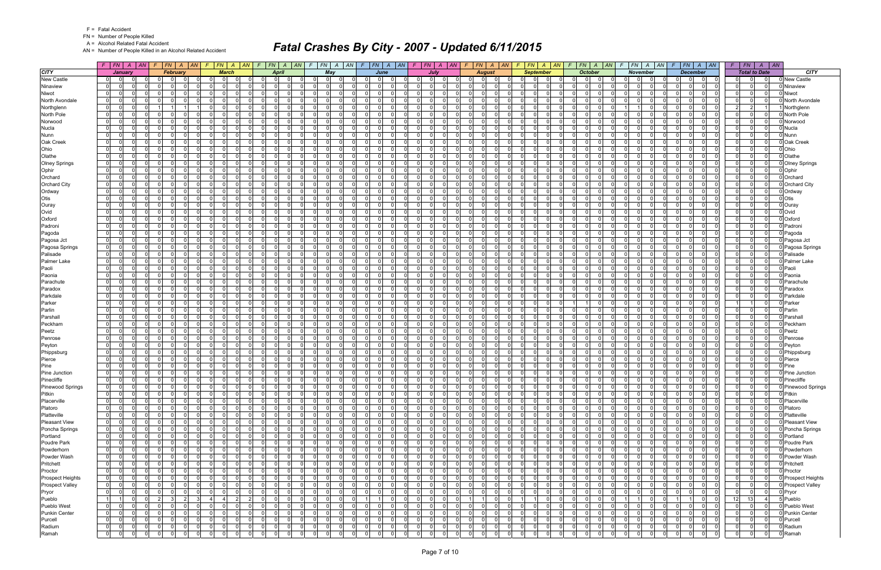| CITY | January | | | | February | | | | March | | | | April | | | | May | | | | June | | | | July | | | | August | | | | September | | | | October | | | | November | | | | December | | | | Total to Date | | | | CITY |
|---|---|---|---|---|---|---|---|---|---|---|---|---|---|---|---|---|---|---|---|---|---|---|---|---|---|---|---|---|---|---|---|---|---|---|---|---|---|---|---|---|---|---|---|---|---|---|---|---|---|---|---|---|---|
| | F | FN | A | AN | F | FN | A | AN | F | FN | A | AN | F | FN | A | AN | F | FN | A | AN | F | FN | A | AN | F | FN | A | AN | F | FN | A | AN | F | FN | A | AN | F | FN | A | AN | F | FN | A | AN | F | FN | A | AN | F | FN | A | AN | |
| New Castle | 0 | 0 | 0 | 0 | 0 | 0 | 0 | 0 | 0 | 0 | 0 | 0 | 0 | 0 | 0 | 0 | 0 | 0 | 0 | 0 | 0 | 0 | 0 | 0 | 0 | 0 | 0 | 0 | 0 | 0 | 0 | 0 | 0 | 0 | 0 | 0 | 0 | 0 | 0 | 0 | 0 | 0 | 0 | 0 | 0 | 0 | 0 | 0 | 0 | 0 | 0 | 0 | New Castle |
| Ninaview | 0 | 0 | 0 | 0 | 0 | 0 | 0 | 0 | 0 | 0 | 0 | 0 | 0 | 0 | 0 | 0 | 0 | 0 | 0 | 0 | 0 | 0 | 0 | 0 | 0 | 0 | 0 | 0 | 0 | 0 | 0 | 0 | 0 | 0 | 0 | 0 | 0 | 0 | 0 | 0 | 0 | 0 | 0 | 0 | 0 | 0 | 0 | 0 | 0 | 0 | 0 | 0 | Ninaview |
| Niwot | 0 | 0 | 0 | 0 | 0 | 0 | 0 | 0 | 0 | 0 | 0 | 0 | 0 | 0 | 0 | 0 | 0 | 0 | 0 | 0 | 0 | 0 | 0 | 0 | 0 | 0 | 0 | 0 | 0 | 0 | 0 | 0 | 0 | 0 | 0 | 0 | 0 | 0 | 0 | 0 | 0 | 0 | 0 | 0 | 0 | 0 | 0 | 0 | 0 | 0 | 0 | 0 | Niwot |
| North Avondale | 0 | 0 | 0 | 0 | 0 | 0 | 0 | 0 | 0 | 0 | 0 | 0 | 0 | 0 | 0 | 0 | 0 | 0 | 0 | 0 | 0 | 0 | 0 | 0 | 0 | 0 | 0 | 0 | 0 | 0 | 0 | 0 | 0 | 0 | 0 | 0 | 0 | 0 | 0 | 0 | 0 | 0 | 0 | 0 | 0 | 0 | 0 | 0 | 0 | 0 | 0 | 0 | North Avondale |
| Northglenn | 0 | 0 | 0 | 0 | 1 | 1 | 1 | 1 | 0 | 0 | 0 | 0 | 0 | 0 | 0 | 0 | 0 | 0 | 0 | 0 | 0 | 0 | 0 | 0 | 0 | 0 | 0 | 0 | 0 | 0 | 0 | 0 | 0 | 0 | 0 | 0 | 0 | 0 | 0 | 0 | 1 | 1 | 0 | 0 | 0 | 0 | 0 | 0 | 2 | 2 | 1 | 1 | Northglenn |
| North Pole | 0 | 0 | 0 | 0 | 0 | 0 | 0 | 0 | 0 | 0 | 0 | 0 | 0 | 0 | 0 | 0 | 0 | 0 | 0 | 0 | 0 | 0 | 0 | 0 | 0 | 0 | 0 | 0 | 0 | 0 | 0 | 0 | 0 | 0 | 0 | 0 | 0 | 0 | 0 | 0 | 0 | 0 | 0 | 0 | 0 | 0 | 0 | 0 | 0 | 0 | 0 | 0 | North Pole |
| Norwood | 0 | 0 | 0 | 0 | 0 | 0 | 0 | 0 | 0 | 0 | 0 | 0 | 0 | 0 | 0 | 0 | 0 | 0 | 0 | 0 | 0 | 0 | 0 | 0 | 0 | 0 | 0 | 0 | 0 | 0 | 0 | 0 | 0 | 0 | 0 | 0 | 0 | 0 | 0 | 0 | 0 | 0 | 0 | 0 | 0 | 0 | 0 | 0 | 0 | 0 | 0 | 0 | Norwood |
| Nucla | 0 | 0 | 0 | 0 | 0 | 0 | 0 | 0 | 0 | 0 | 0 | 0 | 0 | 0 | 0 | 0 | 0 | 0 | 0 | 0 | 0 | 0 | 0 | 0 | 0 | 0 | 0 | 0 | 0 | 0 | 0 | 0 | 0 | 0 | 0 | 0 | 0 | 0 | 0 | 0 | 0 | 0 | 0 | 0 | 0 | 0 | 0 | 0 | 0 | 0 | 0 | 0 | Nucla |
| Nunn | 0 | 0 | 0 | 0 | 0 | 0 | 0 | 0 | 0 | 0 | 0 | 0 | 0 | 0 | 0 | 0 | 0 | 0 | 0 | 0 | 0 | 0 | 0 | 0 | 0 | 0 | 0 | 0 | 0 | 0 | 0 | 0 | 0 | 0 | 0 | 0 | 0 | 0 | 0 | 0 | 0 | 0 | 0 | 0 | 0 | 0 | 0 | 0 | 0 | 0 | 0 | 0 | Nunn |
| Oak Creek | 0 | 0 | 0 | 0 | 0 | 0 | 0 | 0 | 0 | 0 | 0 | 0 | 0 | 0 | 0 | 0 | 0 | 0 | 0 | 0 | 0 | 0 | 0 | 0 | 0 | 0 | 0 | 0 | 0 | 0 | 0 | 0 | 0 | 0 | 0 | 0 | 0 | 0 | 0 | 0 | 0 | 0 | 0 | 0 | 0 | 0 | 0 | 0 | 0 | 0 | 0 | 0 | Oak Creek |
| Ohio | 0 | 0 | 0 | 0 | 0 | 0 | 0 | 0 | 0 | 0 | 0 | 0 | 0 | 0 | 0 | 0 | 0 | 0 | 0 | 0 | 0 | 0 | 0 | 0 | 0 | 0 | 0 | 0 | 0 | 0 | 0 | 0 | 0 | 0 | 0 | 0 | 0 | 0 | 0 | 0 | 0 | 0 | 0 | 0 | 0 | 0 | 0 | 0 | 0 | 0 | 0 | 0 | Ohio |
| Olathe | 0 | 0 | 0 | 0 | 0 | 0 | 0 | 0 | 0 | 0 | 0 | 0 | 0 | 0 | 0 | 0 | 0 | 0 | 0 | 0 | 0 | 0 | 0 | 0 | 0 | 0 | 0 | 0 | 0 | 0 | 0 | 0 | 0 | 0 | 0 | 0 | 0 | 0 | 0 | 0 | 0 | 0 | 0 | 0 | 0 | 0 | 0 | 0 | 0 | 0 | 0 | 0 | Olathe |
| Olney Springs | 0 | 0 | 0 | 0 | 0 | 0 | 0 | 0 | 0 | 0 | 0 | 0 | 0 | 0 | 0 | 0 | 0 | 0 | 0 | 0 | 0 | 0 | 0 | 0 | 0 | 0 | 0 | 0 | 0 | 0 | 0 | 0 | 0 | 0 | 0 | 0 | 0 | 0 | 0 | 0 | 0 | 0 | 0 | 0 | 0 | 0 | 0 | 0 | 0 | 0 | 0 | 0 | Olney Springs |
| Ophir | 0 | 0 | 0 | 0 | 0 | 0 | 0 | 0 | 0 | 0 | 0 | 0 | 0 | 0 | 0 | 0 | 0 | 0 | 0 | 0 | 0 | 0 | 0 | 0 | 0 | 0 | 0 | 0 | 0 | 0 | 0 | 0 | 0 | 0 | 0 | 0 | 0 | 0 | 0 | 0 | 0 | 0 | 0 | 0 | 0 | 0 | 0 | 0 | 0 | 0 | 0 | 0 | Ophir |
| Orchard | 0 | 0 | 0 | 0 | 0 | 0 | 0 | 0 | 0 | 0 | 0 | 0 | 0 | 0 | 0 | 0 | 0 | 0 | 0 | 0 | 0 | 0 | 0 | 0 | 0 | 0 | 0 | 0 | 0 | 0 | 0 | 0 | 0 | 0 | 0 | 0 | 0 | 0 | 0 | 0 | 0 | 0 | 0 | 0 | 0 | 0 | 0 | 0 | 0 | 0 | 0 | 0 | Orchard |
| Orchard City | 0 | 0 | 0 | 0 | 0 | 0 | 0 | 0 | 0 | 0 | 0 | 0 | 0 | 0 | 0 | 0 | 0 | 0 | 0 | 0 | 0 | 0 | 0 | 0 | 0 | 0 | 0 | 0 | 0 | 0 | 0 | 0 | 0 | 0 | 0 | 0 | 0 | 0 | 0 | 0 | 0 | 0 | 0 | 0 | 0 | 0 | 0 | 0 | 0 | 0 | 0 | 0 | Orchard City |
| Ordway | 0 | 0 | 0 | 0 | 0 | 0 | 0 | 0 | 0 | 0 | 0 | 0 | 0 | 0 | 0 | 0 | 0 | 0 | 0 | 0 | 0 | 0 | 0 | 0 | 0 | 0 | 0 | 0 | 0 | 0 | 0 | 0 | 0 | 0 | 0 | 0 | 0 | 0 | 0 | 0 | 0 | 0 | 0 | 0 | 0 | 0 | 0 | 0 | 0 | 0 | 0 | 0 | Ordway |
| Otis | 0 | 0 | 0 | 0 | 0 | 0 | 0 | 0 | 0 | 0 | 0 | 0 | 0 | 0 | 0 | 0 | 0 | 0 | 0 | 0 | 0 | 0 | 0 | 0 | 0 | 0 | 0 | 0 | 0 | 0 | 0 | 0 | 0 | 0 | 0 | 0 | 0 | 0 | 0 | 0 | 0 | 0 | 0 | 0 | 0 | 0 | 0 | 0 | 0 | 0 | 0 | 0 | Otis |
| Ouray | 0 | 0 | 0 | 0 | 0 | 0 | 0 | 0 | 0 | 0 | 0 | 0 | 0 | 0 | 0 | 0 | 0 | 0 | 0 | 0 | 0 | 0 | 0 | 0 | 0 | 0 | 0 | 0 | 0 | 0 | 0 | 0 | 0 | 0 | 0 | 0 | 0 | 0 | 0 | 0 | 0 | 0 | 0 | 0 | 0 | 0 | 0 | 0 | 0 | 0 | 0 | 0 | Ouray |
| Ovid | 0 | 0 | 0 | 0 | 0 | 0 | 0 | 0 | 0 | 0 | 0 | 0 | 0 | 0 | 0 | 0 | 0 | 0 | 0 | 0 | 0 | 0 | 0 | 0 | 0 | 0 | 0 | 0 | 0 | 0 | 0 | 0 | 0 | 0 | 0 | 0 | 0 | 0 | 0 | 0 | 0 | 0 | 0 | 0 | 0 | 0 | 0 | 0 | 0 | 0 | 0 | 0 | Ovid |
| Oxford | 0 | 0 | 0 | 0 | 0 | 0 | 0 | 0 | 0 | 0 | 0 | 0 | 0 | 0 | 0 | 0 | 0 | 0 | 0 | 0 | 0 | 0 | 0 | 0 | 0 | 0 | 0 | 0 | 0 | 0 | 0 | 0 | 0 | 0 | 0 | 0 | 0 | 0 | 0 | 0 | 0 | 0 | 0 | 0 | 0 | 0 | 0 | 0 | 0 | 0 | 0 | 0 | Oxford |
| Padroni | 0 | 0 | 0 | 0 | 0 | 0 | 0 | 0 | 0 | 0 | 0 | 0 | 0 | 0 | 0 | 0 | 0 | 0 | 0 | 0 | 0 | 0 | 0 | 0 | 0 | 0 | 0 | 0 | 0 | 0 | 0 | 0 | 0 | 0 | 0 | 0 | 0 | 0 | 0 | 0 | 0 | 0 | 0 | 0 | 0 | 0 | 0 | 0 | 0 | 0 | 0 | 0 | Padroni |
| Pagoda | 0 | 0 | 0 | 0 | 0 | 0 | 0 | 0 | 0 | 0 | 0 | 0 | 0 | 0 | 0 | 0 | 0 | 0 | 0 | 0 | 0 | 0 | 0 | 0 | 0 | 0 | 0 | 0 | 0 | 0 | 0 | 0 | 0 | 0 | 0 | 0 | 0 | 0 | 0 | 0 | 0 | 0 | 0 | 0 | 0 | 0 | 0 | 0 | 0 | 0 | 0 | 0 | Pagoda |
| Pagosa Jct | 0 | 0 | 0 | 0 | 0 | 0 | 0 | 0 | 0 | 0 | 0 | 0 | 0 | 0 | 0 | 0 | 0 | 0 | 0 | 0 | 0 | 0 | 0 | 0 | 0 | 0 | 0 | 0 | 0 | 0 | 0 | 0 | 0 | 0 | 0 | 0 | 0 | 0 | 0 | 0 | 0 | 0 | 0 | 0 | 0 | 0 | 0 | 0 | 0 | 0 | 0 | 0 | Pagosa Jct |
| Pagosa Springs | 0 | 0 | 0 | 0 | 0 | 0 | 0 | 0 | 0 | 0 | 0 | 0 | 0 | 0 | 0 | 0 | 0 | 0 | 0 | 0 | 0 | 0 | 0 | 0 | 0 | 0 | 0 | 0 | 0 | 0 | 0 | 0 | 0 | 0 | 0 | 0 | 0 | 0 | 0 | 0 | 0 | 0 | 0 | 0 | 0 | 0 | 0 | 0 | 0 | 0 | 0 | 0 | Pagosa Springs |
| Palisade | 0 | 0 | 0 | 0 | 0 | 0 | 0 | 0 | 0 | 0 | 0 | 0 | 0 | 0 | 0 | 0 | 0 | 0 | 0 | 0 | 0 | 0 | 0 | 0 | 0 | 0 | 0 | 0 | 0 | 0 | 0 | 0 | 0 | 0 | 0 | 0 | 0 | 0 | 0 | 0 | 0 | 0 | 0 | 0 | 0 | 0 | 0 | 0 | 0 | 0 | 0 | 0 | Palisade |
| Palmer Lake | 0 | 0 | 0 | 0 | 0 | 0 | 0 | 0 | 0 | 0 | 0 | 0 | 0 | 0 | 0 | 0 | 0 | 0 | 0 | 0 | 0 | 0 | 0 | 0 | 0 | 0 | 0 | 0 | 0 | 0 | 0 | 0 | 0 | 0 | 0 | 0 | 0 | 0 | 0 | 0 | 0 | 0 | 0 | 0 | 0 | 0 | 0 | 0 | 0 | 0 | 0 | 0 | Palmer Lake |
| Paoli | 0 | 0 | 0 | 0 | 0 | 0 | 0 | 0 | 0 | 0 | 0 | 0 | 0 | 0 | 0 | 0 | 0 | 0 | 0 | 0 | 0 | 0 | 0 | 0 | 0 | 0 | 0 | 0 | 0 | 0 | 0 | 0 | 0 | 0 | 0 | 0 | 0 | 0 | 0 | 0 | 0 | 0 | 0 | 0 | 0 | 0 | 0 | 0 | 0 | 0 | 0 | 0 | Paoli |
| Paonia | 0 | 0 | 0 | 0 | 0 | 0 | 0 | 0 | 0 | 0 | 0 | 0 | 0 | 0 | 0 | 0 | 0 | 0 | 0 | 0 | 0 | 0 | 0 | 0 | 0 | 0 | 0 | 0 | 0 | 0 | 0 | 0 | 0 | 0 | 0 | 0 | 0 | 0 | 0 | 0 | 0 | 0 | 0 | 0 | 0 | 0 | 0 | 0 | 0 | 0 | 0 | 0 | Paonia |
| Parachute | 0 | 0 | 0 | 0 | 0 | 0 | 0 | 0 | 0 | 0 | 0 | 0 | 0 | 0 | 0 | 0 | 0 | 0 | 0 | 0 | 0 | 0 | 0 | 0 | 0 | 0 | 0 | 0 | 0 | 0 | 0 | 0 | 0 | 0 | 0 | 0 | 0 | 0 | 0 | 0 | 0 | 0 | 0 | 0 | 0 | 0 | 0 | 0 | 0 | 0 | 0 | 0 | Parachute |
| Paradox | 0 | 0 | 0 | 0 | 0 | 0 | 0 | 0 | 0 | 0 | 0 | 0 | 0 | 0 | 0 | 0 | 0 | 0 | 0 | 0 | 0 | 0 | 0 | 0 | 0 | 0 | 0 | 0 | 0 | 0 | 0 | 0 | 0 | 0 | 0 | 0 | 0 | 0 | 0 | 0 | 0 | 0 | 0 | 0 | 0 | 0 | 0 | 0 | 0 | 0 | 0 | 0 | Paradox |
| Parkdale | 0 | 0 | 0 | 0 | 0 | 0 | 0 | 0 | 0 | 0 | 0 | 0 | 0 | 0 | 0 | 0 | 0 | 0 | 0 | 0 | 0 | 0 | 0 | 0 | 0 | 0 | 0 | 0 | 0 | 0 | 0 | 0 | 0 | 0 | 0 | 0 | 0 | 0 | 0 | 0 | 0 | 0 | 0 | 0 | 0 | 0 | 0 | 0 | 0 | 0 | 0 | 0 | Parkdale |
| Parker | 0 | 0 | 0 | 0 | 0 | 0 | 0 | 0 | 0 | 0 | 0 | 0 | 0 | 0 | 0 | 0 | 0 | 0 | 0 | 0 | 0 | 0 | 0 | 0 | 0 | 0 | 0 | 0 | 0 | 0 | 0 | 0 | 0 | 0 | 0 | 0 | 1 | 1 | 0 | 0 | 0 | 0 | 0 | 0 | 0 | 0 | 0 | 0 | 1 | 1 | 0 | 0 | Parker |
| Parlin | 0 | 0 | 0 | 0 | 0 | 0 | 0 | 0 | 0 | 0 | 0 | 0 | 0 | 0 | 0 | 0 | 0 | 0 | 0 | 0 | 0 | 0 | 0 | 0 | 0 | 0 | 0 | 0 | 0 | 0 | 0 | 0 | 0 | 0 | 0 | 0 | 0 | 0 | 0 | 0 | 0 | 0 | 0 | 0 | 0 | 0 | 0 | 0 | 0 | 0 | 0 | 0 | Parlin |
| Parshall | 0 | 0 | 0 | 0 | 0 | 0 | 0 | 0 | 0 | 0 | 0 | 0 | 0 | 0 | 0 | 0 | 0 | 0 | 0 | 0 | 0 | 0 | 0 | 0 | 0 | 0 | 0 | 0 | 0 | 0 | 0 | 0 | 0 | 0 | 0 | 0 | 0 | 0 | 0 | 0 | 0 | 0 | 0 | 0 | 0 | 0 | 0 | 0 | 0 | 0 | 0 | 0 | Parshall |
| Peckham | 0 | 0 | 0 | 0 | 0 | 0 | 0 | 0 | 0 | 0 | 0 | 0 | 0 | 0 | 0 | 0 | 0 | 0 | 0 | 0 | 0 | 0 | 0 | 0 | 0 | 0 | 0 | 0 | 0 | 0 | 0 | 0 | 0 | 0 | 0 | 0 | 0 | 0 | 0 | 0 | 0 | 0 | 0 | 0 | 0 | 0 | 0 | 0 | 0 | 0 | 0 | 0 | Peckham |
| Peetz | 0 | 0 | 0 | 0 | 0 | 0 | 0 | 0 | 0 | 0 | 0 | 0 | 0 | 0 | 0 | 0 | 0 | 0 | 0 | 0 | 0 | 0 | 0 | 0 | 0 | 0 | 0 | 0 | 0 | 0 | 0 | 0 | 0 | 0 | 0 | 0 | 0 | 0 | 0 | 0 | 0 | 0 | 0 | 0 | 0 | 0 | 0 | 0 | 0 | 0 | 0 | 0 | Peetz |
| Penrose | 0 | 0 | 0 | 0 | 0 | 0 | 0 | 0 | 0 | 0 | 0 | 0 | 0 | 0 | 0 | 0 | 0 | 0 | 0 | 0 | 0 | 0 | 0 | 0 | 0 | 0 | 0 | 0 | 0 | 0 | 0 | 0 | 0 | 0 | 0 | 0 | 0 | 0 | 0 | 0 | 0 | 0 | 0 | 0 | 0 | 0 | 0 | 0 | 0 | 0 | 0 | 0 | Penrose |
| Peyton | 0 | 0 | 0 | 0 | 0 | 0 | 0 | 0 | 0 | 0 | 0 | 0 | 0 | 0 | 0 | 0 | 0 | 0 | 0 | 0 | 0 | 0 | 0 | 0 | 0 | 0 | 0 | 0 | 0 | 0 | 0 | 0 | 0 | 0 | 0 | 0 | 0 | 0 | 0 | 0 | 0 | 0 | 0 | 0 | 0 | 0 | 0 | 0 | 0 | 0 | 0 | 0 | Peyton |
| Phippsburg | 0 | 0 | 0 | 0 | 0 | 0 | 0 | 0 | 0 | 0 | 0 | 0 | 0 | 0 | 0 | 0 | 0 | 0 | 0 | 0 | 0 | 0 | 0 | 0 | 0 | 0 | 0 | 0 | 0 | 0 | 0 | 0 | 0 | 0 | 0 | 0 | 0 | 0 | 0 | 0 | 0 | 0 | 0 | 0 | 0 | 0 | 0 | 0 | 0 | 0 | 0 | 0 | Phippsburg |
| Pierce | 0 | 0 | 0 | 0 | 0 | 0 | 0 | 0 | 0 | 0 | 0 | 0 | 0 | 0 | 0 | 0 | 0 | 0 | 0 | 0 | 0 | 0 | 0 | 0 | 0 | 0 | 0 | 0 | 0 | 0 | 0 | 0 | 0 | 0 | 0 | 0 | 0 | 0 | 0 | 0 | 0 | 0 | 0 | 0 | 0 | 0 | 0 | 0 | 0 | 0 | 0 | 0 | Pierce |
| Pine | 0 | 0 | 0 | 0 | 0 | 0 | 0 | 0 | 0 | 0 | 0 | 0 | 0 | 0 | 0 | 0 | 0 | 0 | 0 | 0 | 0 | 0 | 0 | 0 | 0 | 0 | 0 | 0 | 0 | 0 | 0 | 0 | 0 | 0 | 0 | 0 | 0 | 0 | 0 | 0 | 0 | 0 | 0 | 0 | 0 | 0 | 0 | 0 | 0 | 0 | 0 | 0 | Pine |
| Pine Junction | 0 | 0 | 0 | 0 | 0 | 0 | 0 | 0 | 0 | 0 | 0 | 0 | 0 | 0 | 0 | 0 | 0 | 0 | 0 | 0 | 0 | 0 | 0 | 0 | 0 | 0 | 0 | 0 | 0 | 0 | 0 | 0 | 0 | 0 | 0 | 0 | 0 | 0 | 0 | 0 | 0 | 0 | 0 | 0 | 0 | 0 | 0 | 0 | 0 | 0 | 0 | 0 | Pine Junction |
| Pinecliffe | 0 | 0 | 0 | 0 | 0 | 0 | 0 | 0 | 0 | 0 | 0 | 0 | 0 | 0 | 0 | 0 | 0 | 0 | 0 | 0 | 0 | 0 | 0 | 0 | 0 | 0 | 0 | 0 | 0 | 0 | 0 | 0 | 0 | 0 | 0 | 0 | 0 | 0 | 0 | 0 | 0 | 0 | 0 | 0 | 0 | 0 | 0 | 0 | 0 | 0 | 0 | 0 | Pinecliffe |
| Pinewood Springs | 0 | 0 | 0 | 0 | 0 | 0 | 0 | 0 | 0 | 0 | 0 | 0 | 0 | 0 | 0 | 0 | 0 | 0 | 0 | 0 | 0 | 0 | 0 | 0 | 0 | 0 | 0 | 0 | 0 | 0 | 0 | 0 | 0 | 0 | 0 | 0 | 0 | 0 | 0 | 0 | 0 | 0 | 0 | 0 | 0 | 0 | 0 | 0 | 0 | 0 | 0 | 0 | Pinewood Springs |
| Pitkin | 0 | 0 | 0 | 0 | 0 | 0 | 0 | 0 | 0 | 0 | 0 | 0 | 0 | 0 | 0 | 0 | 0 | 0 | 0 | 0 | 0 | 0 | 0 | 0 | 0 | 0 | 0 | 0 | 0 | 0 | 0 | 0 | 0 | 0 | 0 | 0 | 0 | 0 | 0 | 0 | 0 | 0 | 0 | 0 | 0 | 0 | 0 | 0 | 0 | 0 | 0 | 0 | Pitkin |
| Placerville | 0 | 0 | 0 | 0 | 0 | 0 | 0 | 0 | 0 | 0 | 0 | 0 | 0 | 0 | 0 | 0 | 0 | 0 | 0 | 0 | 0 | 0 | 0 | 0 | 0 | 0 | 0 | 0 | 0 | 0 | 0 | 0 | 0 | 0 | 0 | 0 | 0 | 0 | 0 | 0 | 0 | 0 | 0 | 0 | 0 | 0 | 0 | 0 | 0 | 0 | 0 | 0 | Placerville |
| Platoro | 0 | 0 | 0 | 0 | 0 | 0 | 0 | 0 | 0 | 0 | 0 | 0 | 0 | 0 | 0 | 0 | 0 | 0 | 0 | 0 | 0 | 0 | 0 | 0 | 0 | 0 | 0 | 0 | 0 | 0 | 0 | 0 | 0 | 0 | 0 | 0 | 0 | 0 | 0 | 0 | 0 | 0 | 0 | 0 | 0 | 0 | 0 | 0 | 0 | 0 | 0 | 0 | Platoro |
| Platteville | 0 | 0 | 0 | 0 | 0 | 0 | 0 | 0 | 0 | 0 | 0 | 0 | 0 | 0 | 0 | 0 | 0 | 0 | 0 | 0 | 0 | 0 | 0 | 0 | 0 | 0 | 0 | 0 | 0 | 0 | 0 | 0 | 0 | 0 | 0 | 0 | 0 | 0 | 0 | 0 | 0 | 0 | 0 | 0 | 0 | 0 | 0 | 0 | 0 | 0 | 0 | 0 | Platteville |
| Pleasant View | 0 | 0 | 0 | 0 | 0 | 0 | 0 | 0 | 0 | 0 | 0 | 0 | 0 | 0 | 0 | 0 | 0 | 0 | 0 | 0 | 0 | 0 | 0 | 0 | 0 | 0 | 0 | 0 | 0 | 0 | 0 | 0 | 0 | 0 | 0 | 0 | 0 | 0 | 0 | 0 | 0 | 0 | 0 | 0 | 0 | 0 | 0 | 0 | 0 | 0 | 0 | 0 | Pleasant View |
| Poncha Springs | 0 | 0 | 0 | 0 | 0 | 0 | 0 | 0 | 0 | 0 | 0 | 0 | 0 | 0 | 0 | 0 | 0 | 0 | 0 | 0 | 0 | 0 | 0 | 0 | 0 | 0 | 0 | 0 | 0 | 0 | 0 | 0 | 0 | 0 | 0 | 0 | 0 | 0 | 0 | 0 | 0 | 0 | 0 | 0 | 0 | 0 | 0 | 0 | 0 | 0 | 0 | 0 | Poncha Springs |
| Portland | 0 | 0 | 0 | 0 | 0 | 0 | 0 | 0 | 0 | 0 | 0 | 0 | 0 | 0 | 0 | 0 | 0 | 0 | 0 | 0 | 0 | 0 | 0 | 0 | 0 | 0 | 0 | 0 | 0 | 0 | 0 | 0 | 0 | 0 | 0 | 0 | 0 | 0 | 0 | 0 | 0 | 0 | 0 | 0 | 0 | 0 | 0 | 0 | 0 | 0 | 0 | 0 | Portland |
| Poudre Park | 0 | 0 | 0 | 0 | 0 | 0 | 0 | 0 | 0 | 0 | 0 | 0 | 0 | 0 | 0 | 0 | 0 | 0 | 0 | 0 | 0 | 0 | 0 | 0 | 0 | 0 | 0 | 0 | 0 | 0 | 0 | 0 | 0 | 0 | 0 | 0 | 0 | 0 | 0 | 0 | 0 | 0 | 0 | 0 | 0 | 0 | 0 | 0 | 0 | 0 | 0 | 0 | Poudre Park |
| Powderhorn | 0 | 0 | 0 | 0 | 0 | 0 | 0 | 0 | 0 | 0 | 0 | 0 | 0 | 0 | 0 | 0 | 0 | 0 | 0 | 0 | 0 | 0 | 0 | 0 | 0 | 0 | 0 | 0 | 0 | 0 | 0 | 0 | 0 | 0 | 0 | 0 | 0 | 0 | 0 | 0 | 0 | 0 | 0 | 0 | 0 | 0 | 0 | 0 | 0 | 0 | 0 | 0 | Powderhorn |
| Powder Wash | 0 | 0 | 0 | 0 | 0 | 0 | 0 | 0 | 0 | 0 | 0 | 0 | 0 | 0 | 0 | 0 | 0 | 0 | 0 | 0 | 0 | 0 | 0 | 0 | 0 | 0 | 0 | 0 | 0 | 0 | 0 | 0 | 0 | 0 | 0 | 0 | 0 | 0 | 0 | 0 | 0 | 0 | 0 | 0 | 0 | 0 | 0 | 0 | 0 | 0 | 0 | 0 | Powder Wash |
| Pritchett | 0 | 0 | 0 | 0 | 0 | 0 | 0 | 0 | 0 | 0 | 0 | 0 | 0 | 0 | 0 | 0 | 0 | 0 | 0 | 0 | 0 | 0 | 0 | 0 | 0 | 0 | 0 | 0 | 0 | 0 | 0 | 0 | 0 | 0 | 0 | 0 | 0 | 0 | 0 | 0 | 0 | 0 | 0 | 0 | 0 | 0 | 0 | 0 | 0 | 0 | 0 | 0 | Pritchett |
| Proctor | 0 | 0 | 0 | 0 | 0 | 0 | 0 | 0 | 0 | 0 | 0 | 0 | 0 | 0 | 0 | 0 | 0 | 0 | 0 | 0 | 0 | 0 | 0 | 0 | 0 | 0 | 0 | 0 | 0 | 0 | 0 | 0 | 0 | 0 | 0 | 0 | 0 | 0 | 0 | 0 | 0 | 0 | 0 | 0 | 0 | 0 | 0 | 0 | 0 | 0 | 0 | 0 | Proctor |
| Prospect Heights | 0 | 0 | 0 | 0 | 0 | 0 | 0 | 0 | 0 | 0 | 0 | 0 | 0 | 0 | 0 | 0 | 0 | 0 | 0 | 0 | 0 | 0 | 0 | 0 | 0 | 0 | 0 | 0 | 0 | 0 | 0 | 0 | 0 | 0 | 0 | 0 | 0 | 0 | 0 | 0 | 0 | 0 | 0 | 0 | 0 | 0 | 0 | 0 | 0 | 0 | 0 | 0 | Prospect Heights |
| Prospect Valley | 0 | 0 | 0 | 0 | 0 | 0 | 0 | 0 | 0 | 0 | 0 | 0 | 0 | 0 | 0 | 0 | 0 | 0 | 0 | 0 | 0 | 0 | 0 | 0 | 0 | 0 | 0 | 0 | 0 | 0 | 0 | 0 | 0 | 0 | 0 | 0 | 0 | 0 | 0 | 0 | 0 | 0 | 0 | 0 | 0 | 0 | 0 | 0 | 0 | 0 | 0 | 0 | Prospect Valley |
| Pryor | 0 | 0 | 0 | 0 | 0 | 0 | 0 | 0 | 0 | 0 | 0 | 0 | 0 | 0 | 0 | 0 | 0 | 0 | 0 | 0 | 0 | 0 | 0 | 0 | 0 | 0 | 0 | 0 | 0 | 0 | 0 | 0 | 0 | 0 | 0 | 0 | 0 | 0 | 0 | 0 | 0 | 0 | 0 | 0 | 0 | 0 | 0 | 0 | 0 | 0 | 0 | 0 | Pryor |
| Pueblo | 1 | 1 | 0 | 0 | 2 | 3 | 2 | 3 | 4 | 4 | 2 | 2 | 0 | 0 | 0 | 0 | 0 | 0 | 0 | 0 | 1 | 1 | 0 | 0 | 0 | 0 | 0 | 0 | 1 | 1 | 0 | 0 | 1 | 1 | 0 | 0 | 0 | 0 | 0 | 0 | 1 | 1 | 0 | 0 | 1 | 1 | 0 | 0 | 12 | 13 | 4 | 5 | Pueblo |
| Pueblo West | 0 | 0 | 0 | 0 | 0 | 0 | 0 | 0 | 0 | 0 | 0 | 0 | 0 | 0 | 0 | 0 | 0 | 0 | 0 | 0 | 0 | 0 | 0 | 0 | 0 | 0 | 0 | 0 | 0 | 0 | 0 | 0 | 0 | 0 | 0 | 0 | 0 | 0 | 0 | 0 | 0 | 0 | 0 | 0 | 0 | 0 | 0 | 0 | 0 | 0 | 0 | 0 | Pueblo West |
| Punkin Center | 0 | 0 | 0 | 0 | 0 | 0 | 0 | 0 | 0 | 0 | 0 | 0 | 0 | 0 | 0 | 0 | 0 | 0 | 0 | 0 | 0 | 0 | 0 | 0 | 0 | 0 | 0 | 0 | 0 | 0 | 0 | 0 | 0 | 0 | 0 | 0 | 0 | 0 | 0 | 0 | 0 | 0 | 0 | 0 | 0 | 0 | 0 | 0 | 0 | 0 | 0 | 0 | Punkin Center |
| Purcell | 0 | 0 | 0 | 0 | 0 | 0 | 0 | 0 | 0 | 0 | 0 | 0 | 0 | 0 | 0 | 0 | 0 | 0 | 0 | 0 | 0 | 0 | 0 | 0 | 0 | 0 | 0 | 0 | 0 | 0 | 0 | 0 | 0 | 0 | 0 | 0 | 0 | 0 | 0 | 0 | 0 | 0 | 0 | 0 | 0 | 0 | 0 | 0 | 0 | 0 | 0 | 0 | Purcell |
| Radium | 0 | 0 | 0 | 0 | 0 | 0 | 0 | 0 | 0 | 0 | 0 | 0 | 0 | 0 | 0 | 0 | 0 | 0 | 0 | 0 | 0 | 0 | 0 | 0 | 0 | 0 | 0 | 0 | 0 | 0 | 0 | 0 | 0 | 0 | 0 | 0 | 0 | 0 | 0 | 0 | 0 | 0 | 0 | 0 | 0 | 0 | 0 | 0 | 0 | 0 | 0 | 0 | Radium |
| Ramah | 0 | 0 | 0 | 0 | 0 | 0 | 0 | 0 | 0 | 0 | 0 | 0 | 0 | 0 | 0 | 0 | 0 | 0 | 0 | 0 | 0 | 0 | 0 | 0 | 0 | 0 | 0 | 0 | 0 | 0 | 0 | 0 | 0 | 0 | 0 | 0 | 0 | 0 | 0 | 0 | 0 | 0 | 0 | 0 | 0 | 0 | 0 | 0 | 0 | 0 | 0 | 0 | Ramah |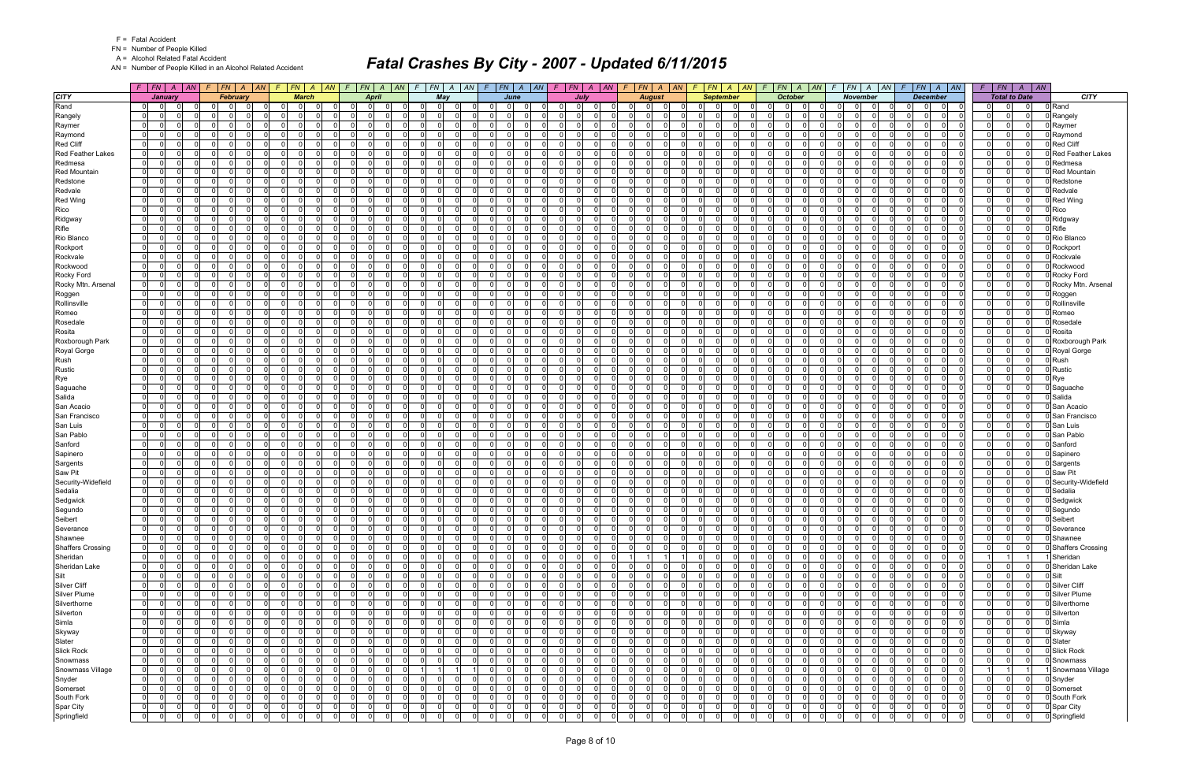F = Fatal Accident
FN = Number of People Killed
A = Alcohol Related Fatal Accident
AN = Number of People Killed in an Alcohol Related Accident

# Fatal Crashes By City - 2007 - Updated 6/11/2015

| CITY | January F | FN | A | AN | February F | FN | A | AN | March F | FN | A | AN | April F | FN | A | AN | May F | FN | A | AN | June F | FN | A | AN | July F | FN | A | AN | August F | FN | A | AN | September F | FN | A | AN | October F | FN | A | AN | November F | FN | A | AN | December F | FN | A | AN | Total to Date F | FN | A | AN | CITY |
|---|---|---|---|---|---|---|---|---|---|---|---|---|---|---|---|---|---|---|---|---|---|---|---|---|---|---|---|---|---|---|---|---|---|---|---|---|---|---|---|---|---|---|---|---|---|---|---|---|---|---|---|---|---|
| Rand | 0 | 0 | 0 | 0 | 0 | 0 | 0 | 0 | 0 | 0 | 0 | 0 | 0 | 0 | 0 | 0 | 0 | 0 | 0 | 0 | 0 | 0 | 0 | 0 | 0 | 0 | 0 | 0 | 0 | 0 | 0 | 0 | 0 | 0 | 0 | 0 | 0 | 0 | 0 | 0 | 0 | 0 | 0 | 0 | 0 | 0 | 0 | 0 | 0 | 0 | 0 | 0 | Rand |
| Rangely | 0 | 0 | 0 | 0 | 0 | 0 | 0 | 0 | 0 | 0 | 0 | 0 | 0 | 0 | 0 | 0 | 0 | 0 | 0 | 0 | 0 | 0 | 0 | 0 | 0 | 0 | 0 | 0 | 0 | 0 | 0 | 0 | 0 | 0 | 0 | 0 | 0 | 0 | 0 | 0 | 0 | 0 | 0 | 0 | 0 | 0 | 0 | 0 | 0 | 0 | 0 | 0 | Rangely |
| Raymer | 0 | 0 | 0 | 0 | 0 | 0 | 0 | 0 | 0 | 0 | 0 | 0 | 0 | 0 | 0 | 0 | 0 | 0 | 0 | 0 | 0 | 0 | 0 | 0 | 0 | 0 | 0 | 0 | 0 | 0 | 0 | 0 | 0 | 0 | 0 | 0 | 0 | 0 | 0 | 0 | 0 | 0 | 0 | 0 | 0 | 0 | 0 | 0 | 0 | 0 | 0 | 0 | Raymer |
| Raymond | 0 | 0 | 0 | 0 | 0 | 0 | 0 | 0 | 0 | 0 | 0 | 0 | 0 | 0 | 0 | 0 | 0 | 0 | 0 | 0 | 0 | 0 | 0 | 0 | 0 | 0 | 0 | 0 | 0 | 0 | 0 | 0 | 0 | 0 | 0 | 0 | 0 | 0 | 0 | 0 | 0 | 0 | 0 | 0 | 0 | 0 | 0 | 0 | 0 | 0 | 0 | 0 | Raymond |
| Red Cliff | 0 | 0 | 0 | 0 | 0 | 0 | 0 | 0 | 0 | 0 | 0 | 0 | 0 | 0 | 0 | 0 | 0 | 0 | 0 | 0 | 0 | 0 | 0 | 0 | 0 | 0 | 0 | 0 | 0 | 0 | 0 | 0 | 0 | 0 | 0 | 0 | 0 | 0 | 0 | 0 | 0 | 0 | 0 | 0 | 0 | 0 | 0 | 0 | 0 | 0 | 0 | 0 | Red Cliff |
| Red Feather Lakes | 0 | 0 | 0 | 0 | 0 | 0 | 0 | 0 | 0 | 0 | 0 | 0 | 0 | 0 | 0 | 0 | 0 | 0 | 0 | 0 | 0 | 0 | 0 | 0 | 0 | 0 | 0 | 0 | 0 | 0 | 0 | 0 | 0 | 0 | 0 | 0 | 0 | 0 | 0 | 0 | 0 | 0 | 0 | 0 | 0 | 0 | 0 | 0 | 0 | 0 | 0 | 0 | Red Feather Lakes |
| Redmesa | 0 | 0 | 0 | 0 | 0 | 0 | 0 | 0 | 0 | 0 | 0 | 0 | 0 | 0 | 0 | 0 | 0 | 0 | 0 | 0 | 0 | 0 | 0 | 0 | 0 | 0 | 0 | 0 | 0 | 0 | 0 | 0 | 0 | 0 | 0 | 0 | 0 | 0 | 0 | 0 | 0 | 0 | 0 | 0 | 0 | 0 | 0 | 0 | 0 | 0 | 0 | 0 | Redmesa |
| Red Mountain | 0 | 0 | 0 | 0 | 0 | 0 | 0 | 0 | 0 | 0 | 0 | 0 | 0 | 0 | 0 | 0 | 0 | 0 | 0 | 0 | 0 | 0 | 0 | 0 | 0 | 0 | 0 | 0 | 0 | 0 | 0 | 0 | 0 | 0 | 0 | 0 | 0 | 0 | 0 | 0 | 0 | 0 | 0 | 0 | 0 | 0 | 0 | 0 | 0 | 0 | 0 | 0 | Red Mountain |
| Redstone | 0 | 0 | 0 | 0 | 0 | 0 | 0 | 0 | 0 | 0 | 0 | 0 | 0 | 0 | 0 | 0 | 0 | 0 | 0 | 0 | 0 | 0 | 0 | 0 | 0 | 0 | 0 | 0 | 0 | 0 | 0 | 0 | 0 | 0 | 0 | 0 | 0 | 0 | 0 | 0 | 0 | 0 | 0 | 0 | 0 | 0 | 0 | 0 | 0 | 0 | 0 | 0 | Redstone |
| Redvale | 0 | 0 | 0 | 0 | 0 | 0 | 0 | 0 | 0 | 0 | 0 | 0 | 0 | 0 | 0 | 0 | 0 | 0 | 0 | 0 | 0 | 0 | 0 | 0 | 0 | 0 | 0 | 0 | 0 | 0 | 0 | 0 | 0 | 0 | 0 | 0 | 0 | 0 | 0 | 0 | 0 | 0 | 0 | 0 | 0 | 0 | 0 | 0 | 0 | 0 | 0 | 0 | Redvale |
| Red Wing | 0 | 0 | 0 | 0 | 0 | 0 | 0 | 0 | 0 | 0 | 0 | 0 | 0 | 0 | 0 | 0 | 0 | 0 | 0 | 0 | 0 | 0 | 0 | 0 | 0 | 0 | 0 | 0 | 0 | 0 | 0 | 0 | 0 | 0 | 0 | 0 | 0 | 0 | 0 | 0 | 0 | 0 | 0 | 0 | 0 | 0 | 0 | 0 | 0 | 0 | 0 | 0 | Red Wing |
| Rico | 0 | 0 | 0 | 0 | 0 | 0 | 0 | 0 | 0 | 0 | 0 | 0 | 0 | 0 | 0 | 0 | 0 | 0 | 0 | 0 | 0 | 0 | 0 | 0 | 0 | 0 | 0 | 0 | 0 | 0 | 0 | 0 | 0 | 0 | 0 | 0 | 0 | 0 | 0 | 0 | 0 | 0 | 0 | 0 | 0 | 0 | 0 | 0 | 0 | 0 | 0 | 0 | Rico |
| Ridgway | 0 | 0 | 0 | 0 | 0 | 0 | 0 | 0 | 0 | 0 | 0 | 0 | 0 | 0 | 0 | 0 | 0 | 0 | 0 | 0 | 0 | 0 | 0 | 0 | 0 | 0 | 0 | 0 | 0 | 0 | 0 | 0 | 0 | 0 | 0 | 0 | 0 | 0 | 0 | 0 | 0 | 0 | 0 | 0 | 0 | 0 | 0 | 0 | 0 | 0 | 0 | 0 | Ridgway |
| Rifle | 0 | 0 | 0 | 0 | 0 | 0 | 0 | 0 | 0 | 0 | 0 | 0 | 0 | 0 | 0 | 0 | 0 | 0 | 0 | 0 | 0 | 0 | 0 | 0 | 0 | 0 | 0 | 0 | 0 | 0 | 0 | 0 | 0 | 0 | 0 | 0 | 0 | 0 | 0 | 0 | 0 | 0 | 0 | 0 | 0 | 0 | 0 | 0 | 0 | 0 | 0 | 0 | Rifle |
| Rio Blanco | 0 | 0 | 0 | 0 | 0 | 0 | 0 | 0 | 0 | 0 | 0 | 0 | 0 | 0 | 0 | 0 | 0 | 0 | 0 | 0 | 0 | 0 | 0 | 0 | 0 | 0 | 0 | 0 | 0 | 0 | 0 | 0 | 0 | 0 | 0 | 0 | 0 | 0 | 0 | 0 | 0 | 0 | 0 | 0 | 0 | 0 | 0 | 0 | 0 | 0 | 0 | 0 | Rio Blanco |
| Rockport | 0 | 0 | 0 | 0 | 0 | 0 | 0 | 0 | 0 | 0 | 0 | 0 | 0 | 0 | 0 | 0 | 0 | 0 | 0 | 0 | 0 | 0 | 0 | 0 | 0 | 0 | 0 | 0 | 0 | 0 | 0 | 0 | 0 | 0 | 0 | 0 | 0 | 0 | 0 | 0 | 0 | 0 | 0 | 0 | 0 | 0 | 0 | 0 | 0 | 0 | 0 | 0 | Rockport |
| Rockvale | 0 | 0 | 0 | 0 | 0 | 0 | 0 | 0 | 0 | 0 | 0 | 0 | 0 | 0 | 0 | 0 | 0 | 0 | 0 | 0 | 0 | 0 | 0 | 0 | 0 | 0 | 0 | 0 | 0 | 0 | 0 | 0 | 0 | 0 | 0 | 0 | 0 | 0 | 0 | 0 | 0 | 0 | 0 | 0 | 0 | 0 | 0 | 0 | 0 | 0 | 0 | 0 | Rockvale |
| Rockwood | 0 | 0 | 0 | 0 | 0 | 0 | 0 | 0 | 0 | 0 | 0 | 0 | 0 | 0 | 0 | 0 | 0 | 0 | 0 | 0 | 0 | 0 | 0 | 0 | 0 | 0 | 0 | 0 | 0 | 0 | 0 | 0 | 0 | 0 | 0 | 0 | 0 | 0 | 0 | 0 | 0 | 0 | 0 | 0 | 0 | 0 | 0 | 0 | 0 | 0 | 0 | 0 | Rockwood |
| Rocky Ford | 0 | 0 | 0 | 0 | 0 | 0 | 0 | 0 | 0 | 0 | 0 | 0 | 0 | 0 | 0 | 0 | 0 | 0 | 0 | 0 | 0 | 0 | 0 | 0 | 0 | 0 | 0 | 0 | 0 | 0 | 0 | 0 | 0 | 0 | 0 | 0 | 0 | 0 | 0 | 0 | 0 | 0 | 0 | 0 | 0 | 0 | 0 | 0 | 0 | 0 | 0 | 0 | Rocky Ford |
| Rocky Mtn. Arsenal | 0 | 0 | 0 | 0 | 0 | 0 | 0 | 0 | 0 | 0 | 0 | 0 | 0 | 0 | 0 | 0 | 0 | 0 | 0 | 0 | 0 | 0 | 0 | 0 | 0 | 0 | 0 | 0 | 0 | 0 | 0 | 0 | 0 | 0 | 0 | 0 | 0 | 0 | 0 | 0 | 0 | 0 | 0 | 0 | 0 | 0 | 0 | 0 | 0 | 0 | 0 | 0 | Rocky Mtn. Arsenal |
| Roggen | 0 | 0 | 0 | 0 | 0 | 0 | 0 | 0 | 0 | 0 | 0 | 0 | 0 | 0 | 0 | 0 | 0 | 0 | 0 | 0 | 0 | 0 | 0 | 0 | 0 | 0 | 0 | 0 | 0 | 0 | 0 | 0 | 0 | 0 | 0 | 0 | 0 | 0 | 0 | 0 | 0 | 0 | 0 | 0 | 0 | 0 | 0 | 0 | 0 | 0 | 0 | 0 | Roggen |
| Rollinsville | 0 | 0 | 0 | 0 | 0 | 0 | 0 | 0 | 0 | 0 | 0 | 0 | 0 | 0 | 0 | 0 | 0 | 0 | 0 | 0 | 0 | 0 | 0 | 0 | 0 | 0 | 0 | 0 | 0 | 0 | 0 | 0 | 0 | 0 | 0 | 0 | 0 | 0 | 0 | 0 | 0 | 0 | 0 | 0 | 0 | 0 | 0 | 0 | 0 | 0 | 0 | 0 | Rollinsville |
| Romeo | 0 | 0 | 0 | 0 | 0 | 0 | 0 | 0 | 0 | 0 | 0 | 0 | 0 | 0 | 0 | 0 | 0 | 0 | 0 | 0 | 0 | 0 | 0 | 0 | 0 | 0 | 0 | 0 | 0 | 0 | 0 | 0 | 0 | 0 | 0 | 0 | 0 | 0 | 0 | 0 | 0 | 0 | 0 | 0 | 0 | 0 | 0 | 0 | 0 | 0 | 0 | 0 | Romeo |
| Rosedale | 0 | 0 | 0 | 0 | 0 | 0 | 0 | 0 | 0 | 0 | 0 | 0 | 0 | 0 | 0 | 0 | 0 | 0 | 0 | 0 | 0 | 0 | 0 | 0 | 0 | 0 | 0 | 0 | 0 | 0 | 0 | 0 | 0 | 0 | 0 | 0 | 0 | 0 | 0 | 0 | 0 | 0 | 0 | 0 | 0 | 0 | 0 | 0 | 0 | 0 | 0 | 0 | Rosedale |
| Rosita | 0 | 0 | 0 | 0 | 0 | 0 | 0 | 0 | 0 | 0 | 0 | 0 | 0 | 0 | 0 | 0 | 0 | 0 | 0 | 0 | 0 | 0 | 0 | 0 | 0 | 0 | 0 | 0 | 0 | 0 | 0 | 0 | 0 | 0 | 0 | 0 | 0 | 0 | 0 | 0 | 0 | 0 | 0 | 0 | 0 | 0 | 0 | 0 | 0 | 0 | 0 | 0 | Rosita |
| Roxborough Park | 0 | 0 | 0 | 0 | 0 | 0 | 0 | 0 | 0 | 0 | 0 | 0 | 0 | 0 | 0 | 0 | 0 | 0 | 0 | 0 | 0 | 0 | 0 | 0 | 0 | 0 | 0 | 0 | 0 | 0 | 0 | 0 | 0 | 0 | 0 | 0 | 0 | 0 | 0 | 0 | 0 | 0 | 0 | 0 | 0 | 0 | 0 | 0 | 0 | 0 | 0 | 0 | Roxborough Park |
| Royal Gorge | 0 | 0 | 0 | 0 | 0 | 0 | 0 | 0 | 0 | 0 | 0 | 0 | 0 | 0 | 0 | 0 | 0 | 0 | 0 | 0 | 0 | 0 | 0 | 0 | 0 | 0 | 0 | 0 | 0 | 0 | 0 | 0 | 0 | 0 | 0 | 0 | 0 | 0 | 0 | 0 | 0 | 0 | 0 | 0 | 0 | 0 | 0 | 0 | 0 | 0 | 0 | 0 | Royal Gorge |
| Rush | 0 | 0 | 0 | 0 | 0 | 0 | 0 | 0 | 0 | 0 | 0 | 0 | 0 | 0 | 0 | 0 | 0 | 0 | 0 | 0 | 0 | 0 | 0 | 0 | 0 | 0 | 0 | 0 | 0 | 0 | 0 | 0 | 0 | 0 | 0 | 0 | 0 | 0 | 0 | 0 | 0 | 0 | 0 | 0 | 0 | 0 | 0 | 0 | 0 | 0 | 0 | 0 | Rush |
| Rustic | 0 | 0 | 0 | 0 | 0 | 0 | 0 | 0 | 0 | 0 | 0 | 0 | 0 | 0 | 0 | 0 | 0 | 0 | 0 | 0 | 0 | 0 | 0 | 0 | 0 | 0 | 0 | 0 | 0 | 0 | 0 | 0 | 0 | 0 | 0 | 0 | 0 | 0 | 0 | 0 | 0 | 0 | 0 | 0 | 0 | 0 | 0 | 0 | 0 | 0 | 0 | 0 | Rustic |
| Rye | 0 | 0 | 0 | 0 | 0 | 0 | 0 | 0 | 0 | 0 | 0 | 0 | 0 | 0 | 0 | 0 | 0 | 0 | 0 | 0 | 0 | 0 | 0 | 0 | 0 | 0 | 0 | 0 | 0 | 0 | 0 | 0 | 0 | 0 | 0 | 0 | 0 | 0 | 0 | 0 | 0 | 0 | 0 | 0 | 0 | 0 | 0 | 0 | 0 | 0 | 0 | 0 | Rye |
| Saguache | 0 | 0 | 0 | 0 | 0 | 0 | 0 | 0 | 0 | 0 | 0 | 0 | 0 | 0 | 0 | 0 | 0 | 0 | 0 | 0 | 0 | 0 | 0 | 0 | 0 | 0 | 0 | 0 | 0 | 0 | 0 | 0 | 0 | 0 | 0 | 0 | 0 | 0 | 0 | 0 | 0 | 0 | 0 | 0 | 0 | 0 | 0 | 0 | 0 | 0 | 0 | 0 | Saguache |
| Salida | 0 | 0 | 0 | 0 | 0 | 0 | 0 | 0 | 0 | 0 | 0 | 0 | 0 | 0 | 0 | 0 | 0 | 0 | 0 | 0 | 0 | 0 | 0 | 0 | 0 | 0 | 0 | 0 | 0 | 0 | 0 | 0 | 0 | 0 | 0 | 0 | 0 | 0 | 0 | 0 | 0 | 0 | 0 | 0 | 0 | 0 | 0 | 0 | 0 | 0 | 0 | 0 | Salida |
| San Acacio | 0 | 0 | 0 | 0 | 0 | 0 | 0 | 0 | 0 | 0 | 0 | 0 | 0 | 0 | 0 | 0 | 0 | 0 | 0 | 0 | 0 | 0 | 0 | 0 | 0 | 0 | 0 | 0 | 0 | 0 | 0 | 0 | 0 | 0 | 0 | 0 | 0 | 0 | 0 | 0 | 0 | 0 | 0 | 0 | 0 | 0 | 0 | 0 | 0 | 0 | 0 | 0 | San Acacio |
| San Francisco | 0 | 0 | 0 | 0 | 0 | 0 | 0 | 0 | 0 | 0 | 0 | 0 | 0 | 0 | 0 | 0 | 0 | 0 | 0 | 0 | 0 | 0 | 0 | 0 | 0 | 0 | 0 | 0 | 0 | 0 | 0 | 0 | 0 | 0 | 0 | 0 | 0 | 0 | 0 | 0 | 0 | 0 | 0 | 0 | 0 | 0 | 0 | 0 | 0 | 0 | 0 | 0 | San Francisco |
| San Luis | 0 | 0 | 0 | 0 | 0 | 0 | 0 | 0 | 0 | 0 | 0 | 0 | 0 | 0 | 0 | 0 | 0 | 0 | 0 | 0 | 0 | 0 | 0 | 0 | 0 | 0 | 0 | 0 | 0 | 0 | 0 | 0 | 0 | 0 | 0 | 0 | 0 | 0 | 0 | 0 | 0 | 0 | 0 | 0 | 0 | 0 | 0 | 0 | 0 | 0 | 0 | 0 | San Luis |
| San Pablo | 0 | 0 | 0 | 0 | 0 | 0 | 0 | 0 | 0 | 0 | 0 | 0 | 0 | 0 | 0 | 0 | 0 | 0 | 0 | 0 | 0 | 0 | 0 | 0 | 0 | 0 | 0 | 0 | 0 | 0 | 0 | 0 | 0 | 0 | 0 | 0 | 0 | 0 | 0 | 0 | 0 | 0 | 0 | 0 | 0 | 0 | 0 | 0 | 0 | 0 | 0 | 0 | San Pablo |
| Sanford | 0 | 0 | 0 | 0 | 0 | 0 | 0 | 0 | 0 | 0 | 0 | 0 | 0 | 0 | 0 | 0 | 0 | 0 | 0 | 0 | 0 | 0 | 0 | 0 | 0 | 0 | 0 | 0 | 0 | 0 | 0 | 0 | 0 | 0 | 0 | 0 | 0 | 0 | 0 | 0 | 0 | 0 | 0 | 0 | 0 | 0 | 0 | 0 | 0 | 0 | 0 | 0 | Sanford |
| Sapinero | 0 | 0 | 0 | 0 | 0 | 0 | 0 | 0 | 0 | 0 | 0 | 0 | 0 | 0 | 0 | 0 | 0 | 0 | 0 | 0 | 0 | 0 | 0 | 0 | 0 | 0 | 0 | 0 | 0 | 0 | 0 | 0 | 0 | 0 | 0 | 0 | 0 | 0 | 0 | 0 | 0 | 0 | 0 | 0 | 0 | 0 | 0 | 0 | 0 | 0 | 0 | 0 | Sapinero |
| Sargents | 0 | 0 | 0 | 0 | 0 | 0 | 0 | 0 | 0 | 0 | 0 | 0 | 0 | 0 | 0 | 0 | 0 | 0 | 0 | 0 | 0 | 0 | 0 | 0 | 0 | 0 | 0 | 0 | 0 | 0 | 0 | 0 | 0 | 0 | 0 | 0 | 0 | 0 | 0 | 0 | 0 | 0 | 0 | 0 | 0 | 0 | 0 | 0 | 0 | 0 | 0 | 0 | Sargents |
| Saw Pit | 0 | 0 | 0 | 0 | 0 | 0 | 0 | 0 | 0 | 0 | 0 | 0 | 0 | 0 | 0 | 0 | 0 | 0 | 0 | 0 | 0 | 0 | 0 | 0 | 0 | 0 | 0 | 0 | 0 | 0 | 0 | 0 | 0 | 0 | 0 | 0 | 0 | 0 | 0 | 0 | 0 | 0 | 0 | 0 | 0 | 0 | 0 | 0 | 0 | 0 | 0 | 0 | Saw Pit |
| Security-Widefield | 0 | 0 | 0 | 0 | 0 | 0 | 0 | 0 | 0 | 0 | 0 | 0 | 0 | 0 | 0 | 0 | 0 | 0 | 0 | 0 | 0 | 0 | 0 | 0 | 0 | 0 | 0 | 0 | 0 | 0 | 0 | 0 | 0 | 0 | 0 | 0 | 0 | 0 | 0 | 0 | 0 | 0 | 0 | 0 | 0 | 0 | 0 | 0 | 0 | 0 | 0 | 0 | Security-Widefield |
| Sedalia | 0 | 0 | 0 | 0 | 0 | 0 | 0 | 0 | 0 | 0 | 0 | 0 | 0 | 0 | 0 | 0 | 0 | 0 | 0 | 0 | 0 | 0 | 0 | 0 | 0 | 0 | 0 | 0 | 0 | 0 | 0 | 0 | 0 | 0 | 0 | 0 | 0 | 0 | 0 | 0 | 0 | 0 | 0 | 0 | 0 | 0 | 0 | 0 | 0 | 0 | 0 | 0 | Sedalia |
| Sedgwick | 0 | 0 | 0 | 0 | 0 | 0 | 0 | 0 | 0 | 0 | 0 | 0 | 0 | 0 | 0 | 0 | 0 | 0 | 0 | 0 | 0 | 0 | 0 | 0 | 0 | 0 | 0 | 0 | 0 | 0 | 0 | 0 | 0 | 0 | 0 | 0 | 0 | 0 | 0 | 0 | 0 | 0 | 0 | 0 | 0 | 0 | 0 | 0 | 0 | 0 | 0 | 0 | Sedgwick |
| Segundo | 0 | 0 | 0 | 0 | 0 | 0 | 0 | 0 | 0 | 0 | 0 | 0 | 0 | 0 | 0 | 0 | 0 | 0 | 0 | 0 | 0 | 0 | 0 | 0 | 0 | 0 | 0 | 0 | 0 | 0 | 0 | 0 | 0 | 0 | 0 | 0 | 0 | 0 | 0 | 0 | 0 | 0 | 0 | 0 | 0 | 0 | 0 | 0 | 0 | 0 | 0 | 0 | Segundo |
| Seibert | 0 | 0 | 0 | 0 | 0 | 0 | 0 | 0 | 0 | 0 | 0 | 0 | 0 | 0 | 0 | 0 | 0 | 0 | 0 | 0 | 0 | 0 | 0 | 0 | 0 | 0 | 0 | 0 | 0 | 0 | 0 | 0 | 0 | 0 | 0 | 0 | 0 | 0 | 0 | 0 | 0 | 0 | 0 | 0 | 0 | 0 | 0 | 0 | 0 | 0 | 0 | 0 | Seibert |
| Severance | 0 | 0 | 0 | 0 | 0 | 0 | 0 | 0 | 0 | 0 | 0 | 0 | 0 | 0 | 0 | 0 | 0 | 0 | 0 | 0 | 0 | 0 | 0 | 0 | 0 | 0 | 0 | 0 | 0 | 0 | 0 | 0 | 0 | 0 | 0 | 0 | 0 | 0 | 0 | 0 | 0 | 0 | 0 | 0 | 0 | 0 | 0 | 0 | 0 | 0 | 0 | 0 | Severance |
| Shawnee | 0 | 0 | 0 | 0 | 0 | 0 | 0 | 0 | 0 | 0 | 0 | 0 | 0 | 0 | 0 | 0 | 0 | 0 | 0 | 0 | 0 | 0 | 0 | 0 | 0 | 0 | 0 | 0 | 0 | 0 | 0 | 0 | 0 | 0 | 0 | 0 | 0 | 0 | 0 | 0 | 0 | 0 | 0 | 0 | 0 | 0 | 0 | 0 | 0 | 0 | 0 | 0 | Shawnee |
| Shaffers Crossing | 0 | 0 | 0 | 0 | 0 | 0 | 0 | 0 | 0 | 0 | 0 | 0 | 0 | 0 | 0 | 0 | 0 | 0 | 0 | 0 | 0 | 0 | 0 | 0 | 0 | 0 | 0 | 0 | 0 | 0 | 0 | 0 | 0 | 0 | 0 | 0 | 0 | 0 | 0 | 0 | 0 | 0 | 0 | 0 | 0 | 0 | 0 | 0 | 0 | 0 | 0 | 0 | Shaffers Crossing |
| Sheridan | 0 | 0 | 0 | 0 | 0 | 0 | 0 | 0 | 0 | 0 | 0 | 0 | 0 | 0 | 0 | 0 | 0 | 0 | 0 | 0 | 0 | 0 | 0 | 0 | 0 | 0 | 0 | 0 | 1 | 1 | 1 | 1 | 0 | 0 | 0 | 0 | 0 | 0 | 0 | 0 | 0 | 0 | 0 | 0 | 0 | 0 | 0 | 0 | 1 | 1 | 1 | 1 | Sheridan |
| Sheridan Lake | 0 | 0 | 0 | 0 | 0 | 0 | 0 | 0 | 0 | 0 | 0 | 0 | 0 | 0 | 0 | 0 | 0 | 0 | 0 | 0 | 0 | 0 | 0 | 0 | 0 | 0 | 0 | 0 | 0 | 0 | 0 | 0 | 0 | 0 | 0 | 0 | 0 | 0 | 0 | 0 | 0 | 0 | 0 | 0 | 0 | 0 | 0 | 0 | 0 | 0 | 0 | 0 | Sheridan Lake |
| Silt | 0 | 0 | 0 | 0 | 0 | 0 | 0 | 0 | 0 | 0 | 0 | 0 | 0 | 0 | 0 | 0 | 0 | 0 | 0 | 0 | 0 | 0 | 0 | 0 | 0 | 0 | 0 | 0 | 0 | 0 | 0 | 0 | 0 | 0 | 0 | 0 | 0 | 0 | 0 | 0 | 0 | 0 | 0 | 0 | 0 | 0 | 0 | 0 | 0 | 0 | 0 | 0 | Silt |
| Silver Cliff | 0 | 0 | 0 | 0 | 0 | 0 | 0 | 0 | 0 | 0 | 0 | 0 | 0 | 0 | 0 | 0 | 0 | 0 | 0 | 0 | 0 | 0 | 0 | 0 | 0 | 0 | 0 | 0 | 0 | 0 | 0 | 0 | 0 | 0 | 0 | 0 | 0 | 0 | 0 | 0 | 0 | 0 | 0 | 0 | 0 | 0 | 0 | 0 | 0 | 0 | 0 | 0 | Silver Cliff |
| Silver Plume | 0 | 0 | 0 | 0 | 0 | 0 | 0 | 0 | 0 | 0 | 0 | 0 | 0 | 0 | 0 | 0 | 0 | 0 | 0 | 0 | 0 | 0 | 0 | 0 | 0 | 0 | 0 | 0 | 0 | 0 | 0 | 0 | 0 | 0 | 0 | 0 | 0 | 0 | 0 | 0 | 0 | 0 | 0 | 0 | 0 | 0 | 0 | 0 | 0 | 0 | 0 | 0 | Silver Plume |
| Silverthorne | 0 | 0 | 0 | 0 | 0 | 0 | 0 | 0 | 0 | 0 | 0 | 0 | 0 | 0 | 0 | 0 | 0 | 0 | 0 | 0 | 0 | 0 | 0 | 0 | 0 | 0 | 0 | 0 | 0 | 0 | 0 | 0 | 0 | 0 | 0 | 0 | 0 | 0 | 0 | 0 | 0 | 0 | 0 | 0 | 0 | 0 | 0 | 0 | 0 | 0 | 0 | 0 | Silverthorne |
| Silverton | 0 | 0 | 0 | 0 | 0 | 0 | 0 | 0 | 0 | 0 | 0 | 0 | 0 | 0 | 0 | 0 | 0 | 0 | 0 | 0 | 0 | 0 | 0 | 0 | 0 | 0 | 0 | 0 | 0 | 0 | 0 | 0 | 0 | 0 | 0 | 0 | 0 | 0 | 0 | 0 | 0 | 0 | 0 | 0 | 0 | 0 | 0 | 0 | 0 | 0 | 0 | 0 | Silverton |
| Simla | 0 | 0 | 0 | 0 | 0 | 0 | 0 | 0 | 0 | 0 | 0 | 0 | 0 | 0 | 0 | 0 | 0 | 0 | 0 | 0 | 0 | 0 | 0 | 0 | 0 | 0 | 0 | 0 | 0 | 0 | 0 | 0 | 0 | 0 | 0 | 0 | 0 | 0 | 0 | 0 | 0 | 0 | 0 | 0 | 0 | 0 | 0 | 0 | 0 | 0 | 0 | 0 | Simla |
| Skyway | 0 | 0 | 0 | 0 | 0 | 0 | 0 | 0 | 0 | 0 | 0 | 0 | 0 | 0 | 0 | 0 | 0 | 0 | 0 | 0 | 0 | 0 | 0 | 0 | 0 | 0 | 0 | 0 | 0 | 0 | 0 | 0 | 0 | 0 | 0 | 0 | 0 | 0 | 0 | 0 | 0 | 0 | 0 | 0 | 0 | 0 | 0 | 0 | 0 | 0 | 0 | 0 | Skyway |
| Slater | 0 | 0 | 0 | 0 | 0 | 0 | 0 | 0 | 0 | 0 | 0 | 0 | 0 | 0 | 0 | 0 | 0 | 0 | 0 | 0 | 0 | 0 | 0 | 0 | 0 | 0 | 0 | 0 | 0 | 0 | 0 | 0 | 0 | 0 | 0 | 0 | 0 | 0 | 0 | 0 | 0 | 0 | 0 | 0 | 0 | 0 | 0 | 0 | 0 | 0 | 0 | 0 | Slater |
| Slick Rock | 0 | 0 | 0 | 0 | 0 | 0 | 0 | 0 | 0 | 0 | 0 | 0 | 0 | 0 | 0 | 0 | 0 | 0 | 0 | 0 | 0 | 0 | 0 | 0 | 0 | 0 | 0 | 0 | 0 | 0 | 0 | 0 | 0 | 0 | 0 | 0 | 0 | 0 | 0 | 0 | 0 | 0 | 0 | 0 | 0 | 0 | 0 | 0 | 0 | 0 | 0 | 0 | Slick Rock |
| Snowmass | 0 | 0 | 0 | 0 | 0 | 0 | 0 | 0 | 0 | 0 | 0 | 0 | 0 | 0 | 0 | 0 | 0 | 0 | 0 | 0 | 0 | 0 | 0 | 0 | 0 | 0 | 0 | 0 | 0 | 0 | 0 | 0 | 0 | 0 | 0 | 0 | 0 | 0 | 0 | 0 | 0 | 0 | 0 | 0 | 0 | 0 | 0 | 0 | 0 | 0 | 0 | 0 | Snowmass |
| Snowmass Village | 0 | 0 | 0 | 0 | 0 | 0 | 0 | 0 | 0 | 0 | 0 | 0 | 0 | 0 | 0 | 0 | 1 | 1 | 1 | 1 | 0 | 0 | 0 | 0 | 0 | 0 | 0 | 0 | 0 | 0 | 0 | 0 | 0 | 0 | 0 | 0 | 0 | 0 | 0 | 0 | 0 | 0 | 0 | 0 | 0 | 0 | 0 | 0 | 1 | 1 | 1 | 1 | Snowmass Village |
| Snyder | 0 | 0 | 0 | 0 | 0 | 0 | 0 | 0 | 0 | 0 | 0 | 0 | 0 | 0 | 0 | 0 | 0 | 0 | 0 | 0 | 0 | 0 | 0 | 0 | 0 | 0 | 0 | 0 | 0 | 0 | 0 | 0 | 0 | 0 | 0 | 0 | 0 | 0 | 0 | 0 | 0 | 0 | 0 | 0 | 0 | 0 | 0 | 0 | 0 | 0 | 0 | 0 | Snyder |
| Somerset | 0 | 0 | 0 | 0 | 0 | 0 | 0 | 0 | 0 | 0 | 0 | 0 | 0 | 0 | 0 | 0 | 0 | 0 | 0 | 0 | 0 | 0 | 0 | 0 | 0 | 0 | 0 | 0 | 0 | 0 | 0 | 0 | 0 | 0 | 0 | 0 | 0 | 0 | 0 | 0 | 0 | 0 | 0 | 0 | 0 | 0 | 0 | 0 | 0 | 0 | 0 | 0 | Somerset |
| South Fork | 0 | 0 | 0 | 0 | 0 | 0 | 0 | 0 | 0 | 0 | 0 | 0 | 0 | 0 | 0 | 0 | 0 | 0 | 0 | 0 | 0 | 0 | 0 | 0 | 0 | 0 | 0 | 0 | 0 | 0 | 0 | 0 | 0 | 0 | 0 | 0 | 0 | 0 | 0 | 0 | 0 | 0 | 0 | 0 | 0 | 0 | 0 | 0 | 0 | 0 | 0 | 0 | South Fork |
| Spar City | 0 | 0 | 0 | 0 | 0 | 0 | 0 | 0 | 0 | 0 | 0 | 0 | 0 | 0 | 0 | 0 | 0 | 0 | 0 | 0 | 0 | 0 | 0 | 0 | 0 | 0 | 0 | 0 | 0 | 0 | 0 | 0 | 0 | 0 | 0 | 0 | 0 | 0 | 0 | 0 | 0 | 0 | 0 | 0 | 0 | 0 | 0 | 0 | 0 | 0 | 0 | 0 | Spar City |
| Springfield | 0 | 0 | 0 | 0 | 0 | 0 | 0 | 0 | 0 | 0 | 0 | 0 | 0 | 0 | 0 | 0 | 0 | 0 | 0 | 0 | 0 | 0 | 0 | 0 | 0 | 0 | 0 | 0 | 0 | 0 | 0 | 0 | 0 | 0 | 0 | 0 | 0 | 0 | 0 | 0 | 0 | 0 | 0 | 0 | 0 | 0 | 0 | 0 | 0 | 0 | 0 | 0 | Springfield |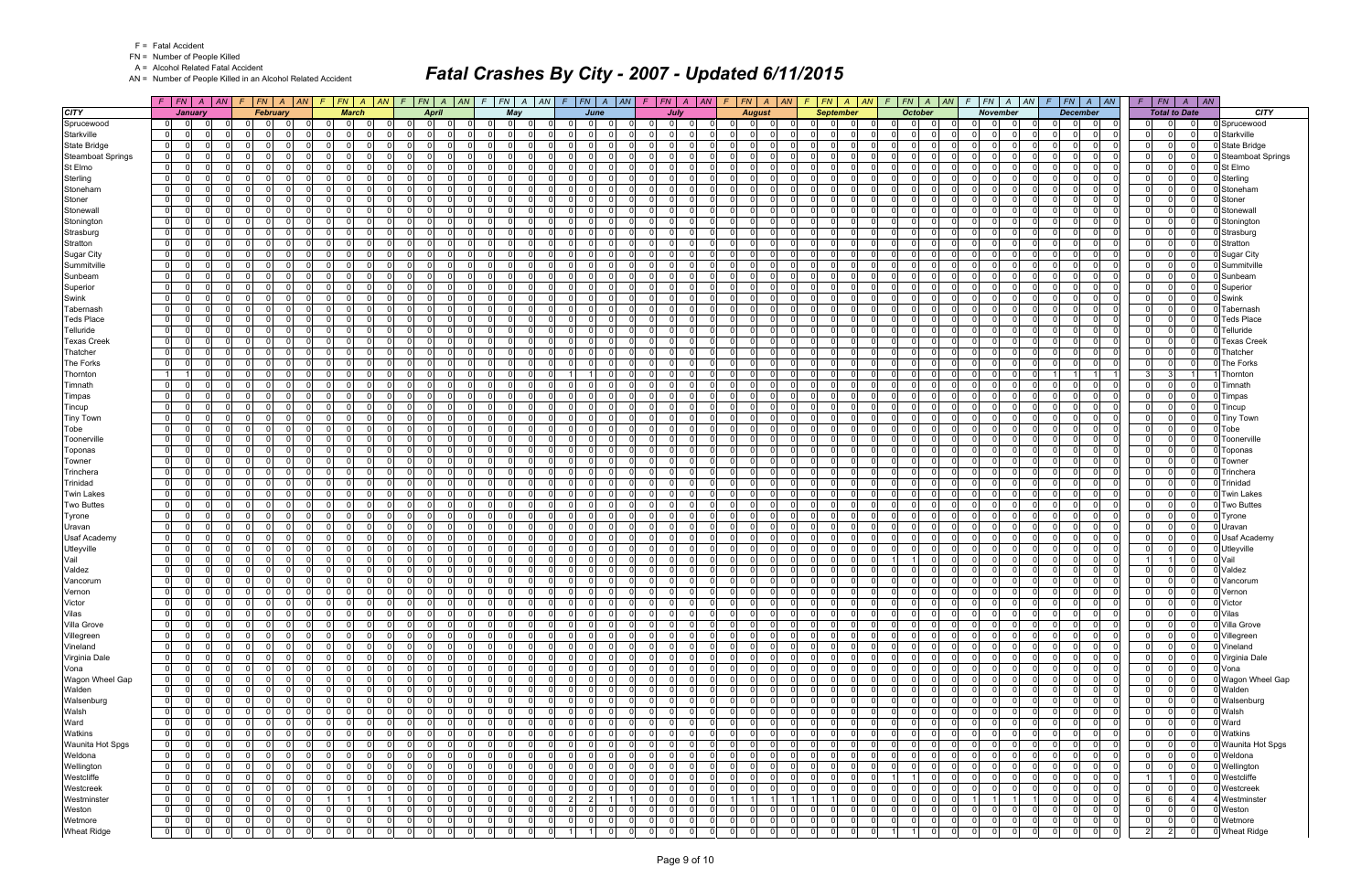F = Fatal Accident
FN = Number of People Killed
A = Alcohol Related Fatal Accident
AN = Number of People Killed in an Alcohol Related Accident

# Fatal Crashes By City - 2007 - Updated 6/11/2015

| CITY | January | | | | February | | | | March | | | | April | | | | May | | | | June | | | | July | | | | August | | | | September | | | | October | | | | November | | | | December | | | | Total to Date | | | | CITY |
|---|---|---|---|---|---|---|---|---|---|---|---|---|---|---|---|---|---|---|---|---|---|---|---|---|---|---|---|---|---|---|---|---|---|---|---|---|---|---|---|---|---|---|---|---|---|---|---|---|---|---|---|---|---|
| | F | FN | A | AN | F | FN | A | AN | F | FN | A | AN | F | FN | A | AN | F | FN | A | AN | F | FN | A | AN | F | FN | A | AN | F | FN | A | AN | F | FN | A | AN | F | FN | A | AN | F | FN | A | AN | F | FN | A | AN | F | FN | A | AN | |
| Sprucewood | 0 | 0 | 0 | 0 | 0 | 0 | 0 | 0 | 0 | 0 | 0 | 0 | 0 | 0 | 0 | 0 | 0 | 0 | 0 | 0 | 0 | 0 | 0 | 0 | 0 | 0 | 0 | 0 | 0 | 0 | 0 | 0 | 0 | 0 | 0 | 0 | 0 | 0 | 0 | 0 | 0 | 0 | 0 | 0 | 0 | 0 | 0 | 0 | 0 | 0 | 0 | 0 | Sprucewood |
| Starkville | 0 | 0 | 0 | 0 | 0 | 0 | 0 | 0 | 0 | 0 | 0 | 0 | 0 | 0 | 0 | 0 | 0 | 0 | 0 | 0 | 0 | 0 | 0 | 0 | 0 | 0 | 0 | 0 | 0 | 0 | 0 | 0 | 0 | 0 | 0 | 0 | 0 | 0 | 0 | 0 | 0 | 0 | 0 | 0 | 0 | 0 | 0 | 0 | 0 | 0 | 0 | 0 | Starkville |
| State Bridge | 0 | 0 | 0 | 0 | 0 | 0 | 0 | 0 | 0 | 0 | 0 | 0 | 0 | 0 | 0 | 0 | 0 | 0 | 0 | 0 | 0 | 0 | 0 | 0 | 0 | 0 | 0 | 0 | 0 | 0 | 0 | 0 | 0 | 0 | 0 | 0 | 0 | 0 | 0 | 0 | 0 | 0 | 0 | 0 | 0 | 0 | 0 | 0 | 0 | 0 | 0 | 0 | State Bridge |
| Steamboat Springs | 0 | 0 | 0 | 0 | 0 | 0 | 0 | 0 | 0 | 0 | 0 | 0 | 0 | 0 | 0 | 0 | 0 | 0 | 0 | 0 | 0 | 0 | 0 | 0 | 0 | 0 | 0 | 0 | 0 | 0 | 0 | 0 | 0 | 0 | 0 | 0 | 0 | 0 | 0 | 0 | 0 | 0 | 0 | 0 | 0 | 0 | 0 | 0 | 0 | 0 | 0 | 0 | Steamboat Springs |
| St Elmo | 0 | 0 | 0 | 0 | 0 | 0 | 0 | 0 | 0 | 0 | 0 | 0 | 0 | 0 | 0 | 0 | 0 | 0 | 0 | 0 | 0 | 0 | 0 | 0 | 0 | 0 | 0 | 0 | 0 | 0 | 0 | 0 | 0 | 0 | 0 | 0 | 0 | 0 | 0 | 0 | 0 | 0 | 0 | 0 | 0 | 0 | 0 | 0 | 0 | 0 | 0 | 0 | St Elmo |
| Sterling | 0 | 0 | 0 | 0 | 0 | 0 | 0 | 0 | 0 | 0 | 0 | 0 | 0 | 0 | 0 | 0 | 0 | 0 | 0 | 0 | 0 | 0 | 0 | 0 | 0 | 0 | 0 | 0 | 0 | 0 | 0 | 0 | 0 | 0 | 0 | 0 | 0 | 0 | 0 | 0 | 0 | 0 | 0 | 0 | 0 | 0 | 0 | 0 | 0 | 0 | 0 | 0 | Sterling |
| Stoneham | 0 | 0 | 0 | 0 | 0 | 0 | 0 | 0 | 0 | 0 | 0 | 0 | 0 | 0 | 0 | 0 | 0 | 0 | 0 | 0 | 0 | 0 | 0 | 0 | 0 | 0 | 0 | 0 | 0 | 0 | 0 | 0 | 0 | 0 | 0 | 0 | 0 | 0 | 0 | 0 | 0 | 0 | 0 | 0 | 0 | 0 | 0 | 0 | 0 | 0 | 0 | 0 | Stoneham |
| Stoner | 0 | 0 | 0 | 0 | 0 | 0 | 0 | 0 | 0 | 0 | 0 | 0 | 0 | 0 | 0 | 0 | 0 | 0 | 0 | 0 | 0 | 0 | 0 | 0 | 0 | 0 | 0 | 0 | 0 | 0 | 0 | 0 | 0 | 0 | 0 | 0 | 0 | 0 | 0 | 0 | 0 | 0 | 0 | 0 | 0 | 0 | 0 | 0 | 0 | 0 | 0 | 0 | Stoner |
| Stonewall | 0 | 0 | 0 | 0 | 0 | 0 | 0 | 0 | 0 | 0 | 0 | 0 | 0 | 0 | 0 | 0 | 0 | 0 | 0 | 0 | 0 | 0 | 0 | 0 | 0 | 0 | 0 | 0 | 0 | 0 | 0 | 0 | 0 | 0 | 0 | 0 | 0 | 0 | 0 | 0 | 0 | 0 | 0 | 0 | 0 | 0 | 0 | 0 | 0 | 0 | 0 | 0 | Stonewall |
| Stonington | 0 | 0 | 0 | 0 | 0 | 0 | 0 | 0 | 0 | 0 | 0 | 0 | 0 | 0 | 0 | 0 | 0 | 0 | 0 | 0 | 0 | 0 | 0 | 0 | 0 | 0 | 0 | 0 | 0 | 0 | 0 | 0 | 0 | 0 | 0 | 0 | 0 | 0 | 0 | 0 | 0 | 0 | 0 | 0 | 0 | 0 | 0 | 0 | 0 | 0 | 0 | 0 | Stonington |
| Strasburg | 0 | 0 | 0 | 0 | 0 | 0 | 0 | 0 | 0 | 0 | 0 | 0 | 0 | 0 | 0 | 0 | 0 | 0 | 0 | 0 | 0 | 0 | 0 | 0 | 0 | 0 | 0 | 0 | 0 | 0 | 0 | 0 | 0 | 0 | 0 | 0 | 0 | 0 | 0 | 0 | 0 | 0 | 0 | 0 | 0 | 0 | 0 | 0 | 0 | 0 | 0 | 0 | Strasburg |
| Stratton | 0 | 0 | 0 | 0 | 0 | 0 | 0 | 0 | 0 | 0 | 0 | 0 | 0 | 0 | 0 | 0 | 0 | 0 | 0 | 0 | 0 | 0 | 0 | 0 | 0 | 0 | 0 | 0 | 0 | 0 | 0 | 0 | 0 | 0 | 0 | 0 | 0 | 0 | 0 | 0 | 0 | 0 | 0 | 0 | 0 | 0 | 0 | 0 | 0 | 0 | 0 | 0 | Stratton |
| Sugar City | 0 | 0 | 0 | 0 | 0 | 0 | 0 | 0 | 0 | 0 | 0 | 0 | 0 | 0 | 0 | 0 | 0 | 0 | 0 | 0 | 0 | 0 | 0 | 0 | 0 | 0 | 0 | 0 | 0 | 0 | 0 | 0 | 0 | 0 | 0 | 0 | 0 | 0 | 0 | 0 | 0 | 0 | 0 | 0 | 0 | 0 | 0 | 0 | 0 | 0 | 0 | 0 | Sugar City |
| Summitville | 0 | 0 | 0 | 0 | 0 | 0 | 0 | 0 | 0 | 0 | 0 | 0 | 0 | 0 | 0 | 0 | 0 | 0 | 0 | 0 | 0 | 0 | 0 | 0 | 0 | 0 | 0 | 0 | 0 | 0 | 0 | 0 | 0 | 0 | 0 | 0 | 0 | 0 | 0 | 0 | 0 | 0 | 0 | 0 | 0 | 0 | 0 | 0 | 0 | 0 | 0 | 0 | Summitville |
| Sunbeam | 0 | 0 | 0 | 0 | 0 | 0 | 0 | 0 | 0 | 0 | 0 | 0 | 0 | 0 | 0 | 0 | 0 | 0 | 0 | 0 | 0 | 0 | 0 | 0 | 0 | 0 | 0 | 0 | 0 | 0 | 0 | 0 | 0 | 0 | 0 | 0 | 0 | 0 | 0 | 0 | 0 | 0 | 0 | 0 | 0 | 0 | 0 | 0 | 0 | 0 | 0 | 0 | Sunbeam |
| Superior | 0 | 0 | 0 | 0 | 0 | 0 | 0 | 0 | 0 | 0 | 0 | 0 | 0 | 0 | 0 | 0 | 0 | 0 | 0 | 0 | 0 | 0 | 0 | 0 | 0 | 0 | 0 | 0 | 0 | 0 | 0 | 0 | 0 | 0 | 0 | 0 | 0 | 0 | 0 | 0 | 0 | 0 | 0 | 0 | 0 | 0 | 0 | 0 | 0 | 0 | 0 | 0 | Superior |
| Swink | 0 | 0 | 0 | 0 | 0 | 0 | 0 | 0 | 0 | 0 | 0 | 0 | 0 | 0 | 0 | 0 | 0 | 0 | 0 | 0 | 0 | 0 | 0 | 0 | 0 | 0 | 0 | 0 | 0 | 0 | 0 | 0 | 0 | 0 | 0 | 0 | 0 | 0 | 0 | 0 | 0 | 0 | 0 | 0 | 0 | 0 | 0 | 0 | 0 | 0 | 0 | 0 | Swink |
| Tabernash | 0 | 0 | 0 | 0 | 0 | 0 | 0 | 0 | 0 | 0 | 0 | 0 | 0 | 0 | 0 | 0 | 0 | 0 | 0 | 0 | 0 | 0 | 0 | 0 | 0 | 0 | 0 | 0 | 0 | 0 | 0 | 0 | 0 | 0 | 0 | 0 | 0 | 0 | 0 | 0 | 0 | 0 | 0 | 0 | 0 | 0 | 0 | 0 | 0 | 0 | 0 | 0 | Tabernash |
| Teds Place | 0 | 0 | 0 | 0 | 0 | 0 | 0 | 0 | 0 | 0 | 0 | 0 | 0 | 0 | 0 | 0 | 0 | 0 | 0 | 0 | 0 | 0 | 0 | 0 | 0 | 0 | 0 | 0 | 0 | 0 | 0 | 0 | 0 | 0 | 0 | 0 | 0 | 0 | 0 | 0 | 0 | 0 | 0 | 0 | 0 | 0 | 0 | 0 | 0 | 0 | 0 | 0 | Teds Place |
| Telluride | 0 | 0 | 0 | 0 | 0 | 0 | 0 | 0 | 0 | 0 | 0 | 0 | 0 | 0 | 0 | 0 | 0 | 0 | 0 | 0 | 0 | 0 | 0 | 0 | 0 | 0 | 0 | 0 | 0 | 0 | 0 | 0 | 0 | 0 | 0 | 0 | 0 | 0 | 0 | 0 | 0 | 0 | 0 | 0 | 0 | 0 | 0 | 0 | 0 | 0 | 0 | 0 | Telluride |
| Texas Creek | 0 | 0 | 0 | 0 | 0 | 0 | 0 | 0 | 0 | 0 | 0 | 0 | 0 | 0 | 0 | 0 | 0 | 0 | 0 | 0 | 0 | 0 | 0 | 0 | 0 | 0 | 0 | 0 | 0 | 0 | 0 | 0 | 0 | 0 | 0 | 0 | 0 | 0 | 0 | 0 | 0 | 0 | 0 | 0 | 0 | 0 | 0 | 0 | 0 | 0 | 0 | 0 | Texas Creek |
| Thatcher | 0 | 0 | 0 | 0 | 0 | 0 | 0 | 0 | 0 | 0 | 0 | 0 | 0 | 0 | 0 | 0 | 0 | 0 | 0 | 0 | 0 | 0 | 0 | 0 | 0 | 0 | 0 | 0 | 0 | 0 | 0 | 0 | 0 | 0 | 0 | 0 | 0 | 0 | 0 | 0 | 0 | 0 | 0 | 0 | 0 | 0 | 0 | 0 | 0 | 0 | 0 | 0 | Thatcher |
| The Forks | 0 | 0 | 0 | 0 | 0 | 0 | 0 | 0 | 0 | 0 | 0 | 0 | 0 | 0 | 0 | 0 | 0 | 0 | 0 | 0 | 0 | 0 | 0 | 0 | 0 | 0 | 0 | 0 | 0 | 0 | 0 | 0 | 0 | 0 | 0 | 0 | 0 | 0 | 0 | 0 | 0 | 0 | 0 | 0 | 0 | 0 | 0 | 0 | 0 | 0 | 0 | 0 | The Forks |
| Thornton | 1 | 1 | 0 | 0 | 0 | 0 | 0 | 0 | 0 | 0 | 0 | 0 | 0 | 0 | 0 | 0 | 0 | 0 | 0 | 0 | 1 | 1 | 0 | 0 | 0 | 0 | 0 | 0 | 0 | 0 | 0 | 0 | 0 | 0 | 0 | 0 | 0 | 0 | 0 | 0 | 0 | 0 | 0 | 0 | 1 | 1 | 1 | 1 | 3 | 3 | 1 | 1 | Thornton |
| Timnath | 0 | 0 | 0 | 0 | 0 | 0 | 0 | 0 | 0 | 0 | 0 | 0 | 0 | 0 | 0 | 0 | 0 | 0 | 0 | 0 | 0 | 0 | 0 | 0 | 0 | 0 | 0 | 0 | 0 | 0 | 0 | 0 | 0 | 0 | 0 | 0 | 0 | 0 | 0 | 0 | 0 | 0 | 0 | 0 | 0 | 0 | 0 | 0 | 0 | 0 | 0 | 0 | Timnath |
| Timpas | 0 | 0 | 0 | 0 | 0 | 0 | 0 | 0 | 0 | 0 | 0 | 0 | 0 | 0 | 0 | 0 | 0 | 0 | 0 | 0 | 0 | 0 | 0 | 0 | 0 | 0 | 0 | 0 | 0 | 0 | 0 | 0 | 0 | 0 | 0 | 0 | 0 | 0 | 0 | 0 | 0 | 0 | 0 | 0 | 0 | 0 | 0 | 0 | 0 | 0 | 0 | 0 | Timpas |
| Tincup | 0 | 0 | 0 | 0 | 0 | 0 | 0 | 0 | 0 | 0 | 0 | 0 | 0 | 0 | 0 | 0 | 0 | 0 | 0 | 0 | 0 | 0 | 0 | 0 | 0 | 0 | 0 | 0 | 0 | 0 | 0 | 0 | 0 | 0 | 0 | 0 | 0 | 0 | 0 | 0 | 0 | 0 | 0 | 0 | 0 | 0 | 0 | 0 | 0 | 0 | 0 | 0 | Tincup |
| Tiny Town | 0 | 0 | 0 | 0 | 0 | 0 | 0 | 0 | 0 | 0 | 0 | 0 | 0 | 0 | 0 | 0 | 0 | 0 | 0 | 0 | 0 | 0 | 0 | 0 | 0 | 0 | 0 | 0 | 0 | 0 | 0 | 0 | 0 | 0 | 0 | 0 | 0 | 0 | 0 | 0 | 0 | 0 | 0 | 0 | 0 | 0 | 0 | 0 | 0 | 0 | 0 | 0 | Tiny Town |
| Tobe | 0 | 0 | 0 | 0 | 0 | 0 | 0 | 0 | 0 | 0 | 0 | 0 | 0 | 0 | 0 | 0 | 0 | 0 | 0 | 0 | 0 | 0 | 0 | 0 | 0 | 0 | 0 | 0 | 0 | 0 | 0 | 0 | 0 | 0 | 0 | 0 | 0 | 0 | 0 | 0 | 0 | 0 | 0 | 0 | 0 | 0 | 0 | 0 | 0 | 0 | 0 | 0 | Tobe |
| Toonerville | 0 | 0 | 0 | 0 | 0 | 0 | 0 | 0 | 0 | 0 | 0 | 0 | 0 | 0 | 0 | 0 | 0 | 0 | 0 | 0 | 0 | 0 | 0 | 0 | 0 | 0 | 0 | 0 | 0 | 0 | 0 | 0 | 0 | 0 | 0 | 0 | 0 | 0 | 0 | 0 | 0 | 0 | 0 | 0 | 0 | 0 | 0 | 0 | 0 | 0 | 0 | 0 | Toonerville |
| Toponas | 0 | 0 | 0 | 0 | 0 | 0 | 0 | 0 | 0 | 0 | 0 | 0 | 0 | 0 | 0 | 0 | 0 | 0 | 0 | 0 | 0 | 0 | 0 | 0 | 0 | 0 | 0 | 0 | 0 | 0 | 0 | 0 | 0 | 0 | 0 | 0 | 0 | 0 | 0 | 0 | 0 | 0 | 0 | 0 | 0 | 0 | 0 | 0 | 0 | 0 | 0 | 0 | Toponas |
| Towner | 0 | 0 | 0 | 0 | 0 | 0 | 0 | 0 | 0 | 0 | 0 | 0 | 0 | 0 | 0 | 0 | 0 | 0 | 0 | 0 | 0 | 0 | 0 | 0 | 0 | 0 | 0 | 0 | 0 | 0 | 0 | 0 | 0 | 0 | 0 | 0 | 0 | 0 | 0 | 0 | 0 | 0 | 0 | 0 | 0 | 0 | 0 | 0 | 0 | 0 | 0 | 0 | Towner |
| Trinchera | 0 | 0 | 0 | 0 | 0 | 0 | 0 | 0 | 0 | 0 | 0 | 0 | 0 | 0 | 0 | 0 | 0 | 0 | 0 | 0 | 0 | 0 | 0 | 0 | 0 | 0 | 0 | 0 | 0 | 0 | 0 | 0 | 0 | 0 | 0 | 0 | 0 | 0 | 0 | 0 | 0 | 0 | 0 | 0 | 0 | 0 | 0 | 0 | 0 | 0 | 0 | 0 | Trinchera |
| Trinidad | 0 | 0 | 0 | 0 | 0 | 0 | 0 | 0 | 0 | 0 | 0 | 0 | 0 | 0 | 0 | 0 | 0 | 0 | 0 | 0 | 0 | 0 | 0 | 0 | 0 | 0 | 0 | 0 | 0 | 0 | 0 | 0 | 0 | 0 | 0 | 0 | 0 | 0 | 0 | 0 | 0 | 0 | 0 | 0 | 0 | 0 | 0 | 0 | 0 | 0 | 0 | 0 | Trinidad |
| Twin Lakes | 0 | 0 | 0 | 0 | 0 | 0 | 0 | 0 | 0 | 0 | 0 | 0 | 0 | 0 | 0 | 0 | 0 | 0 | 0 | 0 | 0 | 0 | 0 | 0 | 0 | 0 | 0 | 0 | 0 | 0 | 0 | 0 | 0 | 0 | 0 | 0 | 0 | 0 | 0 | 0 | 0 | 0 | 0 | 0 | 0 | 0 | 0 | 0 | 0 | 0 | 0 | 0 | Twin Lakes |
| Two Buttes | 0 | 0 | 0 | 0 | 0 | 0 | 0 | 0 | 0 | 0 | 0 | 0 | 0 | 0 | 0 | 0 | 0 | 0 | 0 | 0 | 0 | 0 | 0 | 0 | 0 | 0 | 0 | 0 | 0 | 0 | 0 | 0 | 0 | 0 | 0 | 0 | 0 | 0 | 0 | 0 | 0 | 0 | 0 | 0 | 0 | 0 | 0 | 0 | 0 | 0 | 0 | 0 | Two Buttes |
| Tyrone | 0 | 0 | 0 | 0 | 0 | 0 | 0 | 0 | 0 | 0 | 0 | 0 | 0 | 0 | 0 | 0 | 0 | 0 | 0 | 0 | 0 | 0 | 0 | 0 | 0 | 0 | 0 | 0 | 0 | 0 | 0 | 0 | 0 | 0 | 0 | 0 | 0 | 0 | 0 | 0 | 0 | 0 | 0 | 0 | 0 | 0 | 0 | 0 | 0 | 0 | 0 | 0 | Tyrone |
| Uravan | 0 | 0 | 0 | 0 | 0 | 0 | 0 | 0 | 0 | 0 | 0 | 0 | 0 | 0 | 0 | 0 | 0 | 0 | 0 | 0 | 0 | 0 | 0 | 0 | 0 | 0 | 0 | 0 | 0 | 0 | 0 | 0 | 0 | 0 | 0 | 0 | 0 | 0 | 0 | 0 | 0 | 0 | 0 | 0 | 0 | 0 | 0 | 0 | 0 | 0 | 0 | 0 | Uravan |
| Usaf Academy | 0 | 0 | 0 | 0 | 0 | 0 | 0 | 0 | 0 | 0 | 0 | 0 | 0 | 0 | 0 | 0 | 0 | 0 | 0 | 0 | 0 | 0 | 0 | 0 | 0 | 0 | 0 | 0 | 0 | 0 | 0 | 0 | 0 | 0 | 0 | 0 | 0 | 0 | 0 | 0 | 0 | 0 | 0 | 0 | 0 | 0 | 0 | 0 | 0 | 0 | 0 | 0 | Usaf Academy |
| Utleyville | 0 | 0 | 0 | 0 | 0 | 0 | 0 | 0 | 0 | 0 | 0 | 0 | 0 | 0 | 0 | 0 | 0 | 0 | 0 | 0 | 0 | 0 | 0 | 0 | 0 | 0 | 0 | 0 | 0 | 0 | 0 | 0 | 0 | 0 | 0 | 0 | 0 | 0 | 0 | 0 | 0 | 0 | 0 | 0 | 0 | 0 | 0 | 0 | 0 | 0 | 0 | 0 | Utleyville |
| Vail | 0 | 0 | 0 | 0 | 0 | 0 | 0 | 0 | 0 | 0 | 0 | 0 | 0 | 0 | 0 | 0 | 0 | 0 | 0 | 0 | 0 | 0 | 0 | 0 | 0 | 0 | 0 | 0 | 0 | 0 | 0 | 0 | 0 | 0 | 0 | 0 | 1 | 1 | 0 | 0 | 0 | 0 | 0 | 0 | 0 | 0 | 0 | 0 | 1 | 1 | 0 | 0 | Vail |
| Valdez | 0 | 0 | 0 | 0 | 0 | 0 | 0 | 0 | 0 | 0 | 0 | 0 | 0 | 0 | 0 | 0 | 0 | 0 | 0 | 0 | 0 | 0 | 0 | 0 | 0 | 0 | 0 | 0 | 0 | 0 | 0 | 0 | 0 | 0 | 0 | 0 | 0 | 0 | 0 | 0 | 0 | 0 | 0 | 0 | 0 | 0 | 0 | 0 | 0 | 0 | 0 | 0 | Valdez |
| Vancorum | 0 | 0 | 0 | 0 | 0 | 0 | 0 | 0 | 0 | 0 | 0 | 0 | 0 | 0 | 0 | 0 | 0 | 0 | 0 | 0 | 0 | 0 | 0 | 0 | 0 | 0 | 0 | 0 | 0 | 0 | 0 | 0 | 0 | 0 | 0 | 0 | 0 | 0 | 0 | 0 | 0 | 0 | 0 | 0 | 0 | 0 | 0 | 0 | 0 | 0 | 0 | 0 | Vancorum |
| Vernon | 0 | 0 | 0 | 0 | 0 | 0 | 0 | 0 | 0 | 0 | 0 | 0 | 0 | 0 | 0 | 0 | 0 | 0 | 0 | 0 | 0 | 0 | 0 | 0 | 0 | 0 | 0 | 0 | 0 | 0 | 0 | 0 | 0 | 0 | 0 | 0 | 0 | 0 | 0 | 0 | 0 | 0 | 0 | 0 | 0 | 0 | 0 | 0 | 0 | 0 | 0 | 0 | Vernon |
| Victor | 0 | 0 | 0 | 0 | 0 | 0 | 0 | 0 | 0 | 0 | 0 | 0 | 0 | 0 | 0 | 0 | 0 | 0 | 0 | 0 | 0 | 0 | 0 | 0 | 0 | 0 | 0 | 0 | 0 | 0 | 0 | 0 | 0 | 0 | 0 | 0 | 0 | 0 | 0 | 0 | 0 | 0 | 0 | 0 | 0 | 0 | 0 | 0 | 0 | 0 | 0 | 0 | Victor |
| Vilas | 0 | 0 | 0 | 0 | 0 | 0 | 0 | 0 | 0 | 0 | 0 | 0 | 0 | 0 | 0 | 0 | 0 | 0 | 0 | 0 | 0 | 0 | 0 | 0 | 0 | 0 | 0 | 0 | 0 | 0 | 0 | 0 | 0 | 0 | 0 | 0 | 0 | 0 | 0 | 0 | 0 | 0 | 0 | 0 | 0 | 0 | 0 | 0 | 0 | 0 | 0 | 0 | Vilas |
| Villa Grove | 0 | 0 | 0 | 0 | 0 | 0 | 0 | 0 | 0 | 0 | 0 | 0 | 0 | 0 | 0 | 0 | 0 | 0 | 0 | 0 | 0 | 0 | 0 | 0 | 0 | 0 | 0 | 0 | 0 | 0 | 0 | 0 | 0 | 0 | 0 | 0 | 0 | 0 | 0 | 0 | 0 | 0 | 0 | 0 | 0 | 0 | 0 | 0 | 0 | 0 | 0 | 0 | Villa Grove |
| Villegreen | 0 | 0 | 0 | 0 | 0 | 0 | 0 | 0 | 0 | 0 | 0 | 0 | 0 | 0 | 0 | 0 | 0 | 0 | 0 | 0 | 0 | 0 | 0 | 0 | 0 | 0 | 0 | 0 | 0 | 0 | 0 | 0 | 0 | 0 | 0 | 0 | 0 | 0 | 0 | 0 | 0 | 0 | 0 | 0 | 0 | 0 | 0 | 0 | 0 | 0 | 0 | 0 | Villegreen |
| Vineland | 0 | 0 | 0 | 0 | 0 | 0 | 0 | 0 | 0 | 0 | 0 | 0 | 0 | 0 | 0 | 0 | 0 | 0 | 0 | 0 | 0 | 0 | 0 | 0 | 0 | 0 | 0 | 0 | 0 | 0 | 0 | 0 | 0 | 0 | 0 | 0 | 0 | 0 | 0 | 0 | 0 | 0 | 0 | 0 | 0 | 0 | 0 | 0 | 0 | 0 | 0 | 0 | Vineland |
| Virginia Dale | 0 | 0 | 0 | 0 | 0 | 0 | 0 | 0 | 0 | 0 | 0 | 0 | 0 | 0 | 0 | 0 | 0 | 0 | 0 | 0 | 0 | 0 | 0 | 0 | 0 | 0 | 0 | 0 | 0 | 0 | 0 | 0 | 0 | 0 | 0 | 0 | 0 | 0 | 0 | 0 | 0 | 0 | 0 | 0 | 0 | 0 | 0 | 0 | 0 | 0 | 0 | 0 | Virginia Dale |
| Vona | 0 | 0 | 0 | 0 | 0 | 0 | 0 | 0 | 0 | 0 | 0 | 0 | 0 | 0 | 0 | 0 | 0 | 0 | 0 | 0 | 0 | 0 | 0 | 0 | 0 | 0 | 0 | 0 | 0 | 0 | 0 | 0 | 0 | 0 | 0 | 0 | 0 | 0 | 0 | 0 | 0 | 0 | 0 | 0 | 0 | 0 | 0 | 0 | 0 | 0 | 0 | 0 | Vona |
| Wagon Wheel Gap | 0 | 0 | 0 | 0 | 0 | 0 | 0 | 0 | 0 | 0 | 0 | 0 | 0 | 0 | 0 | 0 | 0 | 0 | 0 | 0 | 0 | 0 | 0 | 0 | 0 | 0 | 0 | 0 | 0 | 0 | 0 | 0 | 0 | 0 | 0 | 0 | 0 | 0 | 0 | 0 | 0 | 0 | 0 | 0 | 0 | 0 | 0 | 0 | 0 | 0 | 0 | 0 | Wagon Wheel Gap |
| Walden | 0 | 0 | 0 | 0 | 0 | 0 | 0 | 0 | 0 | 0 | 0 | 0 | 0 | 0 | 0 | 0 | 0 | 0 | 0 | 0 | 0 | 0 | 0 | 0 | 0 | 0 | 0 | 0 | 0 | 0 | 0 | 0 | 0 | 0 | 0 | 0 | 0 | 0 | 0 | 0 | 0 | 0 | 0 | 0 | 0 | 0 | 0 | 0 | 0 | 0 | 0 | 0 | Walden |
| Walsenburg | 0 | 0 | 0 | 0 | 0 | 0 | 0 | 0 | 0 | 0 | 0 | 0 | 0 | 0 | 0 | 0 | 0 | 0 | 0 | 0 | 0 | 0 | 0 | 0 | 0 | 0 | 0 | 0 | 0 | 0 | 0 | 0 | 0 | 0 | 0 | 0 | 0 | 0 | 0 | 0 | 0 | 0 | 0 | 0 | 0 | 0 | 0 | 0 | 0 | 0 | 0 | 0 | Walsenburg |
| Walsh | 0 | 0 | 0 | 0 | 0 | 0 | 0 | 0 | 0 | 0 | 0 | 0 | 0 | 0 | 0 | 0 | 0 | 0 | 0 | 0 | 0 | 0 | 0 | 0 | 0 | 0 | 0 | 0 | 0 | 0 | 0 | 0 | 0 | 0 | 0 | 0 | 0 | 0 | 0 | 0 | 0 | 0 | 0 | 0 | 0 | 0 | 0 | 0 | 0 | 0 | 0 | 0 | Walsh |
| Ward | 0 | 0 | 0 | 0 | 0 | 0 | 0 | 0 | 0 | 0 | 0 | 0 | 0 | 0 | 0 | 0 | 0 | 0 | 0 | 0 | 0 | 0 | 0 | 0 | 0 | 0 | 0 | 0 | 0 | 0 | 0 | 0 | 0 | 0 | 0 | 0 | 0 | 0 | 0 | 0 | 0 | 0 | 0 | 0 | 0 | 0 | 0 | 0 | 0 | 0 | 0 | 0 | Ward |
| Watkins | 0 | 0 | 0 | 0 | 0 | 0 | 0 | 0 | 0 | 0 | 0 | 0 | 0 | 0 | 0 | 0 | 0 | 0 | 0 | 0 | 0 | 0 | 0 | 0 | 0 | 0 | 0 | 0 | 0 | 0 | 0 | 0 | 0 | 0 | 0 | 0 | 0 | 0 | 0 | 0 | 0 | 0 | 0 | 0 | 0 | 0 | 0 | 0 | 0 | 0 | 0 | 0 | Watkins |
| Waunita Hot Spgs | 0 | 0 | 0 | 0 | 0 | 0 | 0 | 0 | 0 | 0 | 0 | 0 | 0 | 0 | 0 | 0 | 0 | 0 | 0 | 0 | 0 | 0 | 0 | 0 | 0 | 0 | 0 | 0 | 0 | 0 | 0 | 0 | 0 | 0 | 0 | 0 | 0 | 0 | 0 | 0 | 0 | 0 | 0 | 0 | 0 | 0 | 0 | 0 | 0 | 0 | 0 | 0 | Waunita Hot Spgs |
| Weldona | 0 | 0 | 0 | 0 | 0 | 0 | 0 | 0 | 0 | 0 | 0 | 0 | 0 | 0 | 0 | 0 | 0 | 0 | 0 | 0 | 0 | 0 | 0 | 0 | 0 | 0 | 0 | 0 | 0 | 0 | 0 | 0 | 0 | 0 | 0 | 0 | 0 | 0 | 0 | 0 | 0 | 0 | 0 | 0 | 0 | 0 | 0 | 0 | 0 | 0 | 0 | 0 | Weldona |
| Wellington | 0 | 0 | 0 | 0 | 0 | 0 | 0 | 0 | 0 | 0 | 0 | 0 | 0 | 0 | 0 | 0 | 0 | 0 | 0 | 0 | 0 | 0 | 0 | 0 | 0 | 0 | 0 | 0 | 0 | 0 | 0 | 0 | 0 | 0 | 0 | 0 | 0 | 0 | 0 | 0 | 0 | 0 | 0 | 0 | 0 | 0 | 0 | 0 | 0 | 0 | 0 | 0 | Wellington |
| Westcliffe | 0 | 0 | 0 | 0 | 0 | 0 | 0 | 0 | 0 | 0 | 0 | 0 | 0 | 0 | 0 | 0 | 0 | 0 | 0 | 0 | 0 | 0 | 0 | 0 | 0 | 0 | 0 | 0 | 0 | 0 | 0 | 0 | 0 | 0 | 0 | 0 | 1 | 1 | 0 | 0 | 0 | 0 | 0 | 0 | 0 | 0 | 0 | 0 | 1 | 1 | 0 | 0 | Westcliffe |
| Westcreek | 0 | 0 | 0 | 0 | 0 | 0 | 0 | 0 | 0 | 0 | 0 | 0 | 0 | 0 | 0 | 0 | 0 | 0 | 0 | 0 | 0 | 0 | 0 | 0 | 0 | 0 | 0 | 0 | 0 | 0 | 0 | 0 | 0 | 0 | 0 | 0 | 0 | 0 | 0 | 0 | 0 | 0 | 0 | 0 | 0 | 0 | 0 | 0 | 0 | 0 | 0 | 0 | Westcreek |
| Westminster | 0 | 0 | 0 | 0 | 0 | 0 | 0 | 0 | 1 | 1 | 1 | 1 | 0 | 0 | 0 | 0 | 0 | 0 | 0 | 0 | 2 | 2 | 1 | 1 | 0 | 0 | 0 | 0 | 1 | 1 | 1 | 1 | 1 | 1 | 0 | 0 | 0 | 0 | 0 | 0 | 1 | 1 | 1 | 1 | 0 | 0 | 0 | 0 | 6 | 6 | 4 | 4 | Westminster |
| Weston | 0 | 0 | 0 | 0 | 0 | 0 | 0 | 0 | 0 | 0 | 0 | 0 | 0 | 0 | 0 | 0 | 0 | 0 | 0 | 0 | 0 | 0 | 0 | 0 | 0 | 0 | 0 | 0 | 0 | 0 | 0 | 0 | 0 | 0 | 0 | 0 | 0 | 0 | 0 | 0 | 0 | 0 | 0 | 0 | 0 | 0 | 0 | 0 | 0 | 0 | 0 | 0 | Weston |
| Wetmore | 0 | 0 | 0 | 0 | 0 | 0 | 0 | 0 | 0 | 0 | 0 | 0 | 0 | 0 | 0 | 0 | 0 | 0 | 0 | 0 | 0 | 0 | 0 | 0 | 0 | 0 | 0 | 0 | 0 | 0 | 0 | 0 | 0 | 0 | 0 | 0 | 0 | 0 | 0 | 0 | 0 | 0 | 0 | 0 | 0 | 0 | 0 | 0 | 0 | 0 | 0 | 0 | Wetmore |
| Wheat Ridge | 0 | 0 | 0 | 0 | 0 | 0 | 0 | 0 | 0 | 0 | 0 | 0 | 0 | 0 | 0 | 0 | 0 | 0 | 0 | 0 | 1 | 1 | 0 | 0 | 0 | 0 | 0 | 0 | 0 | 0 | 0 | 0 | 0 | 0 | 0 | 0 | 1 | 1 | 0 | 0 | 0 | 0 | 0 | 0 | 0 | 0 | 0 | 0 | 2 | 2 | 0 | 0 | Wheat Ridge |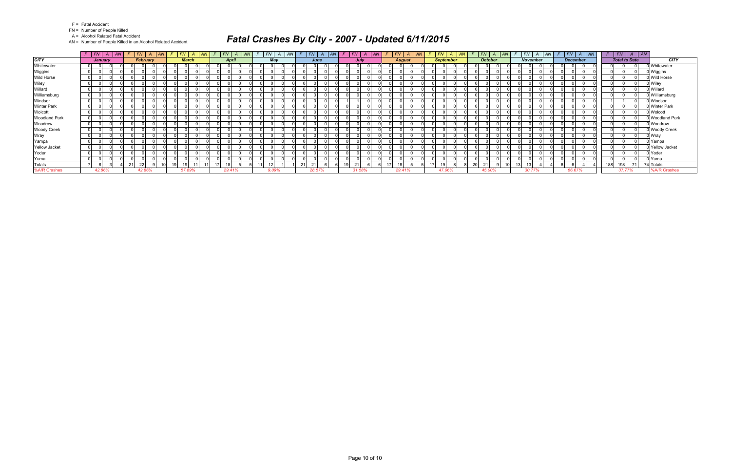F = Fatal Accident

FN = Number of People Killed

A = Alcohol Related Fatal Accident

AN = Number of People Killed in an Alcohol Related Accident

# Fatal Crashes By City - 2007 - Updated 6/11/2015

| | F | FN | A | AN | F | FN | A | AN | F | FN | A | AN | F | FN | A | AN | F | FN | A | AN | F | FN | A | AN | F | FN | A | AN | F | FN | A | AN | F | FN | A | AN | F | FN | A | AN | F | FN | A | AN | F | FN | A | AN | F | FN | A | AN | |
|---|---|---|---|---|---|---|---|---|---|---|---|---|---|---|---|---|---|---|---|---|---|---|---|---|---|---|---|---|---|---|---|---|---|---|---|---|---|---|---|---|---|---|---|---|---|---|---|---|---|---|---|---|---|
| **CITY** | January | | | | February | | | | March | | | | April | | | | May | | | | June | | | | July | | | | August | | | | September | | | | October | | | | November | | | | December | | | | Total to Date | | | | **CITY** |
| Whitewater | 0 | 0 | 0 | 0 | 0 | 0 | 0 | 0 | 0 | 0 | 0 | 0 | 0 | 0 | 0 | 0 | 0 | 0 | 0 | 0 | 0 | 0 | 0 | 0 | 0 | 0 | 0 | 0 | 0 | 0 | 0 | 0 | 0 | 0 | 0 | 0 | 0 | 0 | 0 | 0 | 0 | 0 | 0 | 0 | 0 | 0 | 0 | 0 | 0 | 0 | 0 | 0 | Whitewater |
| Wiggins | 0 | 0 | 0 | 0 | 0 | 0 | 0 | 0 | 0 | 0 | 0 | 0 | 0 | 0 | 0 | 0 | 0 | 0 | 0 | 0 | 0 | 0 | 0 | 0 | 0 | 0 | 0 | 0 | 0 | 0 | 0 | 0 | 0 | 0 | 0 | 0 | 0 | 0 | 0 | 0 | 0 | 0 | 0 | 0 | 0 | 0 | 0 | 0 | 0 | 0 | 0 | 0 | Wiggins |
| Wild Horse | 0 | 0 | 0 | 0 | 0 | 0 | 0 | 0 | 0 | 0 | 0 | 0 | 0 | 0 | 0 | 0 | 0 | 0 | 0 | 0 | 0 | 0 | 0 | 0 | 0 | 0 | 0 | 0 | 0 | 0 | 0 | 0 | 0 | 0 | 0 | 0 | 0 | 0 | 0 | 0 | 0 | 0 | 0 | 0 | 0 | 0 | 0 | 0 | 0 | 0 | 0 | 0 | Wild Horse |
| Wiley | 0 | 0 | 0 | 0 | 0 | 0 | 0 | 0 | 0 | 0 | 0 | 0 | 0 | 0 | 0 | 0 | 0 | 0 | 0 | 0 | 0 | 0 | 0 | 0 | 0 | 0 | 0 | 0 | 0 | 0 | 0 | 0 | 0 | 0 | 0 | 0 | 0 | 0 | 0 | 0 | 0 | 0 | 0 | 0 | 0 | 0 | 0 | 0 | 0 | 0 | 0 | 0 | Wiley |
| Willard | 0 | 0 | 0 | 0 | 0 | 0 | 0 | 0 | 0 | 0 | 0 | 0 | 0 | 0 | 0 | 0 | 0 | 0 | 0 | 0 | 0 | 0 | 0 | 0 | 0 | 0 | 0 | 0 | 0 | 0 | 0 | 0 | 0 | 0 | 0 | 0 | 0 | 0 | 0 | 0 | 0 | 0 | 0 | 0 | 0 | 0 | 0 | 0 | 0 | 0 | 0 | 0 | Willard |
| Williamsburg | 0 | 0 | 0 | 0 | 0 | 0 | 0 | 0 | 0 | 0 | 0 | 0 | 0 | 0 | 0 | 0 | 0 | 0 | 0 | 0 | 0 | 0 | 0 | 0 | 0 | 0 | 0 | 0 | 0 | 0 | 0 | 0 | 0 | 0 | 0 | 0 | 0 | 0 | 0 | 0 | 0 | 0 | 0 | 0 | 0 | 0 | 0 | 0 | 0 | 0 | 0 | 0 | Williamsburg |
| Windsor | 0 | 0 | 0 | 0 | 0 | 0 | 0 | 0 | 0 | 0 | 0 | 0 | 0 | 0 | 0 | 0 | 0 | 0 | 0 | 0 | 0 | 0 | 0 | 0 | 1 | 1 | 0 | 0 | 0 | 0 | 0 | 0 | 0 | 0 | 0 | 0 | 0 | 0 | 0 | 0 | 0 | 0 | 0 | 0 | 0 | 0 | 0 | 0 | 1 | 1 | 0 | 0 | Windsor |
| Winter Park | 0 | 0 | 0 | 0 | 0 | 0 | 0 | 0 | 0 | 0 | 0 | 0 | 0 | 0 | 0 | 0 | 0 | 0 | 0 | 0 | 0 | 0 | 0 | 0 | 0 | 0 | 0 | 0 | 0 | 0 | 0 | 0 | 0 | 0 | 0 | 0 | 0 | 0 | 0 | 0 | 0 | 0 | 0 | 0 | 0 | 0 | 0 | 0 | 0 | 0 | 0 | 0 | Winter Park |
| Wolcott | 0 | 0 | 0 | 0 | 0 | 0 | 0 | 0 | 0 | 0 | 0 | 0 | 0 | 0 | 0 | 0 | 0 | 0 | 0 | 0 | 0 | 0 | 0 | 0 | 0 | 0 | 0 | 0 | 0 | 0 | 0 | 0 | 0 | 0 | 0 | 0 | 0 | 0 | 0 | 0 | 0 | 0 | 0 | 0 | 0 | 0 | 0 | 0 | 0 | 0 | 0 | 0 | Wolcott |
| Woodland Park | 0 | 0 | 0 | 0 | 0 | 0 | 0 | 0 | 0 | 0 | 0 | 0 | 0 | 0 | 0 | 0 | 0 | 0 | 0 | 0 | 0 | 0 | 0 | 0 | 0 | 0 | 0 | 0 | 0 | 0 | 0 | 0 | 0 | 0 | 0 | 0 | 0 | 0 | 0 | 0 | 0 | 0 | 0 | 0 | 0 | 0 | 0 | 0 | 0 | 0 | 0 | 0 | Woodland Park |
| Woodrow | 0 | 0 | 0 | 0 | 0 | 0 | 0 | 0 | 0 | 0 | 0 | 0 | 0 | 0 | 0 | 0 | 0 | 0 | 0 | 0 | 0 | 0 | 0 | 0 | 0 | 0 | 0 | 0 | 0 | 0 | 0 | 0 | 0 | 0 | 0 | 0 | 0 | 0 | 0 | 0 | 0 | 0 | 0 | 0 | 0 | 0 | 0 | 0 | 0 | 0 | 0 | 0 | Woodrow |
| Woody Creek | 0 | 0 | 0 | 0 | 0 | 0 | 0 | 0 | 0 | 0 | 0 | 0 | 0 | 0 | 0 | 0 | 0 | 0 | 0 | 0 | 0 | 0 | 0 | 0 | 0 | 0 | 0 | 0 | 0 | 0 | 0 | 0 | 0 | 0 | 0 | 0 | 0 | 0 | 0 | 0 | 0 | 0 | 0 | 0 | 0 | 0 | 0 | 0 | 0 | 0 | 0 | 0 | Woody Creek |
| Wray | 0 | 0 | 0 | 0 | 0 | 0 | 0 | 0 | 0 | 0 | 0 | 0 | 0 | 0 | 0 | 0 | 0 | 0 | 0 | 0 | 0 | 0 | 0 | 0 | 0 | 0 | 0 | 0 | 0 | 0 | 0 | 0 | 0 | 0 | 0 | 0 | 0 | 0 | 0 | 0 | 0 | 0 | 0 | 0 | 0 | 0 | 0 | 0 | 0 | 0 | 0 | 0 | Wray |
| Yampa | 0 | 0 | 0 | 0 | 0 | 0 | 0 | 0 | 0 | 0 | 0 | 0 | 0 | 0 | 0 | 0 | 0 | 0 | 0 | 0 | 0 | 0 | 0 | 0 | 0 | 0 | 0 | 0 | 0 | 0 | 0 | 0 | 0 | 0 | 0 | 0 | 0 | 0 | 0 | 0 | 0 | 0 | 0 | 0 | 0 | 0 | 0 | 0 | 0 | 0 | 0 | 0 | Yampa |
| Yellow Jacket | 0 | 0 | 0 | 0 | 0 | 0 | 0 | 0 | 0 | 0 | 0 | 0 | 0 | 0 | 0 | 0 | 0 | 0 | 0 | 0 | 0 | 0 | 0 | 0 | 0 | 0 | 0 | 0 | 0 | 0 | 0 | 0 | 0 | 0 | 0 | 0 | 0 | 0 | 0 | 0 | 0 | 0 | 0 | 0 | 0 | 0 | 0 | 0 | 0 | 0 | 0 | 0 | Yellow Jacket |
| Yoder | 0 | 0 | 0 | 0 | 0 | 0 | 0 | 0 | 0 | 0 | 0 | 0 | 0 | 0 | 0 | 0 | 0 | 0 | 0 | 0 | 0 | 0 | 0 | 0 | 0 | 0 | 0 | 0 | 0 | 0 | 0 | 0 | 0 | 0 | 0 | 0 | 0 | 0 | 0 | 0 | 0 | 0 | 0 | 0 | 0 | 0 | 0 | 0 | 0 | 0 | 0 | 0 | Yoder |
| Yuma | 0 | 0 | 0 | 0 | 0 | 0 | 0 | 0 | 0 | 0 | 0 | 0 | 0 | 0 | 0 | 0 | 0 | 0 | 0 | 0 | 0 | 0 | 0 | 0 | 0 | 0 | 0 | 0 | 0 | 0 | 0 | 0 | 0 | 0 | 0 | 0 | 0 | 0 | 0 | 0 | 0 | 0 | 0 | 0 | 0 | 0 | 0 | 0 | 0 | 0 | 0 | 0 | Yuma |
| Totals | 7 | 8 | 3 | 4 | 21 | 22 | 9 | 10 | 19 | 19 | 11 | 11 | 17 | 18 | 5 | 5 | 11 | 12 | 1 | 1 | 21 | 21 | 6 | 6 | 19 | 21 | 6 | 6 | 17 | 18 | 5 | 5 | 17 | 19 | 8 | 8 | 20 | 21 | 9 | 10 | 13 | 13 | 4 | 4 | 6 | 6 | 4 | 4 | 188 | 198 | 71 | 74 | Totals |
| %A/R Crashes | 42.86% | | | | 42.86% | | | | 57.89% | | | | 29.41% | | | | 9.09% | | | | 28.57% | | | | 31.58% | | | | 29.41% | | | | 47.06% | | | | 45.00% | | | | 30.77% | | | | 66.67% | | | | 37.77% | | | | %A/R Crashes |